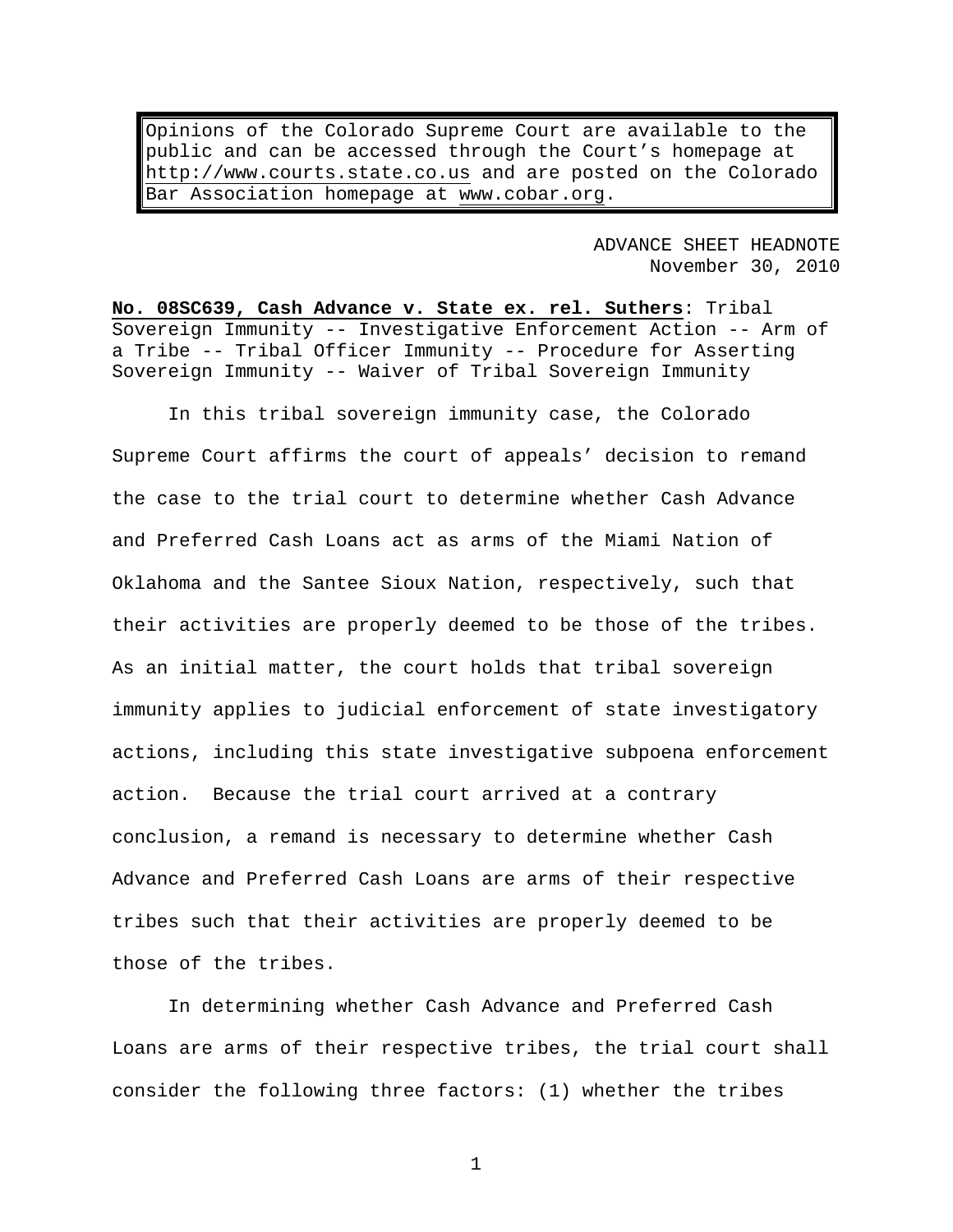Opinions of the Colorado Supreme Court are available to the public and can be accessed through the Court's homepage at http://www.courts.state.co.us and are posted on the Colorado Bar Association homepage at www.cobar.org.

ADVANCE SHEET HEADNOTE
November 30, 2010

**No. 08SC639, Cash Advance v. State ex. rel. Suthers**: Tribal Sovereign Immunity -- Investigative Enforcement Action -- Arm of a Tribe -- Tribal Officer Immunity -- Procedure for Asserting Sovereign Immunity -- Waiver of Tribal Sovereign Immunity

In this tribal sovereign immunity case, the Colorado Supreme Court affirms the court of appeals' decision to remand the case to the trial court to determine whether Cash Advance and Preferred Cash Loans act as arms of the Miami Nation of Oklahoma and the Santee Sioux Nation, respectively, such that their activities are properly deemed to be those of the tribes. As an initial matter, the court holds that tribal sovereign immunity applies to judicial enforcement of state investigatory actions, including this state investigative subpoena enforcement action. Because the trial court arrived at a contrary conclusion, a remand is necessary to determine whether Cash Advance and Preferred Cash Loans are arms of their respective tribes such that their activities are properly deemed to be those of the tribes.

In determining whether Cash Advance and Preferred Cash Loans are arms of their respective tribes, the trial court shall consider the following three factors: (1) whether the tribes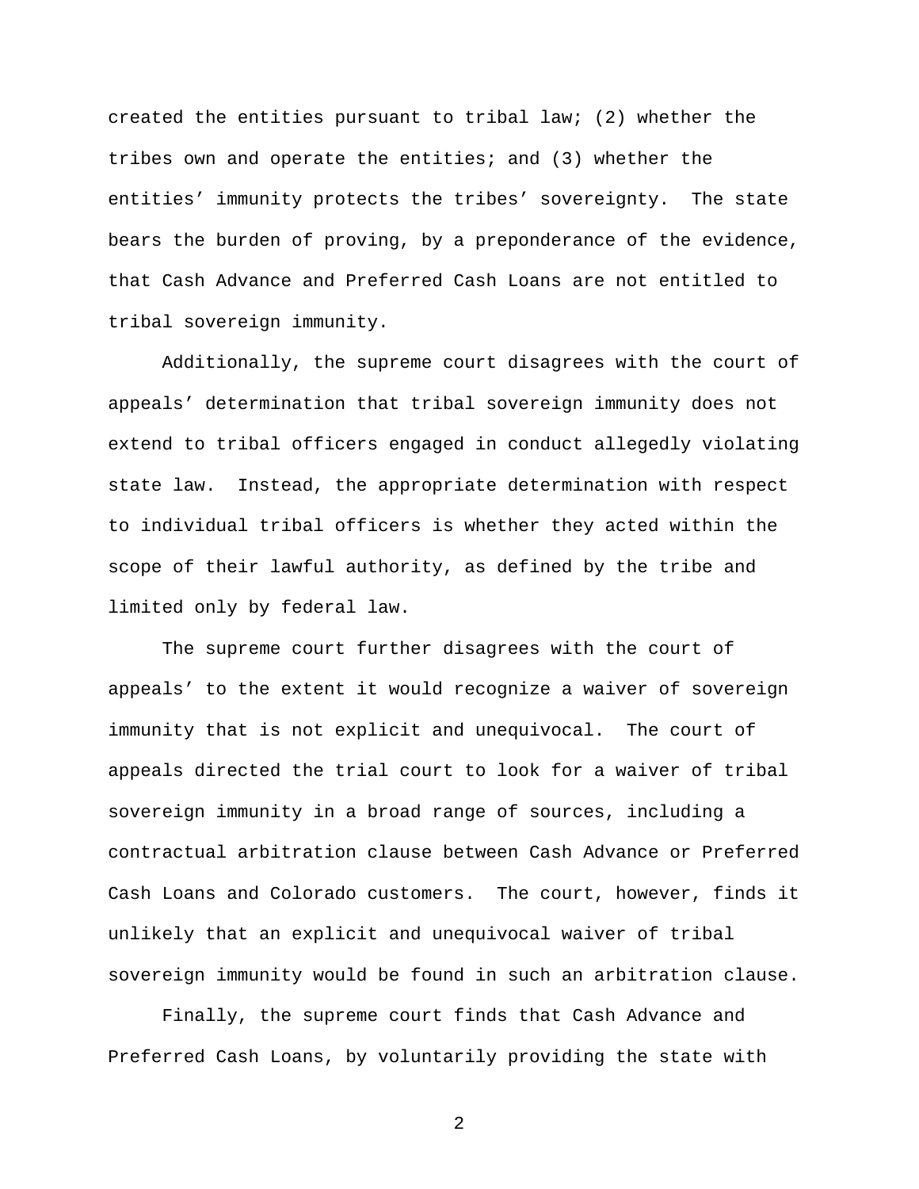created the entities pursuant to tribal law; (2) whether the tribes own and operate the entities; and (3) whether the entities' immunity protects the tribes' sovereignty. The state bears the burden of proving, by a preponderance of the evidence, that Cash Advance and Preferred Cash Loans are not entitled to tribal sovereign immunity.

Additionally, the supreme court disagrees with the court of appeals' determination that tribal sovereign immunity does not extend to tribal officers engaged in conduct allegedly violating state law. Instead, the appropriate determination with respect to individual tribal officers is whether they acted within the scope of their lawful authority, as defined by the tribe and limited only by federal law.

The supreme court further disagrees with the court of appeals' to the extent it would recognize a waiver of sovereign immunity that is not explicit and unequivocal. The court of appeals directed the trial court to look for a waiver of tribal sovereign immunity in a broad range of sources, including a contractual arbitration clause between Cash Advance or Preferred Cash Loans and Colorado customers. The court, however, finds it unlikely that an explicit and unequivocal waiver of tribal sovereign immunity would be found in such an arbitration clause.

Finally, the supreme court finds that Cash Advance and Preferred Cash Loans, by voluntarily providing the state with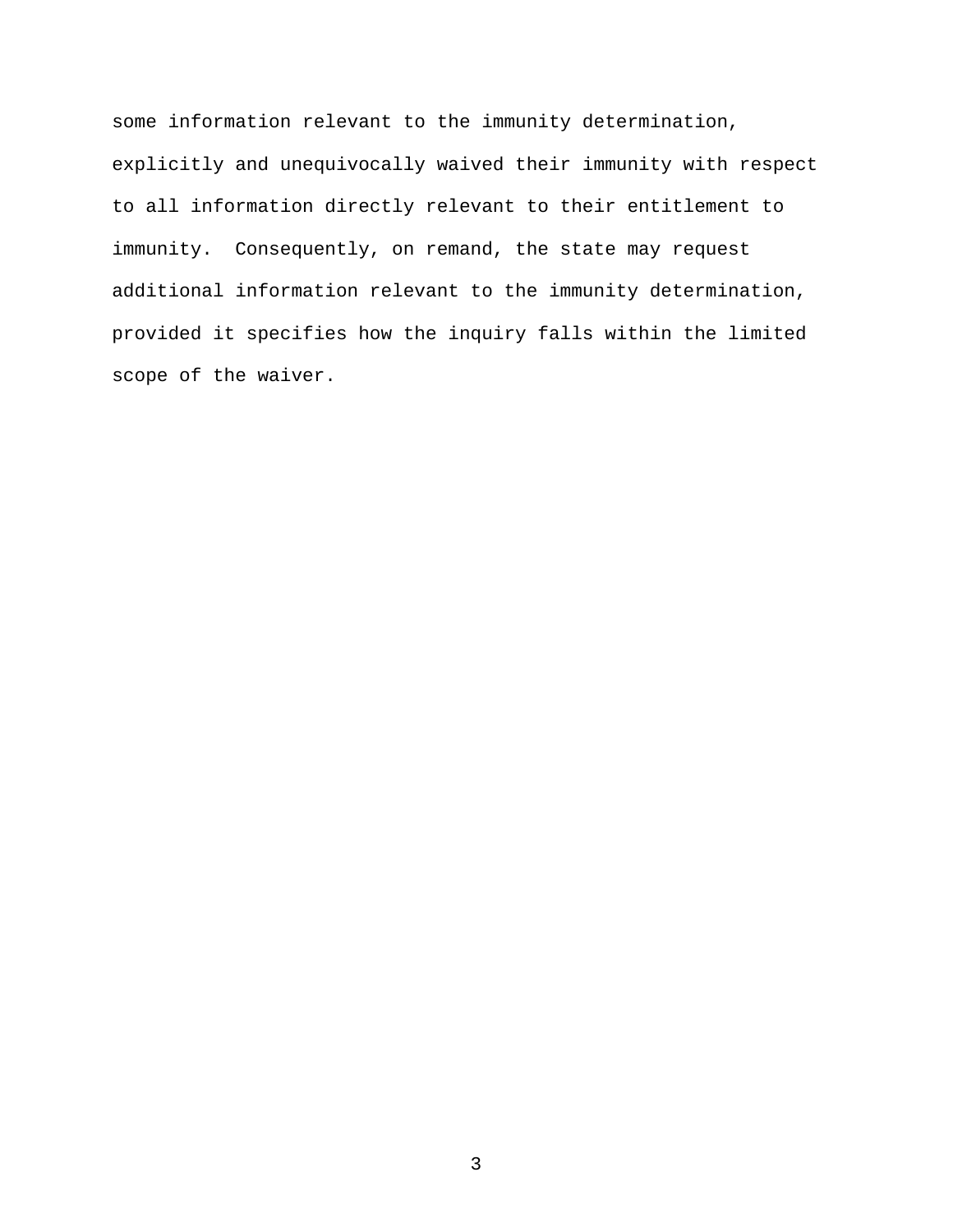some information relevant to the immunity determination, explicitly and unequivocally waived their immunity with respect to all information directly relevant to their entitlement to immunity. Consequently, on remand, the state may request additional information relevant to the immunity determination, provided it specifies how the inquiry falls within the limited scope of the waiver.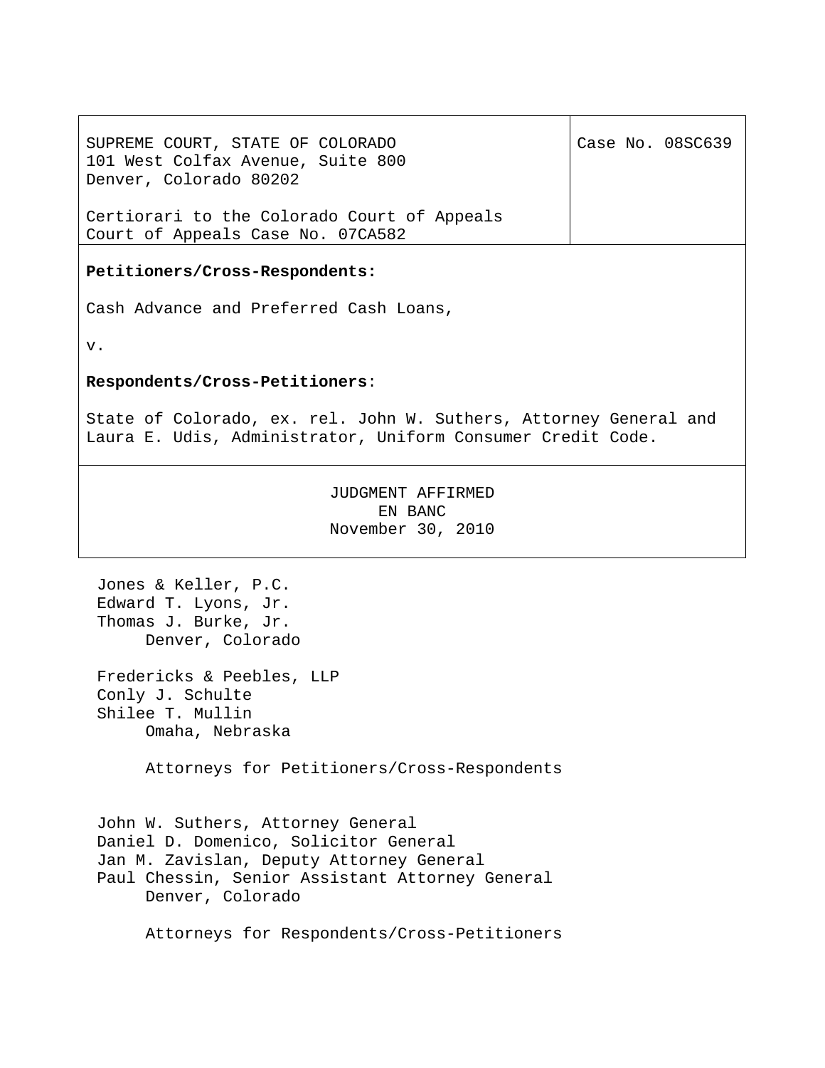| | |
|---|---|
| SUPREME COURT, STATE OF COLORADO<br>101 West Colfax Avenue, Suite 800<br>Denver, Colorado 80202<br><br>Certiorari to the Colorado Court of Appeals<br>Court of Appeals Case No. 07CA582 | Case No. 08SC639 |
| **Petitioners/Cross-Respondents:**<br><br>Cash Advance and Preferred Cash Loans,<br><br>v.<br><br>**Respondents/Cross-Petitioners**:<br><br>State of Colorado, ex. rel. John W. Suthers, Attorney General and Laura E. Udis, Administrator, Uniform Consumer Credit Code. | |
| JUDGMENT AFFIRMED<br>EN BANC<br>November 30, 2010 | |

Jones & Keller, P.C.
Edward T. Lyons, Jr.
Thomas J. Burke, Jr.
Denver, Colorado

Fredericks & Peebles, LLP
Conly J. Schulte
Shilee T. Mullin
Omaha, Nebraska

Attorneys for Petitioners/Cross-Respondents

John W. Suthers, Attorney General
Daniel D. Domenico, Solicitor General
Jan M. Zavislan, Deputy Attorney General
Paul Chessin, Senior Assistant Attorney General
Denver, Colorado

Attorneys for Respondents/Cross-Petitioners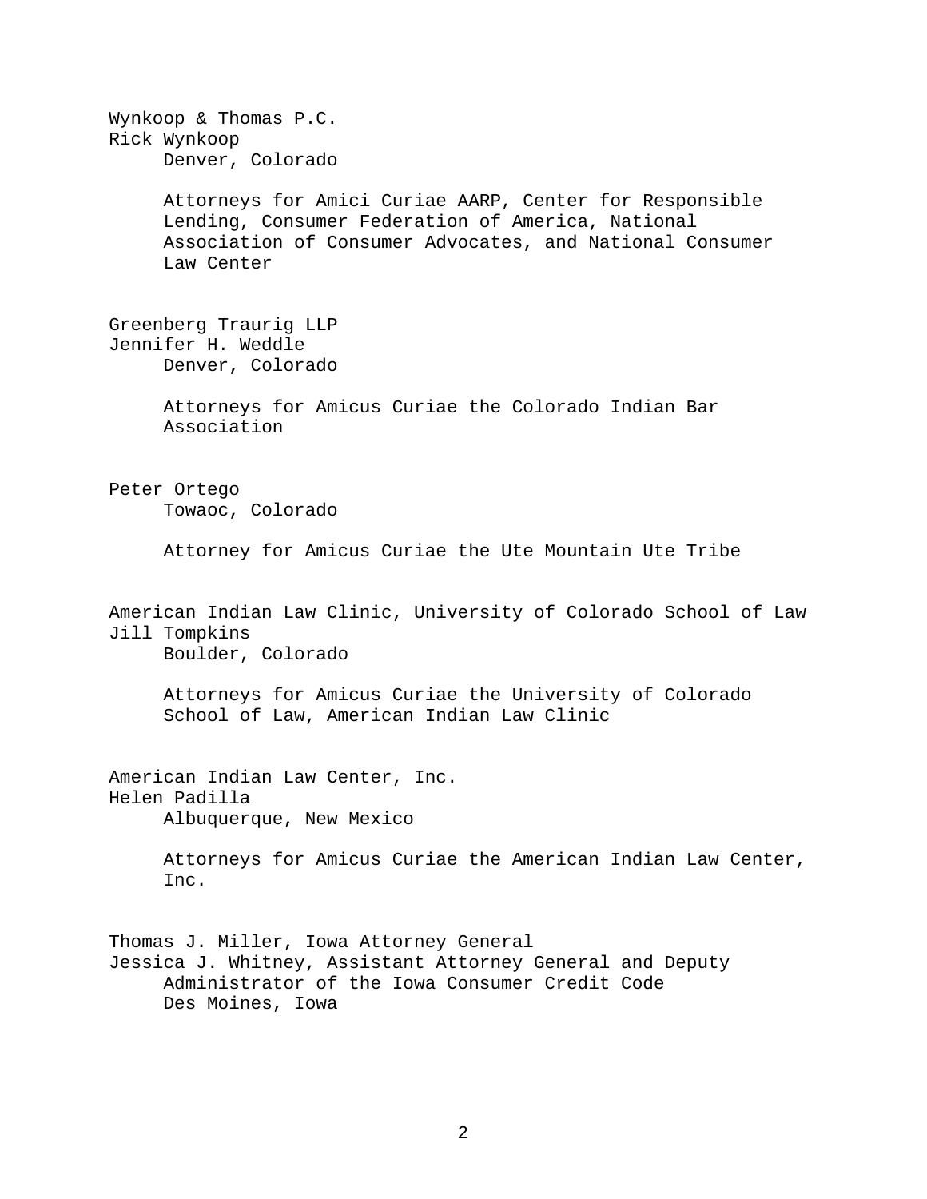Wynkoop & Thomas P.C.
Rick Wynkoop
Denver, Colorado

Attorneys for Amici Curiae AARP, Center for Responsible Lending, Consumer Federation of America, National Association of Consumer Advocates, and National Consumer Law Center

Greenberg Traurig LLP
Jennifer H. Weddle
Denver, Colorado

Attorneys for Amicus Curiae the Colorado Indian Bar Association

Peter Ortego
Towaoc, Colorado

Attorney for Amicus Curiae the Ute Mountain Ute Tribe

American Indian Law Clinic, University of Colorado School of Law
Jill Tompkins
Boulder, Colorado

Attorneys for Amicus Curiae the University of Colorado School of Law, American Indian Law Clinic

American Indian Law Center, Inc.
Helen Padilla
Albuquerque, New Mexico

Attorneys for Amicus Curiae the American Indian Law Center, Inc.

Thomas J. Miller, Iowa Attorney General
Jessica J. Whitney, Assistant Attorney General and Deputy Administrator of the Iowa Consumer Credit Code
Des Moines, Iowa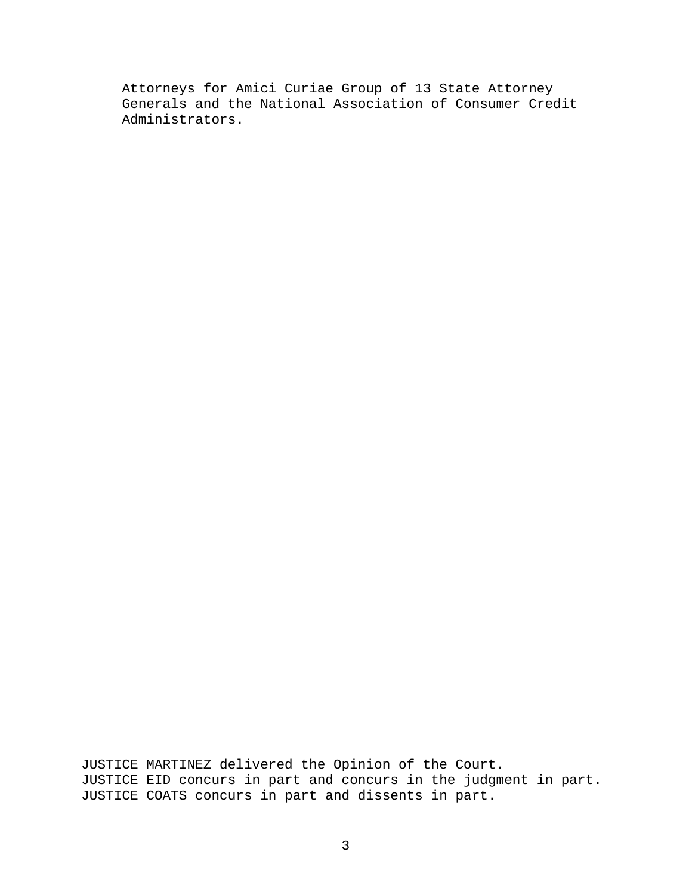Attorneys for Amici Curiae Group of 13 State Attorney Generals and the National Association of Consumer Credit Administrators.

JUSTICE MARTINEZ delivered the Opinion of the Court.
JUSTICE EID concurs in part and concurs in the judgment in part.
JUSTICE COATS concurs in part and dissents in part.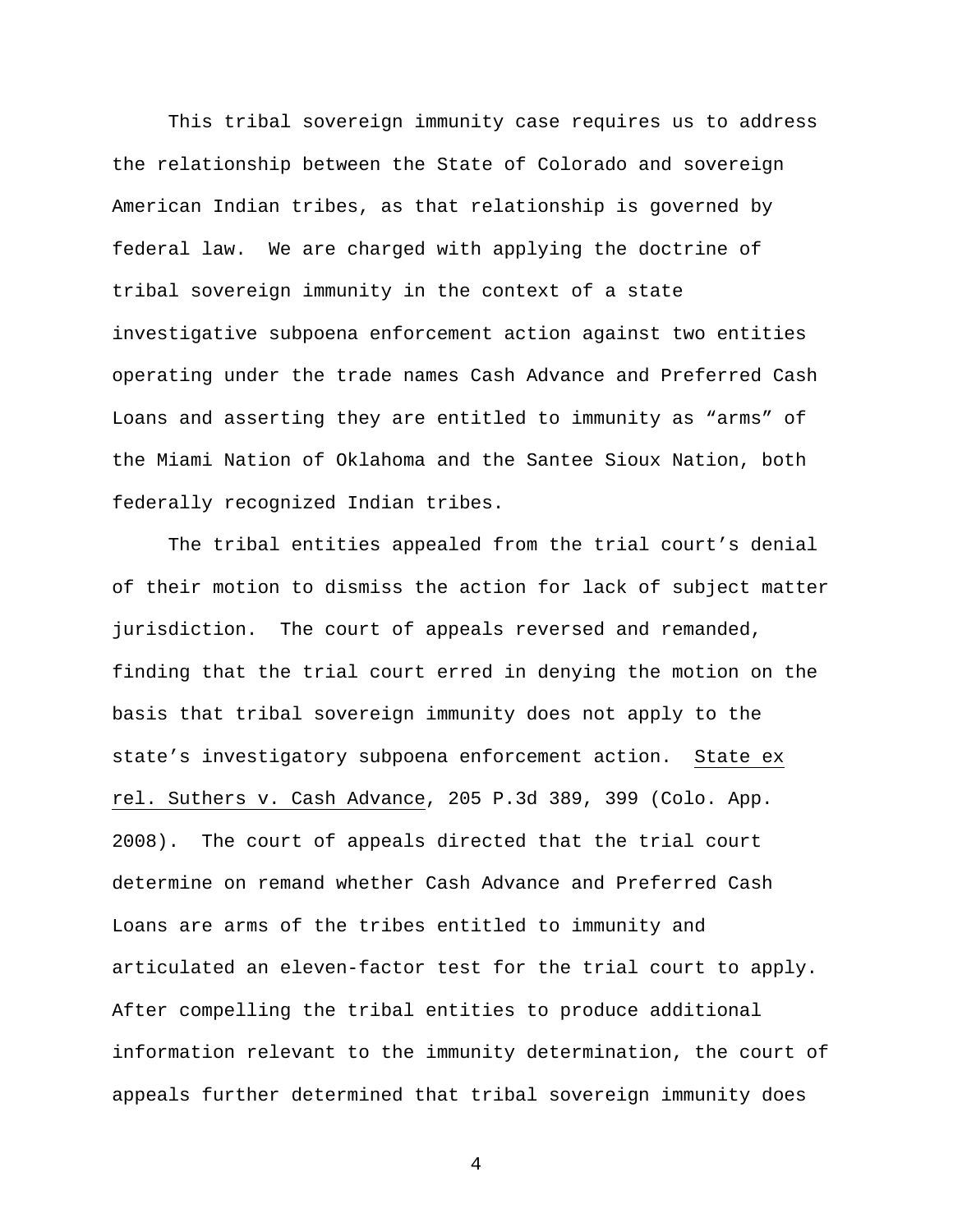This tribal sovereign immunity case requires us to address the relationship between the State of Colorado and sovereign American Indian tribes, as that relationship is governed by federal law. We are charged with applying the doctrine of tribal sovereign immunity in the context of a state investigative subpoena enforcement action against two entities operating under the trade names Cash Advance and Preferred Cash Loans and asserting they are entitled to immunity as "arms" of the Miami Nation of Oklahoma and the Santee Sioux Nation, both federally recognized Indian tribes.

The tribal entities appealed from the trial court's denial of their motion to dismiss the action for lack of subject matter jurisdiction. The court of appeals reversed and remanded, finding that the trial court erred in denying the motion on the basis that tribal sovereign immunity does not apply to the state's investigatory subpoena enforcement action. State ex rel. Suthers v. Cash Advance, 205 P.3d 389, 399 (Colo. App. 2008). The court of appeals directed that the trial court determine on remand whether Cash Advance and Preferred Cash Loans are arms of the tribes entitled to immunity and articulated an eleven-factor test for the trial court to apply. After compelling the tribal entities to produce additional information relevant to the immunity determination, the court of appeals further determined that tribal sovereign immunity does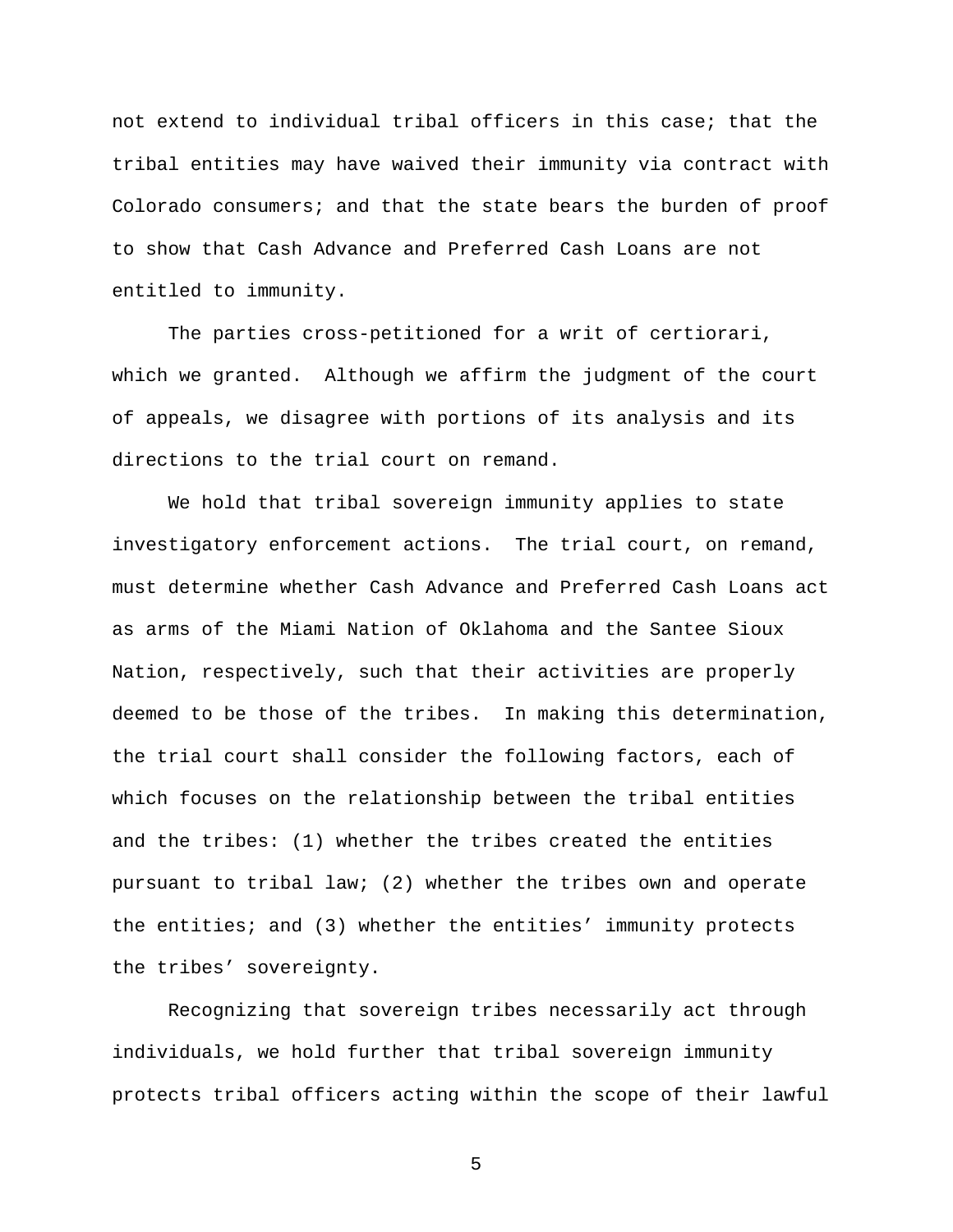not extend to individual tribal officers in this case; that the tribal entities may have waived their immunity via contract with Colorado consumers; and that the state bears the burden of proof to show that Cash Advance and Preferred Cash Loans are not entitled to immunity.

The parties cross-petitioned for a writ of certiorari, which we granted. Although we affirm the judgment of the court of appeals, we disagree with portions of its analysis and its directions to the trial court on remand.

We hold that tribal sovereign immunity applies to state investigatory enforcement actions. The trial court, on remand, must determine whether Cash Advance and Preferred Cash Loans act as arms of the Miami Nation of Oklahoma and the Santee Sioux Nation, respectively, such that their activities are properly deemed to be those of the tribes. In making this determination, the trial court shall consider the following factors, each of which focuses on the relationship between the tribal entities and the tribes: (1) whether the tribes created the entities pursuant to tribal law; (2) whether the tribes own and operate the entities; and (3) whether the entities' immunity protects the tribes' sovereignty.

Recognizing that sovereign tribes necessarily act through individuals, we hold further that tribal sovereign immunity protects tribal officers acting within the scope of their lawful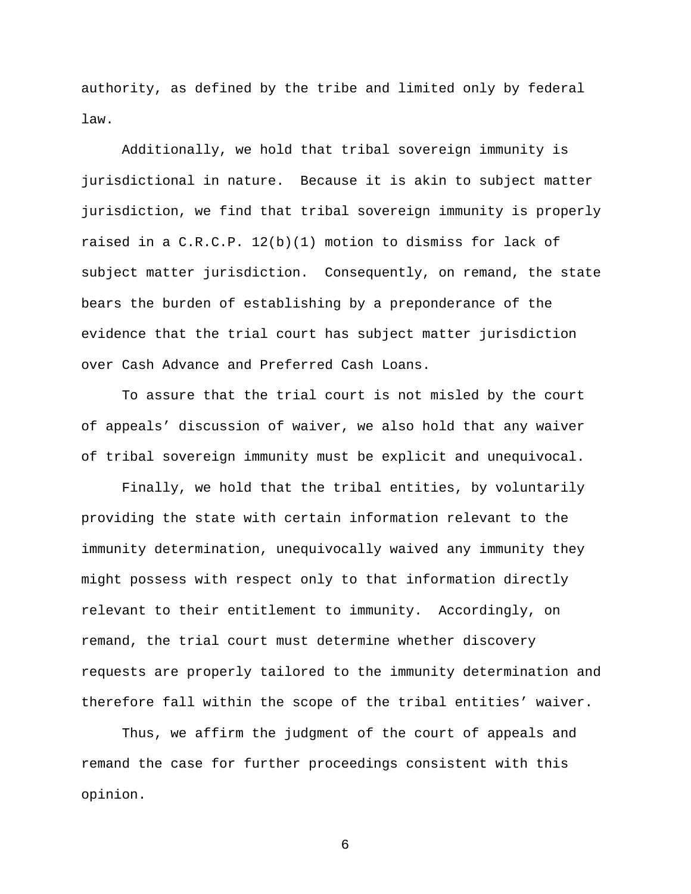authority, as defined by the tribe and limited only by federal law.

Additionally, we hold that tribal sovereign immunity is jurisdictional in nature. Because it is akin to subject matter jurisdiction, we find that tribal sovereign immunity is properly raised in a C.R.C.P. 12(b)(1) motion to dismiss for lack of subject matter jurisdiction. Consequently, on remand, the state bears the burden of establishing by a preponderance of the evidence that the trial court has subject matter jurisdiction over Cash Advance and Preferred Cash Loans.

To assure that the trial court is not misled by the court of appeals' discussion of waiver, we also hold that any waiver of tribal sovereign immunity must be explicit and unequivocal.

Finally, we hold that the tribal entities, by voluntarily providing the state with certain information relevant to the immunity determination, unequivocally waived any immunity they might possess with respect only to that information directly relevant to their entitlement to immunity. Accordingly, on remand, the trial court must determine whether discovery requests are properly tailored to the immunity determination and therefore fall within the scope of the tribal entities' waiver.

Thus, we affirm the judgment of the court of appeals and remand the case for further proceedings consistent with this opinion.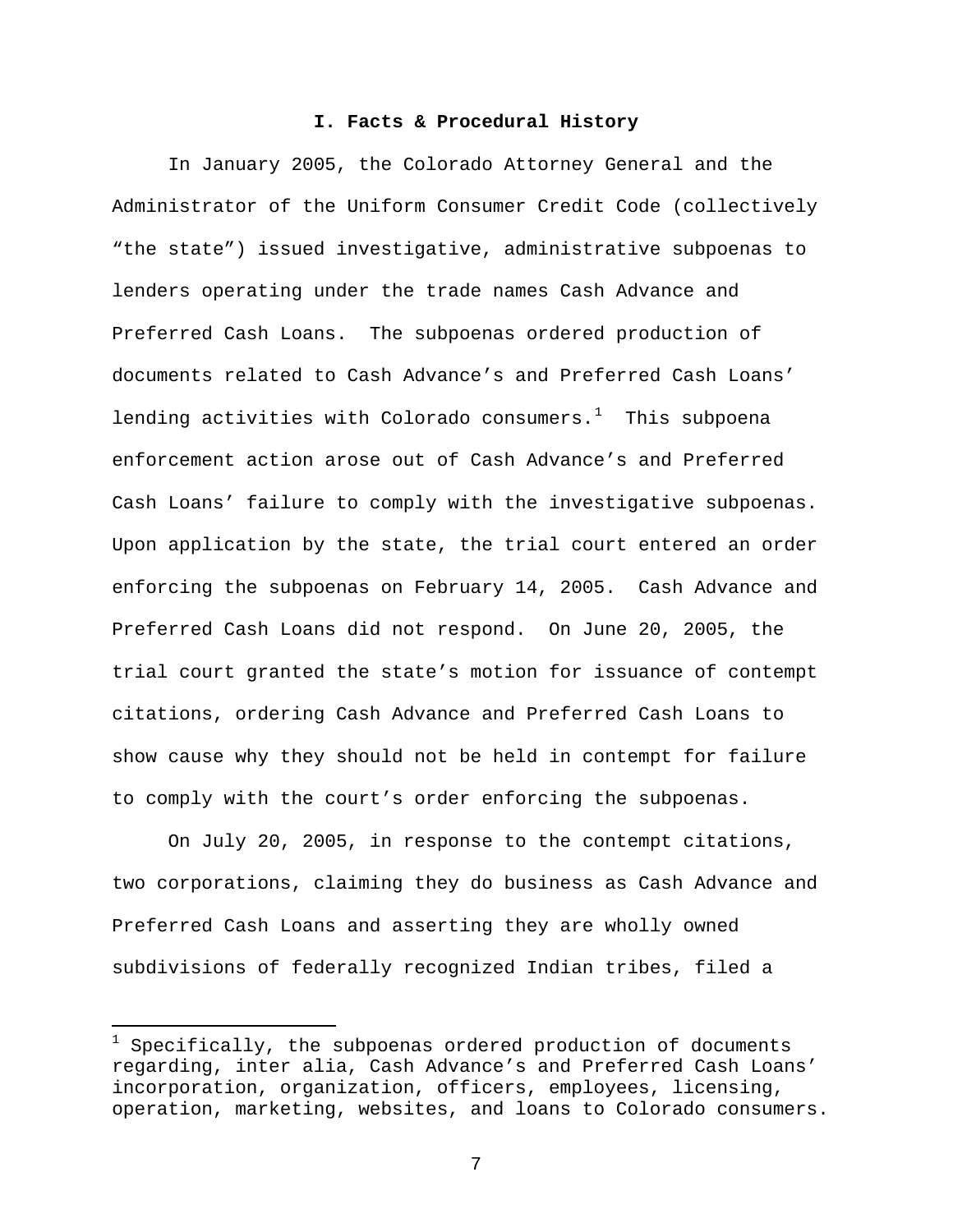## I. Facts & Procedural History

In January 2005, the Colorado Attorney General and the Administrator of the Uniform Consumer Credit Code (collectively "the state") issued investigative, administrative subpoenas to lenders operating under the trade names Cash Advance and Preferred Cash Loans. The subpoenas ordered production of documents related to Cash Advance's and Preferred Cash Loans' lending activities with Colorado consumers.[1] This subpoena enforcement action arose out of Cash Advance's and Preferred Cash Loans' failure to comply with the investigative subpoenas. Upon application by the state, the trial court entered an order enforcing the subpoenas on February 14, 2005. Cash Advance and Preferred Cash Loans did not respond. On June 20, 2005, the trial court granted the state's motion for issuance of contempt citations, ordering Cash Advance and Preferred Cash Loans to show cause why they should not be held in contempt for failure to comply with the court's order enforcing the subpoenas.

On July 20, 2005, in response to the contempt citations, two corporations, claiming they do business as Cash Advance and Preferred Cash Loans and asserting they are wholly owned subdivisions of federally recognized Indian tribes, filed a

[1] Specifically, the subpoenas ordered production of documents regarding, inter alia, Cash Advance's and Preferred Cash Loans' incorporation, organization, officers, employees, licensing, operation, marketing, websites, and loans to Colorado consumers.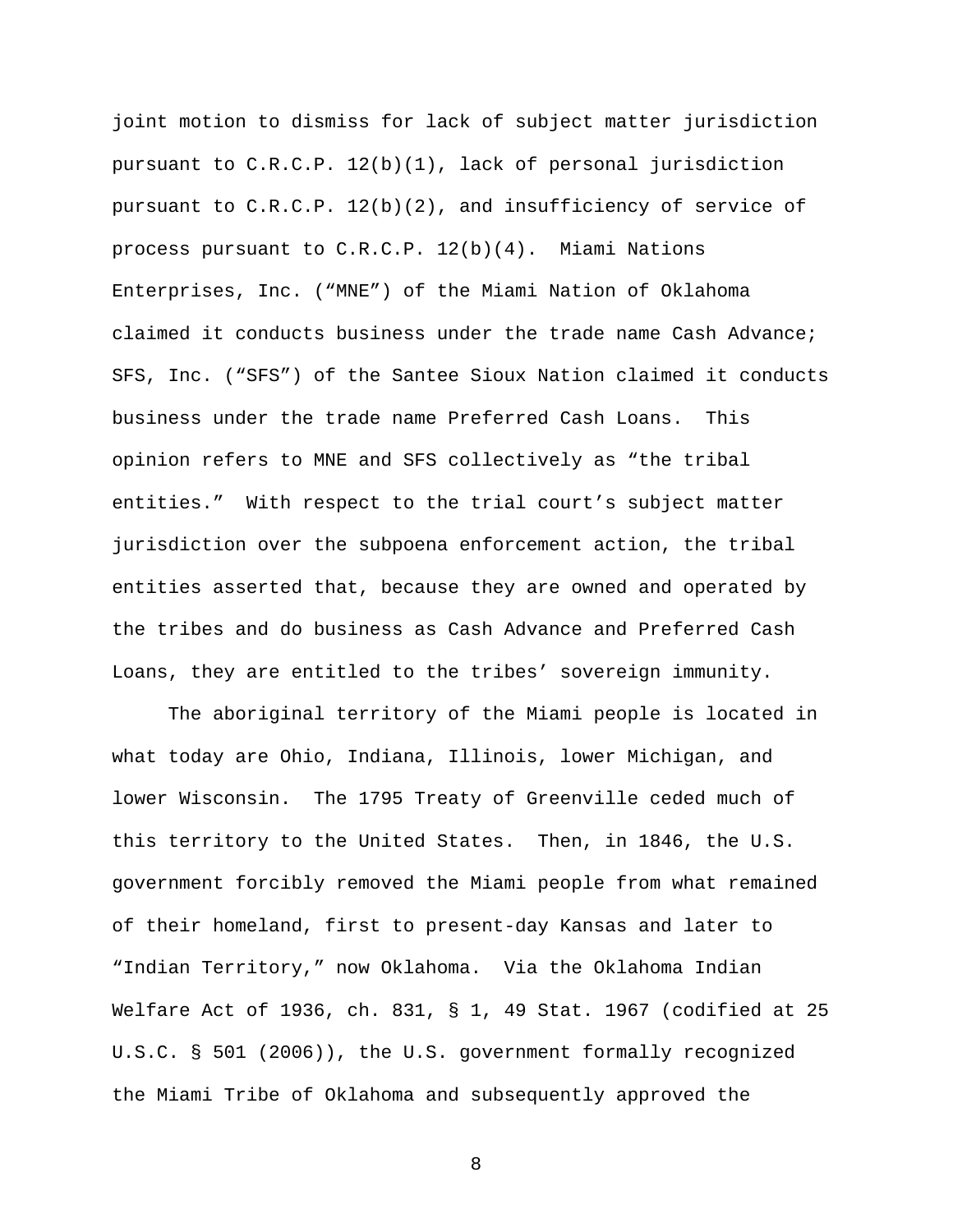joint motion to dismiss for lack of subject matter jurisdiction pursuant to C.R.C.P. 12(b)(1), lack of personal jurisdiction pursuant to C.R.C.P. 12(b)(2), and insufficiency of service of process pursuant to C.R.C.P. 12(b)(4). Miami Nations Enterprises, Inc. ("MNE") of the Miami Nation of Oklahoma claimed it conducts business under the trade name Cash Advance; SFS, Inc. ("SFS") of the Santee Sioux Nation claimed it conducts business under the trade name Preferred Cash Loans. This opinion refers to MNE and SFS collectively as "the tribal entities." With respect to the trial court's subject matter jurisdiction over the subpoena enforcement action, the tribal entities asserted that, because they are owned and operated by the tribes and do business as Cash Advance and Preferred Cash Loans, they are entitled to the tribes' sovereign immunity.

The aboriginal territory of the Miami people is located in what today are Ohio, Indiana, Illinois, lower Michigan, and lower Wisconsin. The 1795 Treaty of Greenville ceded much of this territory to the United States. Then, in 1846, the U.S. government forcibly removed the Miami people from what remained of their homeland, first to present-day Kansas and later to "Indian Territory," now Oklahoma. Via the Oklahoma Indian Welfare Act of 1936, ch. 831, § 1, 49 Stat. 1967 (codified at 25 U.S.C. § 501 (2006)), the U.S. government formally recognized the Miami Tribe of Oklahoma and subsequently approved the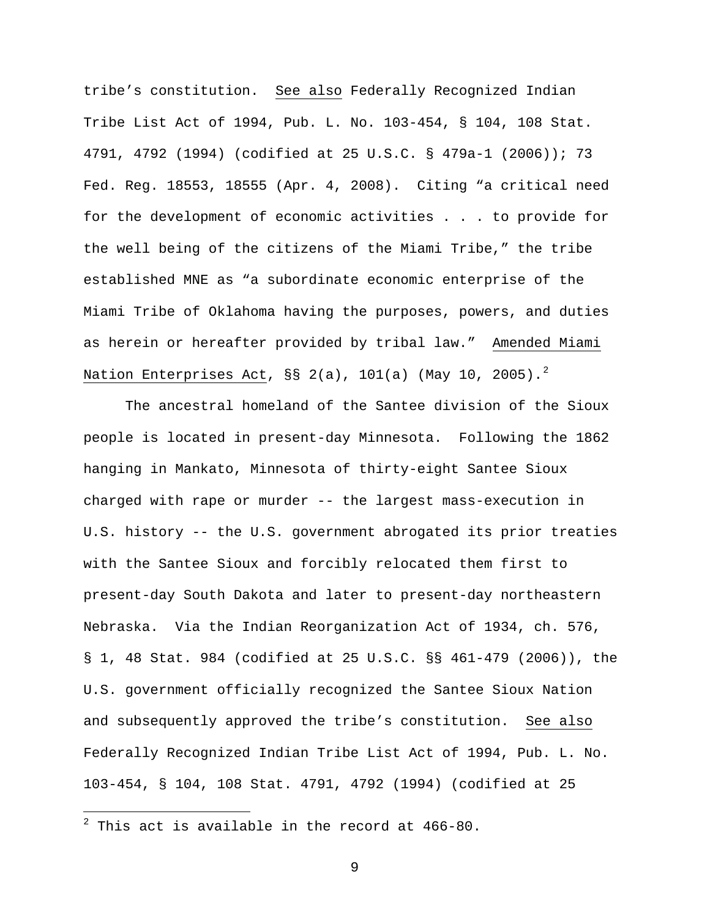tribe's constitution. See also Federally Recognized Indian Tribe List Act of 1994, Pub. L. No. 103-454, § 104, 108 Stat. 4791, 4792 (1994) (codified at 25 U.S.C. § 479a-1 (2006)); 73 Fed. Reg. 18553, 18555 (Apr. 4, 2008). Citing "a critical need for the development of economic activities . . . to provide for the well being of the citizens of the Miami Tribe," the tribe established MNE as "a subordinate economic enterprise of the Miami Tribe of Oklahoma having the purposes, powers, and duties as herein or hereafter provided by tribal law." Amended Miami Nation Enterprises Act, §§ 2(a), 101(a) (May 10, 2005).[2]

The ancestral homeland of the Santee division of the Sioux people is located in present-day Minnesota. Following the 1862 hanging in Mankato, Minnesota of thirty-eight Santee Sioux charged with rape or murder -- the largest mass-execution in U.S. history -- the U.S. government abrogated its prior treaties with the Santee Sioux and forcibly relocated them first to present-day South Dakota and later to present-day northeastern Nebraska. Via the Indian Reorganization Act of 1934, ch. 576, § 1, 48 Stat. 984 (codified at 25 U.S.C. §§ 461-479 (2006)), the U.S. government officially recognized the Santee Sioux Nation and subsequently approved the tribe's constitution. See also Federally Recognized Indian Tribe List Act of 1994, Pub. L. No. 103-454, § 104, 108 Stat. 4791, 4792 (1994) (codified at 25

[2] This act is available in the record at 466-80.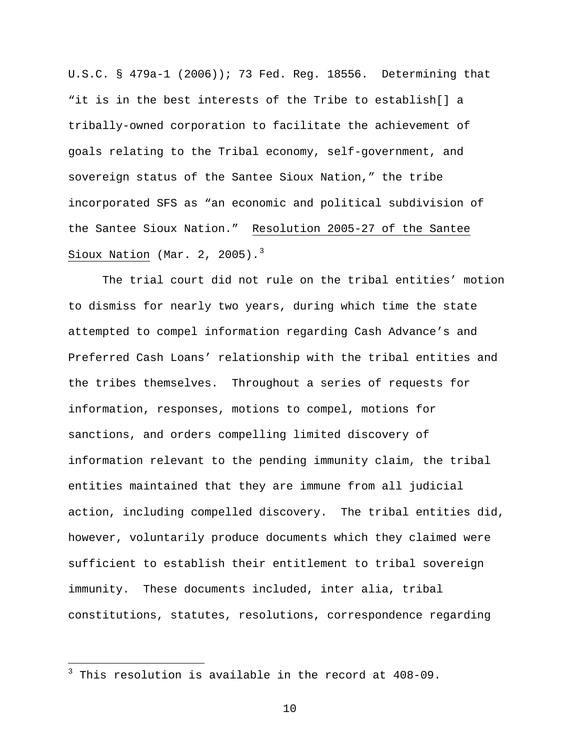U.S.C. § 479a-1 (2006)); 73 Fed. Reg. 18556. Determining that "it is in the best interests of the Tribe to establish[] a tribally-owned corporation to facilitate the achievement of goals relating to the Tribal economy, self-government, and sovereign status of the Santee Sioux Nation," the tribe incorporated SFS as "an economic and political subdivision of the Santee Sioux Nation." Resolution 2005-27 of the Santee Sioux Nation (Mar. 2, 2005).[3]

The trial court did not rule on the tribal entities' motion to dismiss for nearly two years, during which time the state attempted to compel information regarding Cash Advance's and Preferred Cash Loans' relationship with the tribal entities and the tribes themselves. Throughout a series of requests for information, responses, motions to compel, motions for sanctions, and orders compelling limited discovery of information relevant to the pending immunity claim, the tribal entities maintained that they are immune from all judicial action, including compelled discovery. The tribal entities did, however, voluntarily produce documents which they claimed were sufficient to establish their entitlement to tribal sovereign immunity. These documents included, inter alia, tribal constitutions, statutes, resolutions, correspondence regarding

[3] This resolution is available in the record at 408-09.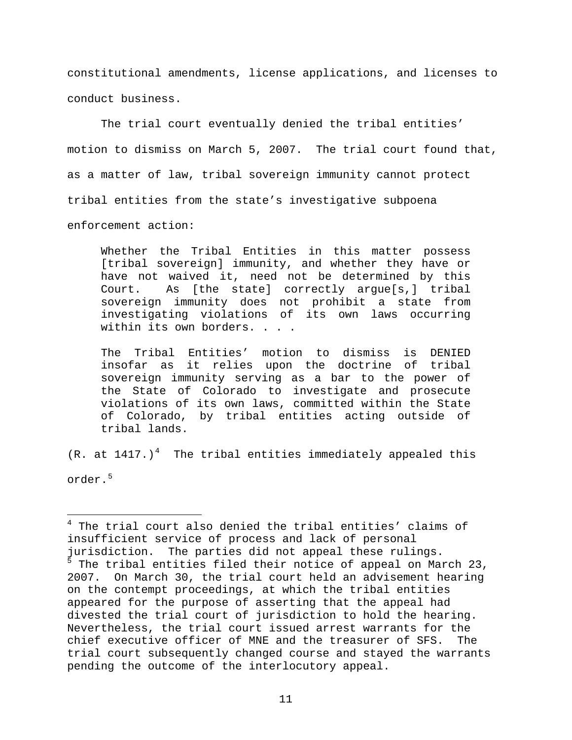constitutional amendments, license applications, and licenses to conduct business.

The trial court eventually denied the tribal entities' motion to dismiss on March 5, 2007. The trial court found that, as a matter of law, tribal sovereign immunity cannot protect tribal entities from the state's investigative subpoena enforcement action:

> Whether the Tribal Entities in this matter possess [tribal sovereign] immunity, and whether they have or have not waived it, need not be determined by this Court. As [the state] correctly argue[s,] tribal sovereign immunity does not prohibit a state from investigating violations of its own laws occurring within its own borders. . . .
>
> The Tribal Entities' motion to dismiss is DENIED insofar as it relies upon the doctrine of tribal sovereign immunity serving as a bar to the power of the State of Colorado to investigate and prosecute violations of its own laws, committed within the State of Colorado, by tribal entities acting outside of tribal lands.

(R. at 1417.)[4] The tribal entities immediately appealed this order.[5]

---

[4] The trial court also denied the tribal entities' claims of insufficient service of process and lack of personal jurisdiction. The parties did not appeal these rulings.

[5] The tribal entities filed their notice of appeal on March 23, 2007. On March 30, the trial court held an advisement hearing on the contempt proceedings, at which the tribal entities appeared for the purpose of asserting that the appeal had divested the trial court of jurisdiction to hold the hearing. Nevertheless, the trial court issued arrest warrants for the chief executive officer of MNE and the treasurer of SFS. The trial court subsequently changed course and stayed the warrants pending the outcome of the interlocutory appeal.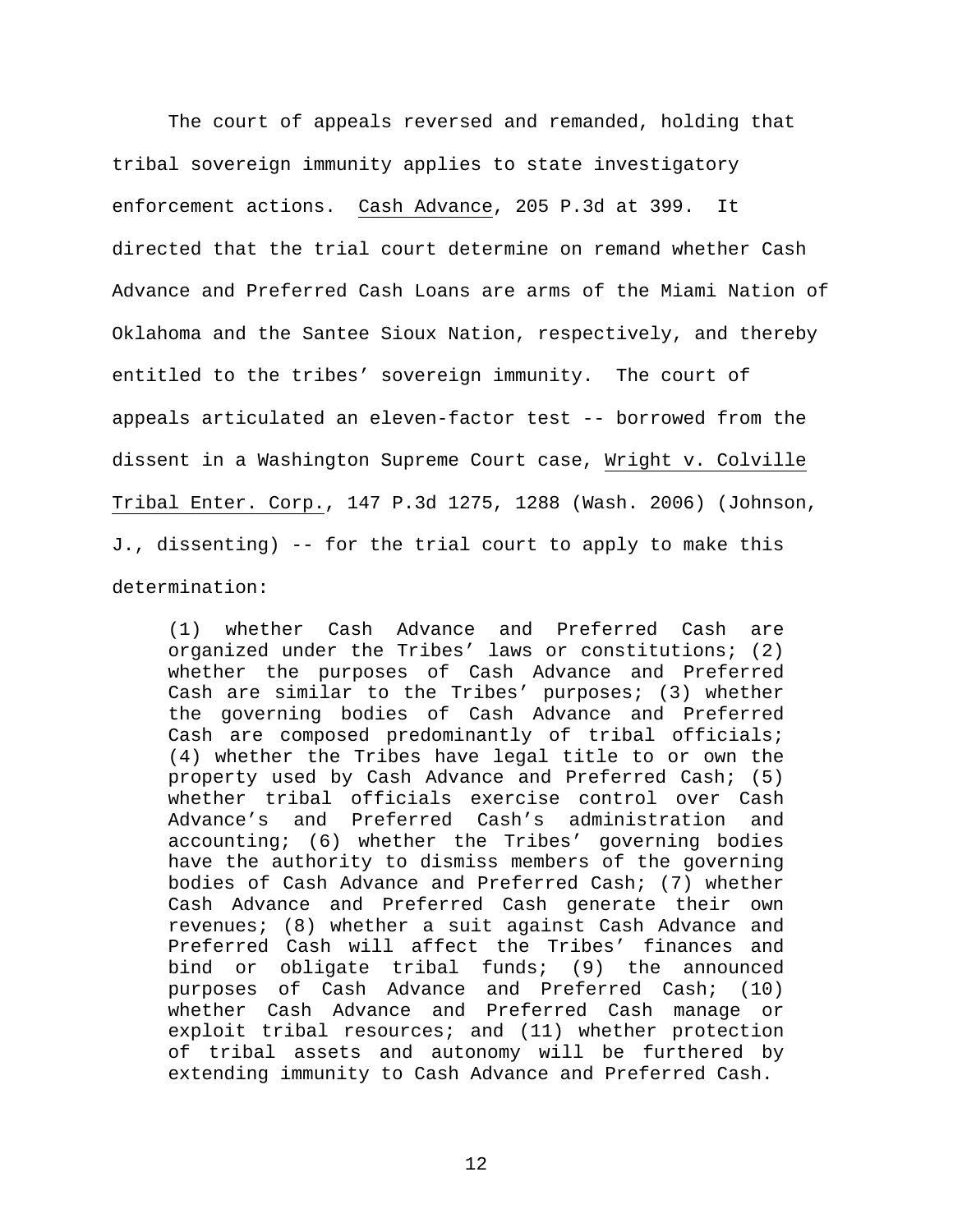The court of appeals reversed and remanded, holding that tribal sovereign immunity applies to state investigatory enforcement actions. Cash Advance, 205 P.3d at 399. It directed that the trial court determine on remand whether Cash Advance and Preferred Cash Loans are arms of the Miami Nation of Oklahoma and the Santee Sioux Nation, respectively, and thereby entitled to the tribes' sovereign immunity. The court of appeals articulated an eleven-factor test -- borrowed from the dissent in a Washington Supreme Court case, Wright v. Colville Tribal Enter. Corp., 147 P.3d 1275, 1288 (Wash. 2006) (Johnson, J., dissenting) -- for the trial court to apply to make this determination:

> (1) whether Cash Advance and Preferred Cash are organized under the Tribes' laws or constitutions; (2) whether the purposes of Cash Advance and Preferred Cash are similar to the Tribes' purposes; (3) whether the governing bodies of Cash Advance and Preferred Cash are composed predominantly of tribal officials; (4) whether the Tribes have legal title to or own the property used by Cash Advance and Preferred Cash; (5) whether tribal officials exercise control over Cash Advance's and Preferred Cash's administration and accounting; (6) whether the Tribes' governing bodies have the authority to dismiss members of the governing bodies of Cash Advance and Preferred Cash; (7) whether Cash Advance and Preferred Cash generate their own revenues; (8) whether a suit against Cash Advance and Preferred Cash will affect the Tribes' finances and bind or obligate tribal funds; (9) the announced purposes of Cash Advance and Preferred Cash; (10) whether Cash Advance and Preferred Cash manage or exploit tribal resources; and (11) whether protection of tribal assets and autonomy will be furthered by extending immunity to Cash Advance and Preferred Cash.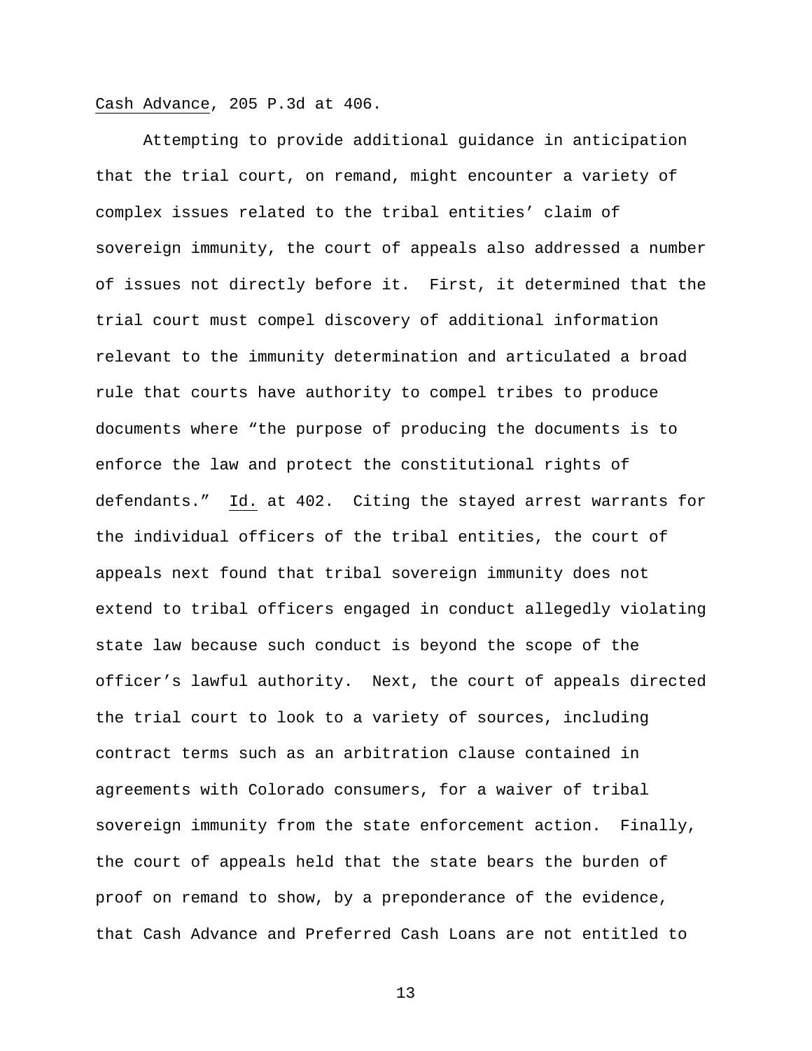Cash Advance, 205 P.3d at 406.

Attempting to provide additional guidance in anticipation that the trial court, on remand, might encounter a variety of complex issues related to the tribal entities' claim of sovereign immunity, the court of appeals also addressed a number of issues not directly before it. First, it determined that the trial court must compel discovery of additional information relevant to the immunity determination and articulated a broad rule that courts have authority to compel tribes to produce documents where "the purpose of producing the documents is to enforce the law and protect the constitutional rights of defendants." Id. at 402. Citing the stayed arrest warrants for the individual officers of the tribal entities, the court of appeals next found that tribal sovereign immunity does not extend to tribal officers engaged in conduct allegedly violating state law because such conduct is beyond the scope of the officer's lawful authority. Next, the court of appeals directed the trial court to look to a variety of sources, including contract terms such as an arbitration clause contained in agreements with Colorado consumers, for a waiver of tribal sovereign immunity from the state enforcement action. Finally, the court of appeals held that the state bears the burden of proof on remand to show, by a preponderance of the evidence, that Cash Advance and Preferred Cash Loans are not entitled to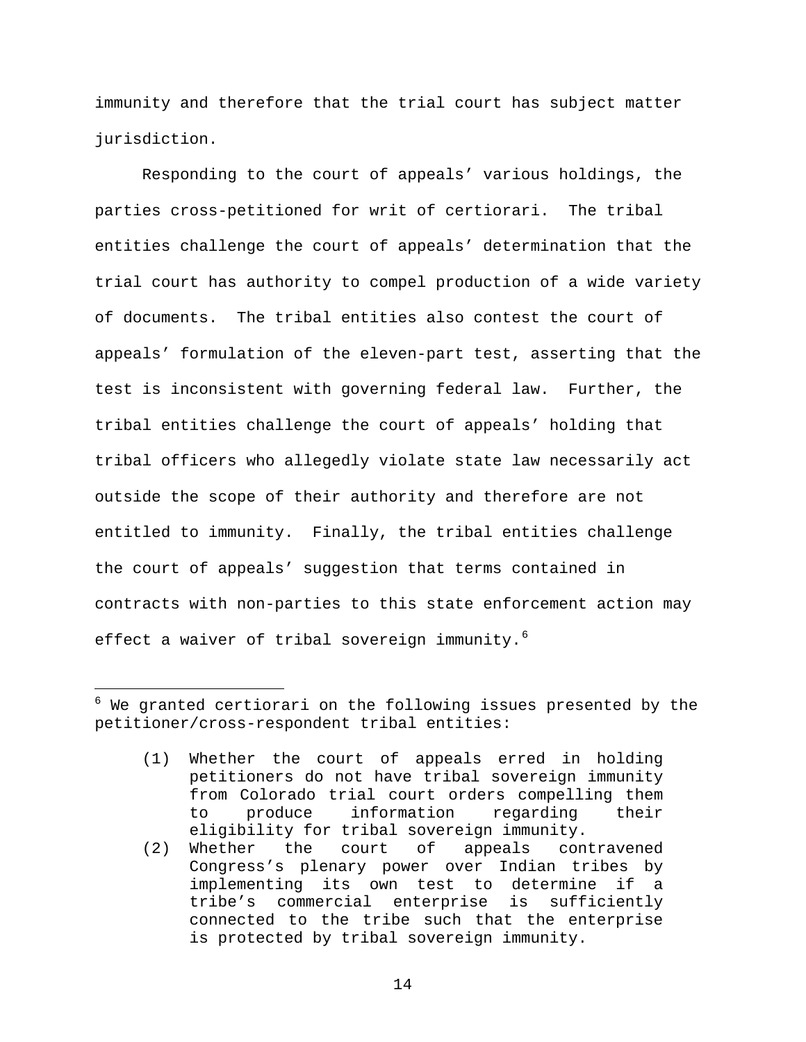immunity and therefore that the trial court has subject matter jurisdiction.

Responding to the court of appeals' various holdings, the parties cross-petitioned for writ of certiorari. The tribal entities challenge the court of appeals' determination that the trial court has authority to compel production of a wide variety of documents. The tribal entities also contest the court of appeals' formulation of the eleven-part test, asserting that the test is inconsistent with governing federal law. Further, the tribal entities challenge the court of appeals' holding that tribal officers who allegedly violate state law necessarily act outside the scope of their authority and therefore are not entitled to immunity. Finally, the tribal entities challenge the court of appeals' suggestion that terms contained in contracts with non-parties to this state enforcement action may effect a waiver of tribal sovereign immunity.[6]

---

[6] We granted certiorari on the following issues presented by the petitioner/cross-respondent tribal entities:

(1) Whether the court of appeals erred in holding petitioners do not have tribal sovereign immunity from Colorado trial court orders compelling them to produce information regarding their eligibility for tribal sovereign immunity.
(2) Whether the court of appeals contravened Congress's plenary power over Indian tribes by implementing its own test to determine if a tribe's commercial enterprise is sufficiently connected to the tribe such that the enterprise is protected by tribal sovereign immunity.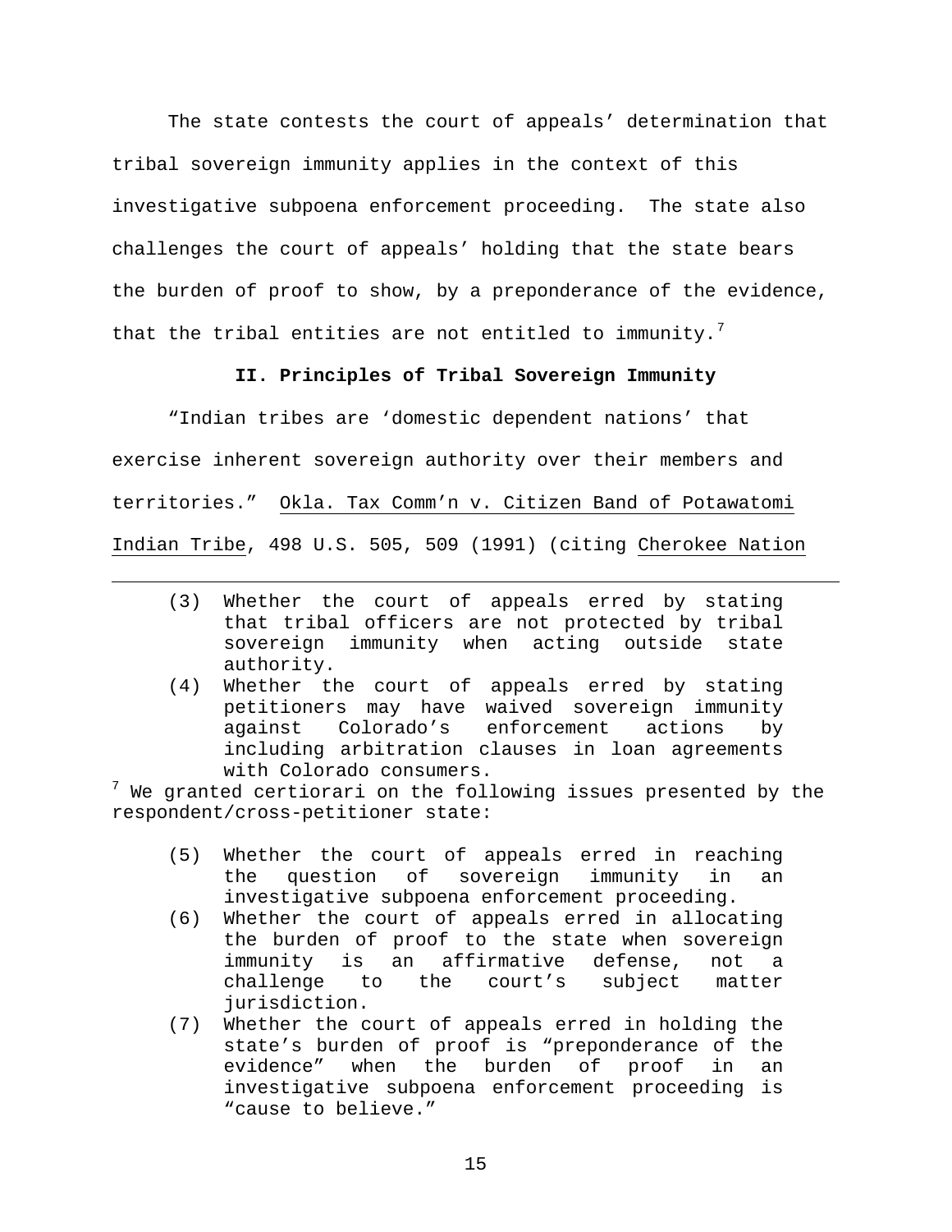The state contests the court of appeals' determination that tribal sovereign immunity applies in the context of this investigative subpoena enforcement proceeding. The state also challenges the court of appeals' holding that the state bears the burden of proof to show, by a preponderance of the evidence, that the tribal entities are not entitled to immunity.[7]

**II. Principles of Tribal Sovereign Immunity**

"Indian tribes are 'domestic dependent nations' that exercise inherent sovereign authority over their members and territories." Okla. Tax Comm'n v. Citizen Band of Potawatomi Indian Tribe, 498 U.S. 505, 509 (1991) (citing Cherokee Nation

---

(3) Whether the court of appeals erred by stating that tribal officers are not protected by tribal sovereign immunity when acting outside state authority.

(4) Whether the court of appeals erred by stating petitioners may have waived sovereign immunity against Colorado's enforcement actions by including arbitration clauses in loan agreements with Colorado consumers.

[7] We granted certiorari on the following issues presented by the respondent/cross-petitioner state:

(5) Whether the court of appeals erred in reaching the question of sovereign immunity in an investigative subpoena enforcement proceeding.

(6) Whether the court of appeals erred in allocating the burden of proof to the state when sovereign immunity is an affirmative defense, not a challenge to the court's subject matter jurisdiction.

(7) Whether the court of appeals erred in holding the state's burden of proof is "preponderance of the evidence" when the burden of proof in an investigative subpoena enforcement proceeding is "cause to believe."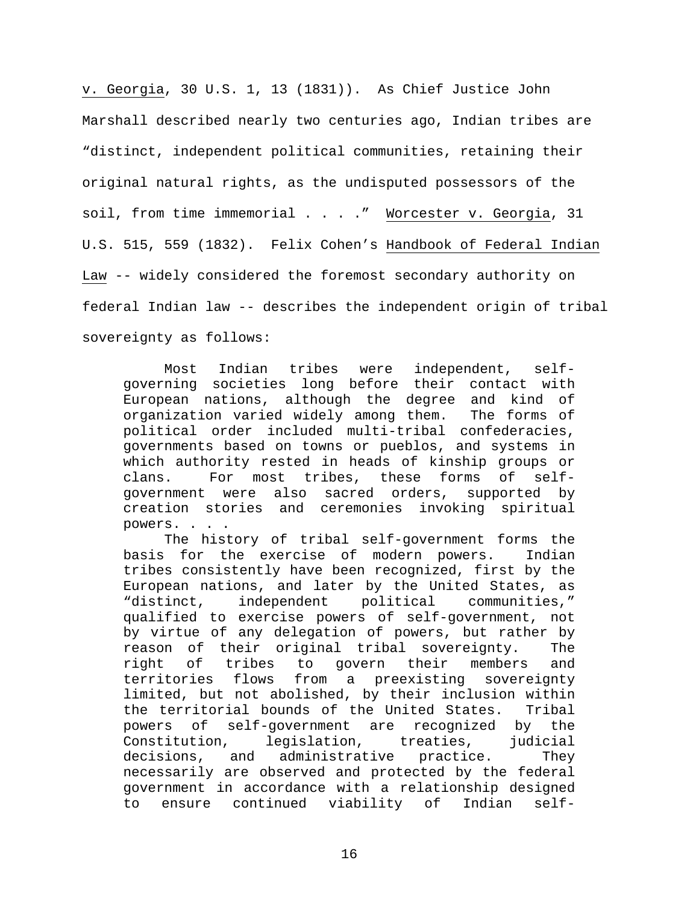v. Georgia, 30 U.S. 1, 13 (1831)). As Chief Justice John Marshall described nearly two centuries ago, Indian tribes are "distinct, independent political communities, retaining their original natural rights, as the undisputed possessors of the soil, from time immemorial . . . ." Worcester v. Georgia, 31 U.S. 515, 559 (1832). Felix Cohen's Handbook of Federal Indian Law -- widely considered the foremost secondary authority on federal Indian law -- describes the independent origin of tribal sovereignty as follows:

> Most Indian tribes were independent, self-governing societies long before their contact with European nations, although the degree and kind of organization varied widely among them. The forms of political order included multi-tribal confederacies, governments based on towns or pueblos, and systems in which authority rested in heads of kinship groups or clans. For most tribes, these forms of self-government were also sacred orders, supported by creation stories and ceremonies invoking spiritual powers. . . .
>
> The history of tribal self-government forms the basis for the exercise of modern powers. Indian tribes consistently have been recognized, first by the European nations, and later by the United States, as "distinct, independent political communities," qualified to exercise powers of self-government, not by virtue of any delegation of powers, but rather by reason of their original tribal sovereignty. The right of tribes to govern their members and territories flows from a preexisting sovereignty limited, but not abolished, by their inclusion within the territorial bounds of the United States. Tribal powers of self-government are recognized by the Constitution, legislation, treaties, judicial decisions, and administrative practice. They necessarily are observed and protected by the federal government in accordance with a relationship designed to ensure continued viability of Indian self-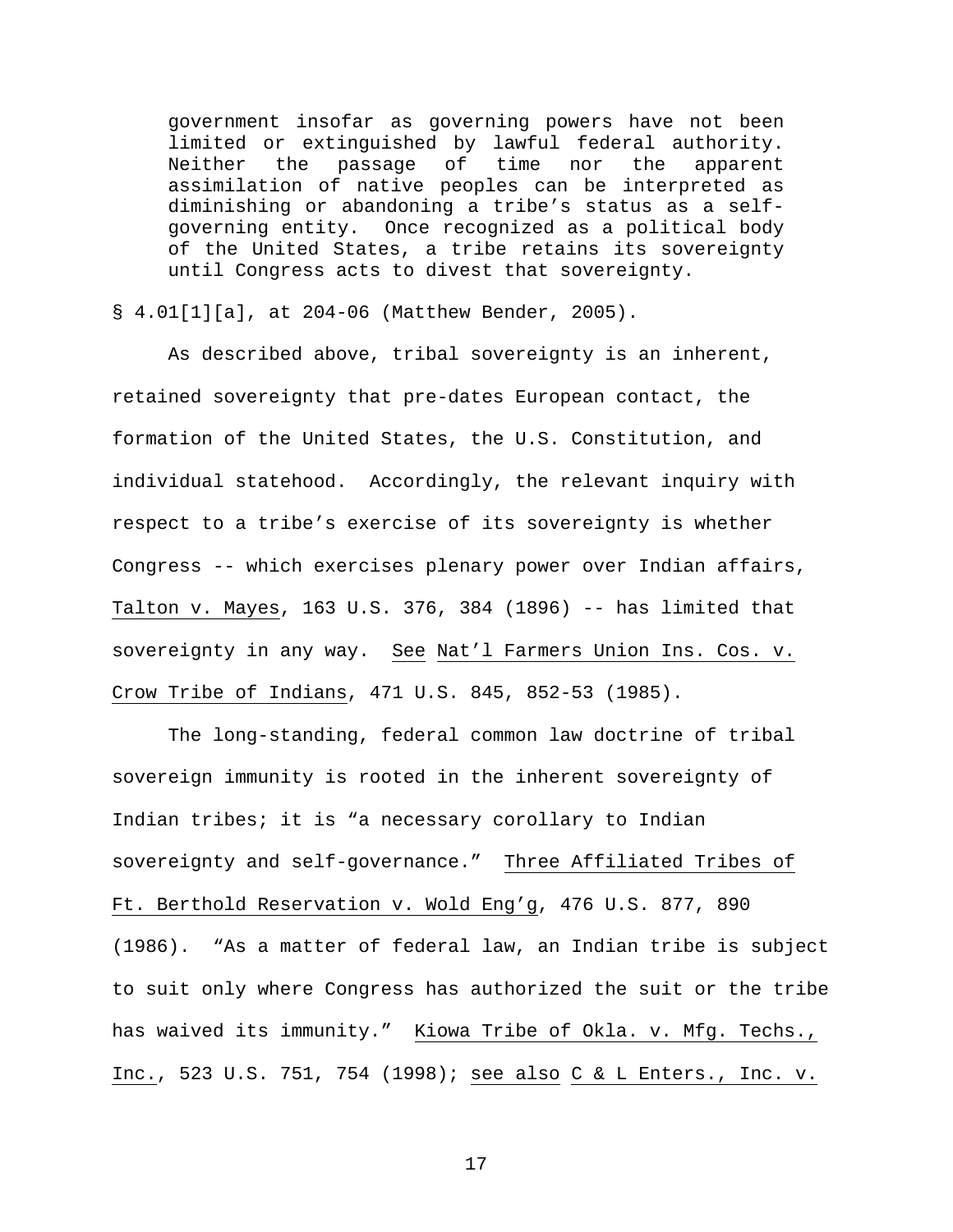> government insofar as governing powers have not been limited or extinguished by lawful federal authority. Neither the passage of time nor the apparent assimilation of native peoples can be interpreted as diminishing or abandoning a tribe's status as a self-governing entity. Once recognized as a political body of the United States, a tribe retains its sovereignty until Congress acts to divest that sovereignty.

§ 4.01[1][a], at 204-06 (Matthew Bender, 2005).

As described above, tribal sovereignty is an inherent, retained sovereignty that pre-dates European contact, the formation of the United States, the U.S. Constitution, and individual statehood. Accordingly, the relevant inquiry with respect to a tribe's exercise of its sovereignty is whether Congress -- which exercises plenary power over Indian affairs, Talton v. Mayes, 163 U.S. 376, 384 (1896) -- has limited that sovereignty in any way. See Nat'l Farmers Union Ins. Cos. v. Crow Tribe of Indians, 471 U.S. 845, 852-53 (1985).

The long-standing, federal common law doctrine of tribal sovereign immunity is rooted in the inherent sovereignty of Indian tribes; it is "a necessary corollary to Indian sovereignty and self-governance." Three Affiliated Tribes of Ft. Berthold Reservation v. Wold Eng'g, 476 U.S. 877, 890 (1986). "As a matter of federal law, an Indian tribe is subject to suit only where Congress has authorized the suit or the tribe has waived its immunity." Kiowa Tribe of Okla. v. Mfg. Techs., Inc., 523 U.S. 751, 754 (1998); see also C & L Enters., Inc. v.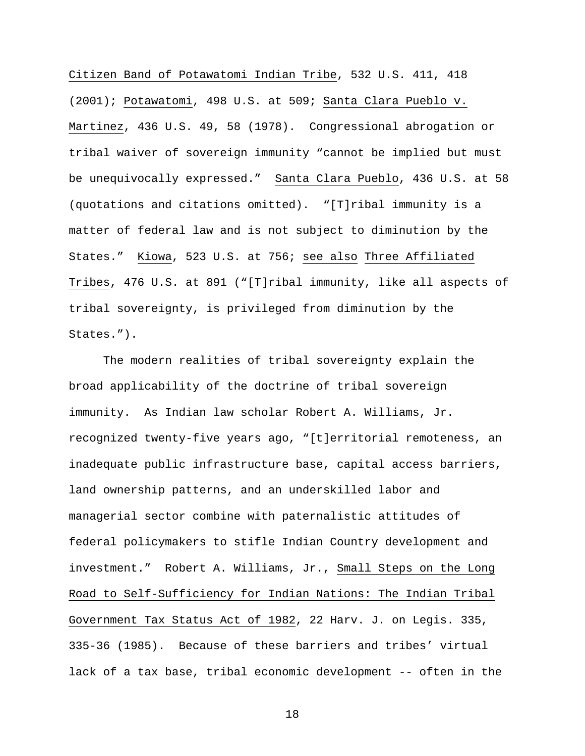Citizen Band of Potawatomi Indian Tribe, 532 U.S. 411, 418 (2001); Potawatomi, 498 U.S. at 509; Santa Clara Pueblo v. Martinez, 436 U.S. 49, 58 (1978). Congressional abrogation or tribal waiver of sovereign immunity "cannot be implied but must be unequivocally expressed." Santa Clara Pueblo, 436 U.S. at 58 (quotations and citations omitted). "[T]ribal immunity is a matter of federal law and is not subject to diminution by the States." Kiowa, 523 U.S. at 756; see also Three Affiliated Tribes, 476 U.S. at 891 ("[T]ribal immunity, like all aspects of tribal sovereignty, is privileged from diminution by the States.").

The modern realities of tribal sovereignty explain the broad applicability of the doctrine of tribal sovereign immunity. As Indian law scholar Robert A. Williams, Jr. recognized twenty-five years ago, "[t]erritorial remoteness, an inadequate public infrastructure base, capital access barriers, land ownership patterns, and an underskilled labor and managerial sector combine with paternalistic attitudes of federal policymakers to stifle Indian Country development and investment." Robert A. Williams, Jr., Small Steps on the Long Road to Self-Sufficiency for Indian Nations: The Indian Tribal Government Tax Status Act of 1982, 22 Harv. J. on Legis. 335, 335-36 (1985). Because of these barriers and tribes' virtual lack of a tax base, tribal economic development -- often in the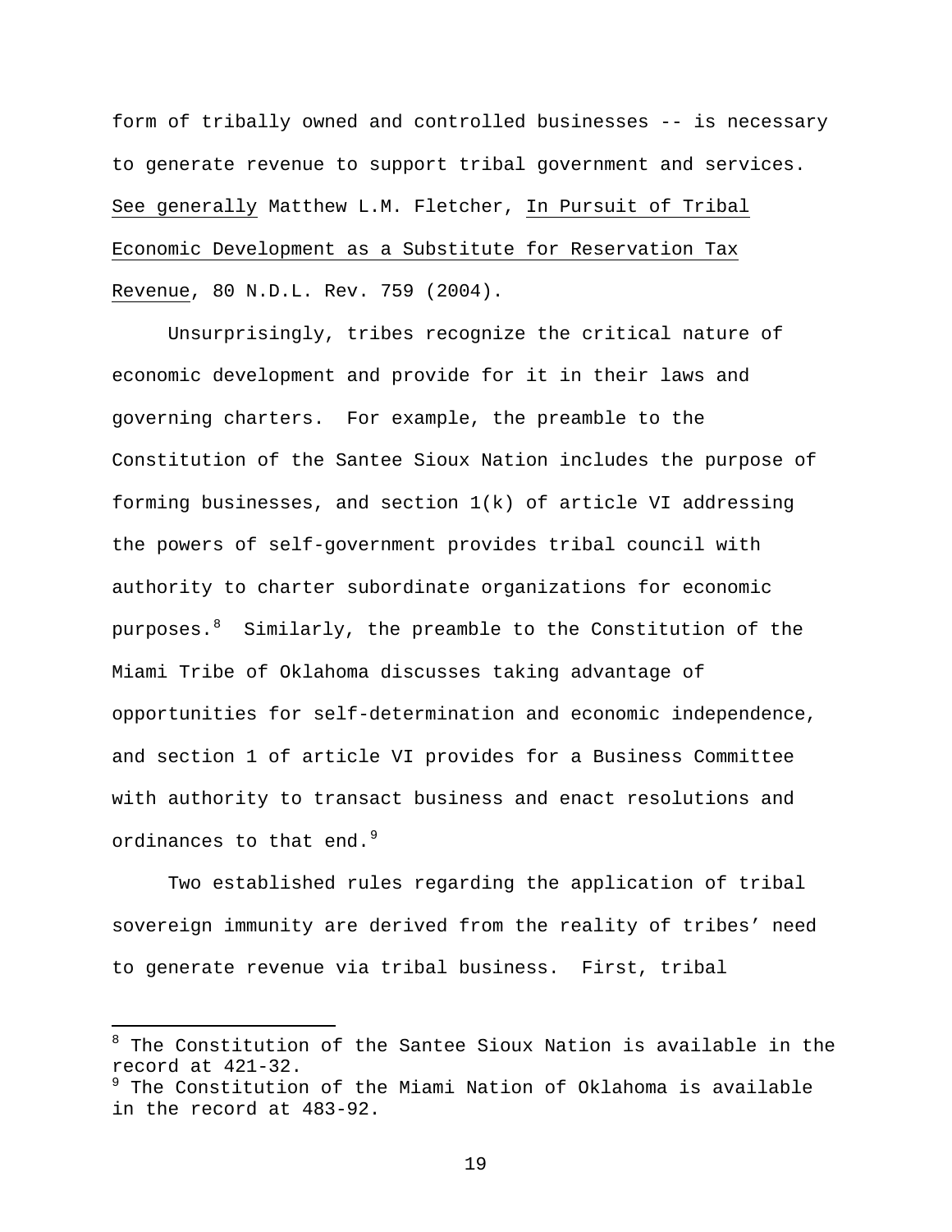form of tribally owned and controlled businesses -- is necessary to generate revenue to support tribal government and services. See generally Matthew L.M. Fletcher, In Pursuit of Tribal Economic Development as a Substitute for Reservation Tax Revenue, 80 N.D.L. Rev. 759 (2004).

Unsurprisingly, tribes recognize the critical nature of economic development and provide for it in their laws and governing charters. For example, the preamble to the Constitution of the Santee Sioux Nation includes the purpose of forming businesses, and section 1(k) of article VI addressing the powers of self-government provides tribal council with authority to charter subordinate organizations for economic purposes.[8] Similarly, the preamble to the Constitution of the Miami Tribe of Oklahoma discusses taking advantage of opportunities for self-determination and economic independence, and section 1 of article VI provides for a Business Committee with authority to transact business and enact resolutions and ordinances to that end.[9]

Two established rules regarding the application of tribal sovereign immunity are derived from the reality of tribes' need to generate revenue via tribal business. First, tribal

---

[8] The Constitution of the Santee Sioux Nation is available in the record at 421-32.

[9] The Constitution of the Miami Nation of Oklahoma is available in the record at 483-92.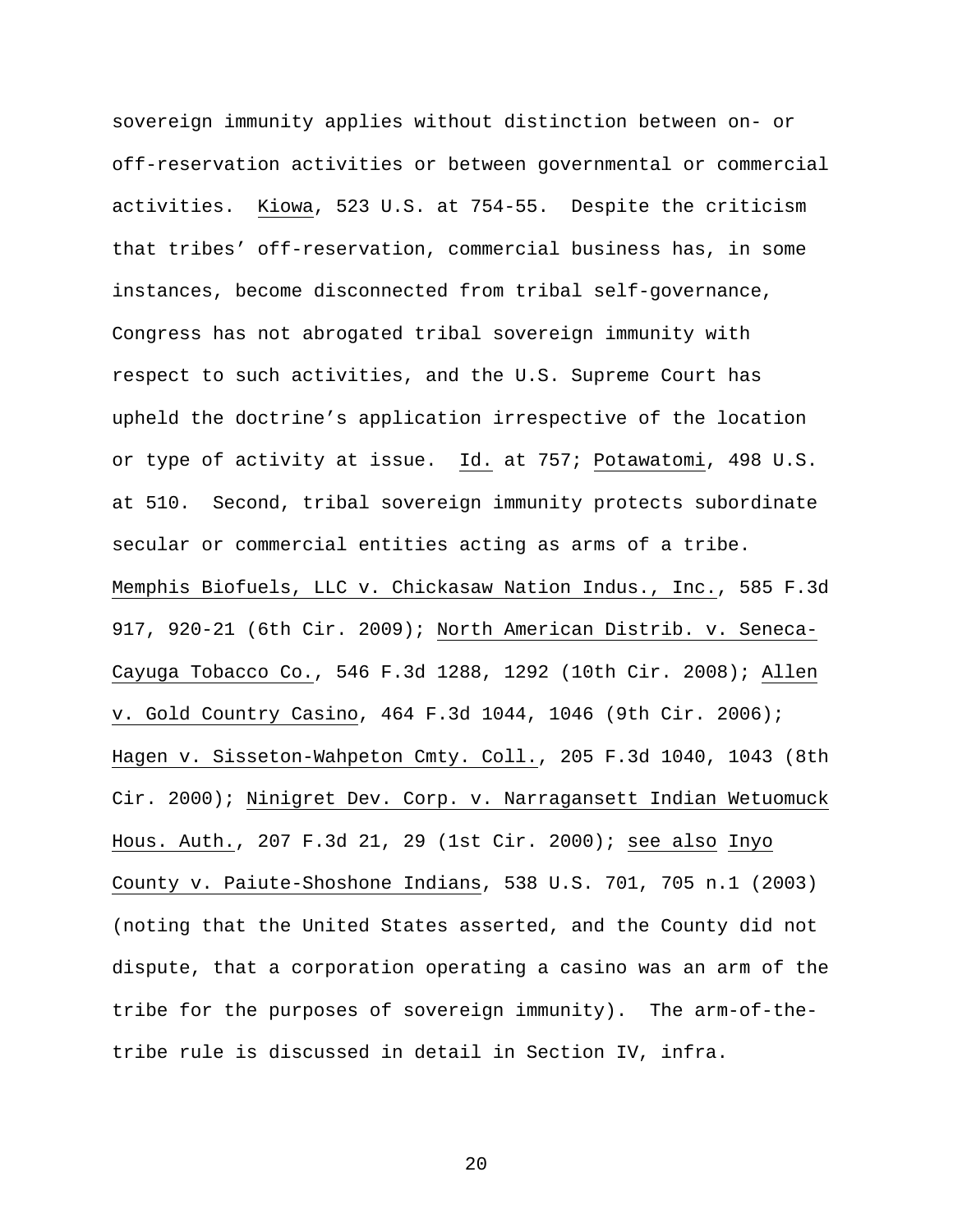sovereign immunity applies without distinction between on- or off-reservation activities or between governmental or commercial activities. Kiowa, 523 U.S. at 754-55. Despite the criticism that tribes' off-reservation, commercial business has, in some instances, become disconnected from tribal self-governance, Congress has not abrogated tribal sovereign immunity with respect to such activities, and the U.S. Supreme Court has upheld the doctrine's application irrespective of the location or type of activity at issue. Id. at 757; Potawatomi, 498 U.S. at 510. Second, tribal sovereign immunity protects subordinate secular or commercial entities acting as arms of a tribe. Memphis Biofuels, LLC v. Chickasaw Nation Indus., Inc., 585 F.3d 917, 920-21 (6th Cir. 2009); North American Distrib. v. Seneca-Cayuga Tobacco Co., 546 F.3d 1288, 1292 (10th Cir. 2008); Allen v. Gold Country Casino, 464 F.3d 1044, 1046 (9th Cir. 2006); Hagen v. Sisseton-Wahpeton Cmty. Coll., 205 F.3d 1040, 1043 (8th Cir. 2000); Ninigret Dev. Corp. v. Narragansett Indian Wetuomuck Hous. Auth., 207 F.3d 21, 29 (1st Cir. 2000); see also Inyo County v. Paiute-Shoshone Indians, 538 U.S. 701, 705 n.1 (2003) (noting that the United States asserted, and the County did not dispute, that a corporation operating a casino was an arm of the tribe for the purposes of sovereign immunity). The arm-of-the-tribe rule is discussed in detail in Section IV, infra.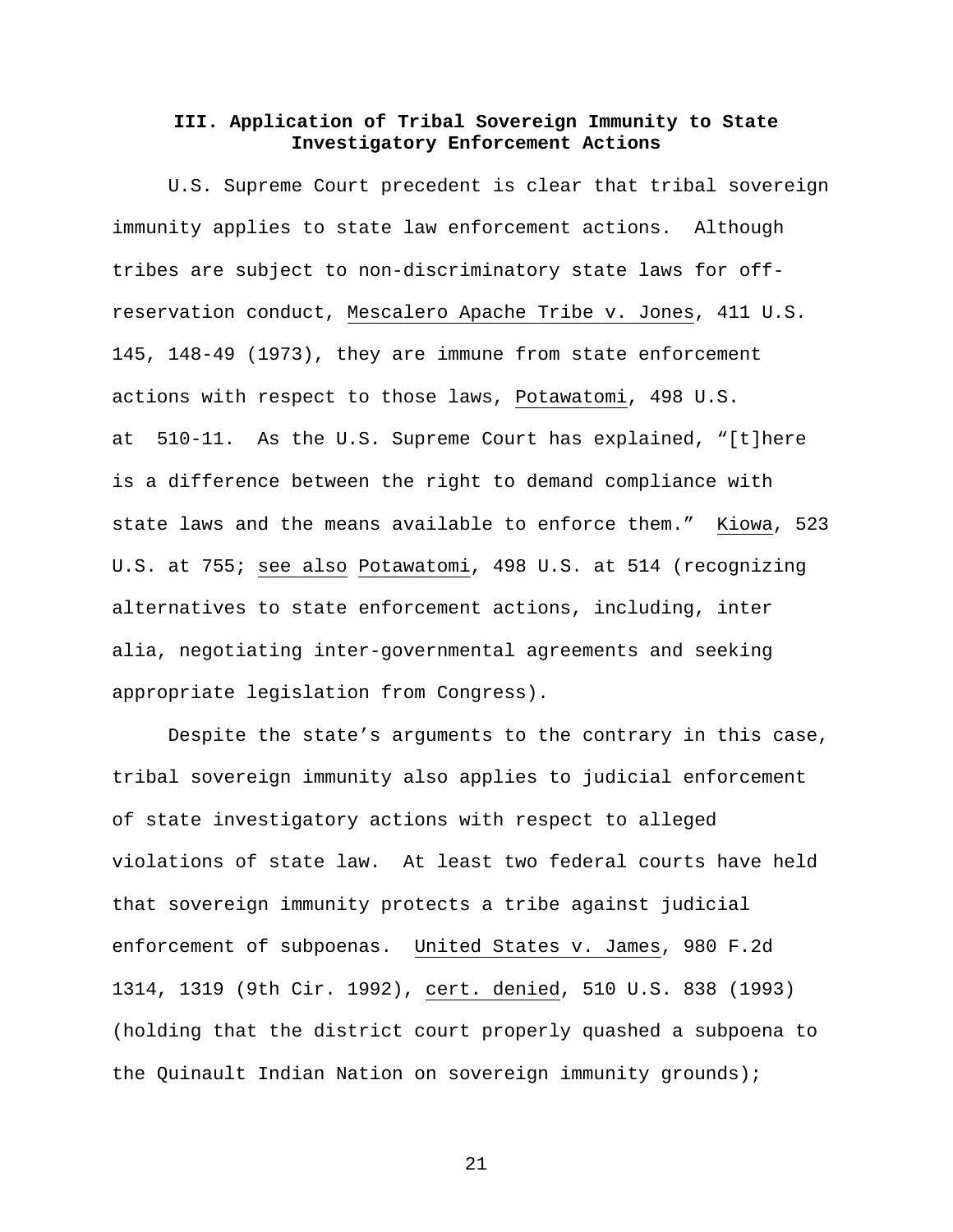### III. Application of Tribal Sovereign Immunity to State Investigatory Enforcement Actions

U.S. Supreme Court precedent is clear that tribal sovereign immunity applies to state law enforcement actions. Although tribes are subject to non-discriminatory state laws for off-reservation conduct, Mescalero Apache Tribe v. Jones, 411 U.S. 145, 148-49 (1973), they are immune from state enforcement actions with respect to those laws, Potawatomi, 498 U.S. at 510-11. As the U.S. Supreme Court has explained, "[t]here is a difference between the right to demand compliance with state laws and the means available to enforce them." Kiowa, 523 U.S. at 755; see also Potawatomi, 498 U.S. at 514 (recognizing alternatives to state enforcement actions, including, inter alia, negotiating inter-governmental agreements and seeking appropriate legislation from Congress).

Despite the state's arguments to the contrary in this case, tribal sovereign immunity also applies to judicial enforcement of state investigatory actions with respect to alleged violations of state law. At least two federal courts have held that sovereign immunity protects a tribe against judicial enforcement of subpoenas. United States v. James, 980 F.2d 1314, 1319 (9th Cir. 1992), cert. denied, 510 U.S. 838 (1993) (holding that the district court properly quashed a subpoena to the Quinault Indian Nation on sovereign immunity grounds);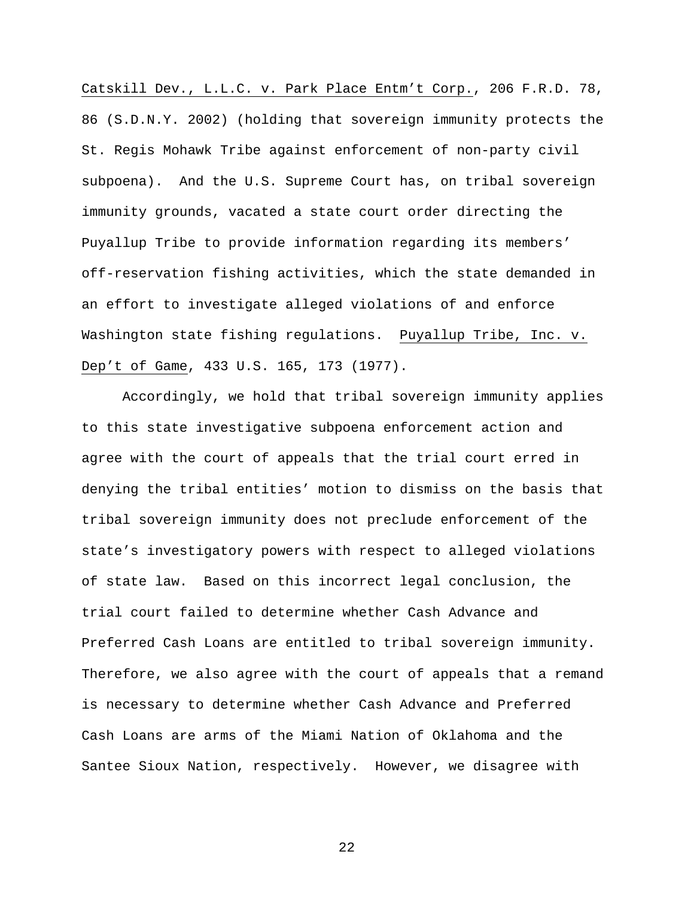Catskill Dev., L.L.C. v. Park Place Entm't Corp., 206 F.R.D. 78, 86 (S.D.N.Y. 2002) (holding that sovereign immunity protects the St. Regis Mohawk Tribe against enforcement of non-party civil subpoena). And the U.S. Supreme Court has, on tribal sovereign immunity grounds, vacated a state court order directing the Puyallup Tribe to provide information regarding its members' off-reservation fishing activities, which the state demanded in an effort to investigate alleged violations of and enforce Washington state fishing regulations. Puyallup Tribe, Inc. v. Dep't of Game, 433 U.S. 165, 173 (1977).

Accordingly, we hold that tribal sovereign immunity applies to this state investigative subpoena enforcement action and agree with the court of appeals that the trial court erred in denying the tribal entities' motion to dismiss on the basis that tribal sovereign immunity does not preclude enforcement of the state's investigatory powers with respect to alleged violations of state law. Based on this incorrect legal conclusion, the trial court failed to determine whether Cash Advance and Preferred Cash Loans are entitled to tribal sovereign immunity. Therefore, we also agree with the court of appeals that a remand is necessary to determine whether Cash Advance and Preferred Cash Loans are arms of the Miami Nation of Oklahoma and the Santee Sioux Nation, respectively. However, we disagree with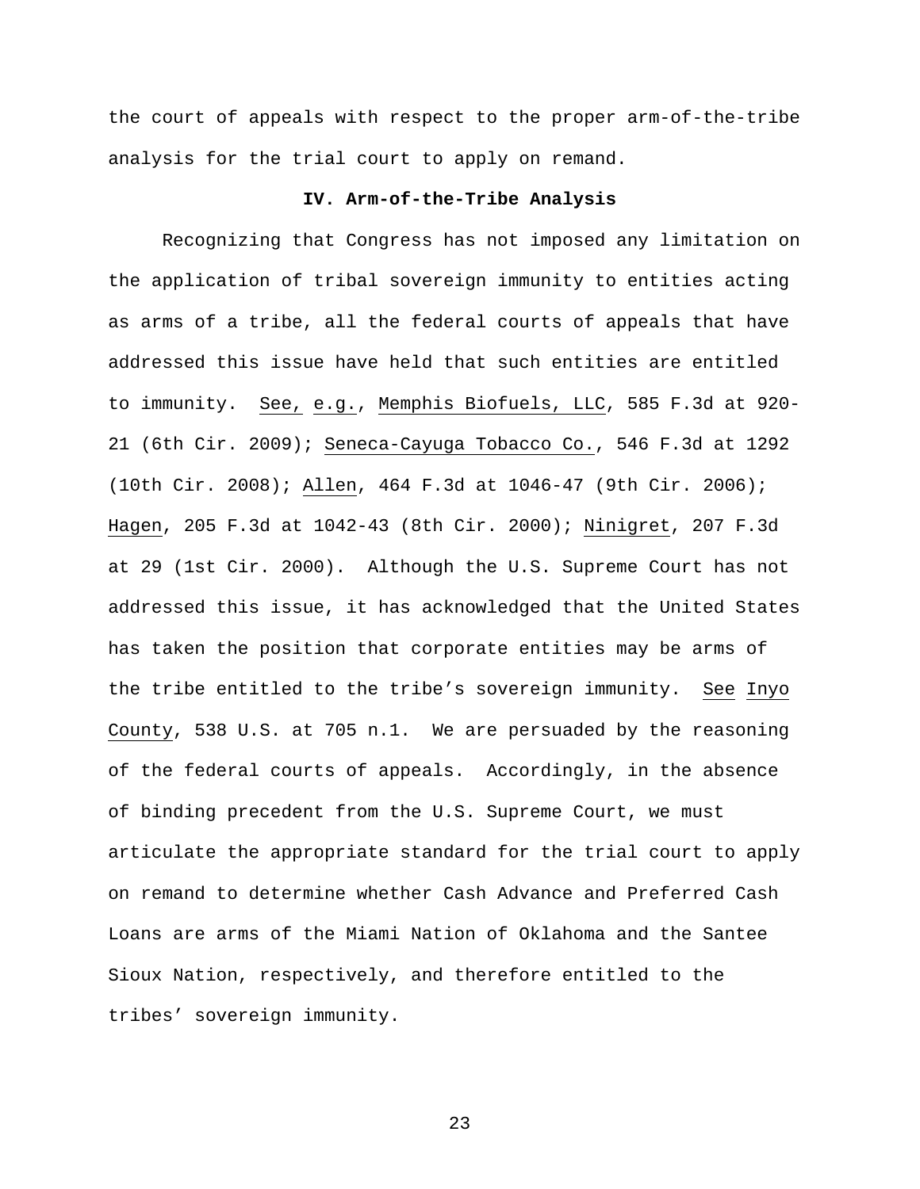the court of appeals with respect to the proper arm-of-the-tribe analysis for the trial court to apply on remand.

## IV. Arm-of-the-Tribe Analysis

Recognizing that Congress has not imposed any limitation on the application of tribal sovereign immunity to entities acting as arms of a tribe, all the federal courts of appeals that have addressed this issue have held that such entities are entitled to immunity. See, e.g., Memphis Biofuels, LLC, 585 F.3d at 920-21 (6th Cir. 2009); Seneca-Cayuga Tobacco Co., 546 F.3d at 1292 (10th Cir. 2008); Allen, 464 F.3d at 1046-47 (9th Cir. 2006); Hagen, 205 F.3d at 1042-43 (8th Cir. 2000); Ninigret, 207 F.3d at 29 (1st Cir. 2000). Although the U.S. Supreme Court has not addressed this issue, it has acknowledged that the United States has taken the position that corporate entities may be arms of the tribe entitled to the tribe's sovereign immunity. See Inyo County, 538 U.S. at 705 n.1. We are persuaded by the reasoning of the federal courts of appeals. Accordingly, in the absence of binding precedent from the U.S. Supreme Court, we must articulate the appropriate standard for the trial court to apply on remand to determine whether Cash Advance and Preferred Cash Loans are arms of the Miami Nation of Oklahoma and the Santee Sioux Nation, respectively, and therefore entitled to the tribes' sovereign immunity.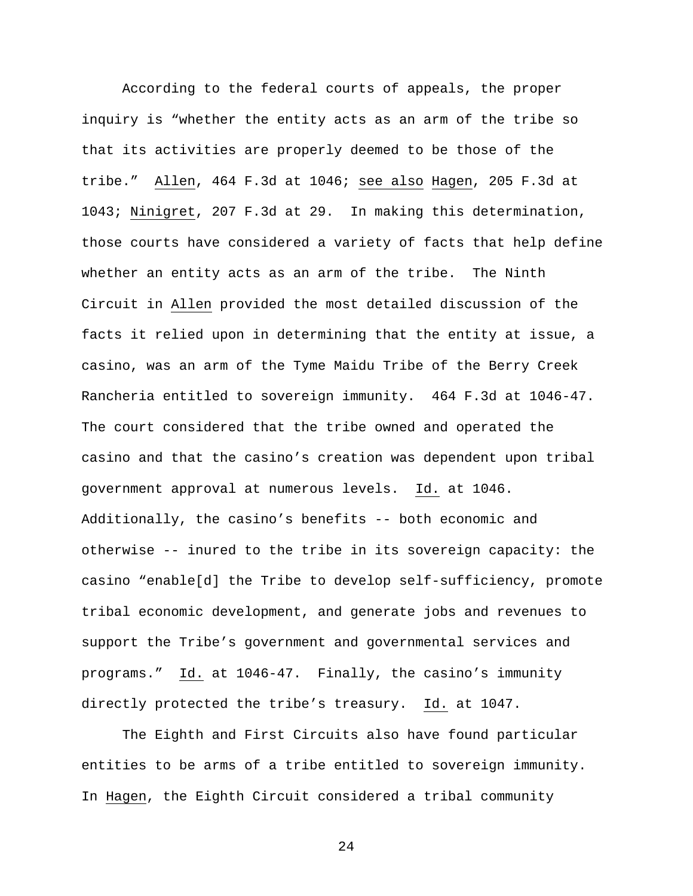According to the federal courts of appeals, the proper inquiry is "whether the entity acts as an arm of the tribe so that its activities are properly deemed to be those of the tribe." Allen, 464 F.3d at 1046; see also Hagen, 205 F.3d at 1043; Ninigret, 207 F.3d at 29. In making this determination, those courts have considered a variety of facts that help define whether an entity acts as an arm of the tribe. The Ninth Circuit in Allen provided the most detailed discussion of the facts it relied upon in determining that the entity at issue, a casino, was an arm of the Tyme Maidu Tribe of the Berry Creek Rancheria entitled to sovereign immunity. 464 F.3d at 1046-47. The court considered that the tribe owned and operated the casino and that the casino's creation was dependent upon tribal government approval at numerous levels. Id. at 1046. Additionally, the casino's benefits -- both economic and otherwise -- inured to the tribe in its sovereign capacity: the casino "enable[d] the Tribe to develop self-sufficiency, promote tribal economic development, and generate jobs and revenues to support the Tribe's government and governmental services and programs." Id. at 1046-47. Finally, the casino's immunity directly protected the tribe's treasury. Id. at 1047.

The Eighth and First Circuits also have found particular entities to be arms of a tribe entitled to sovereign immunity. In Hagen, the Eighth Circuit considered a tribal community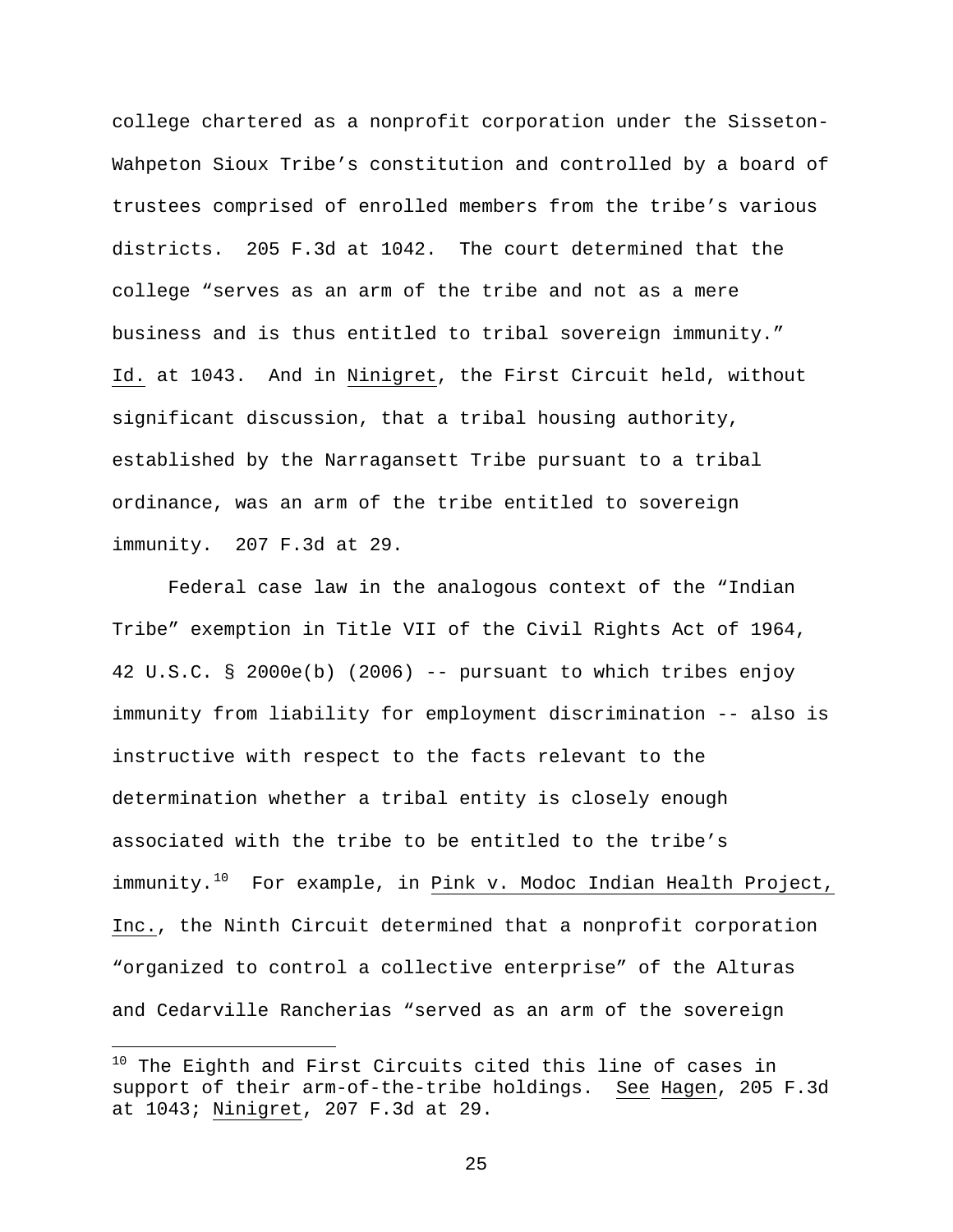college chartered as a nonprofit corporation under the Sisseton-Wahpeton Sioux Tribe's constitution and controlled by a board of trustees comprised of enrolled members from the tribe's various districts. 205 F.3d at 1042. The court determined that the college "serves as an arm of the tribe and not as a mere business and is thus entitled to tribal sovereign immunity." Id. at 1043. And in Ninigret, the First Circuit held, without significant discussion, that a tribal housing authority, established by the Narragansett Tribe pursuant to a tribal ordinance, was an arm of the tribe entitled to sovereign immunity. 207 F.3d at 29.

Federal case law in the analogous context of the "Indian Tribe" exemption in Title VII of the Civil Rights Act of 1964, 42 U.S.C. § 2000e(b) (2006) -- pursuant to which tribes enjoy immunity from liability for employment discrimination -- also is instructive with respect to the facts relevant to the determination whether a tribal entity is closely enough associated with the tribe to be entitled to the tribe's immunity.[10] For example, in Pink v. Modoc Indian Health Project, Inc., the Ninth Circuit determined that a nonprofit corporation "organized to control a collective enterprise" of the Alturas and Cedarville Rancherias "served as an arm of the sovereign

---

[10] The Eighth and First Circuits cited this line of cases in support of their arm-of-the-tribe holdings. See Hagen, 205 F.3d at 1043; Ninigret, 207 F.3d at 29.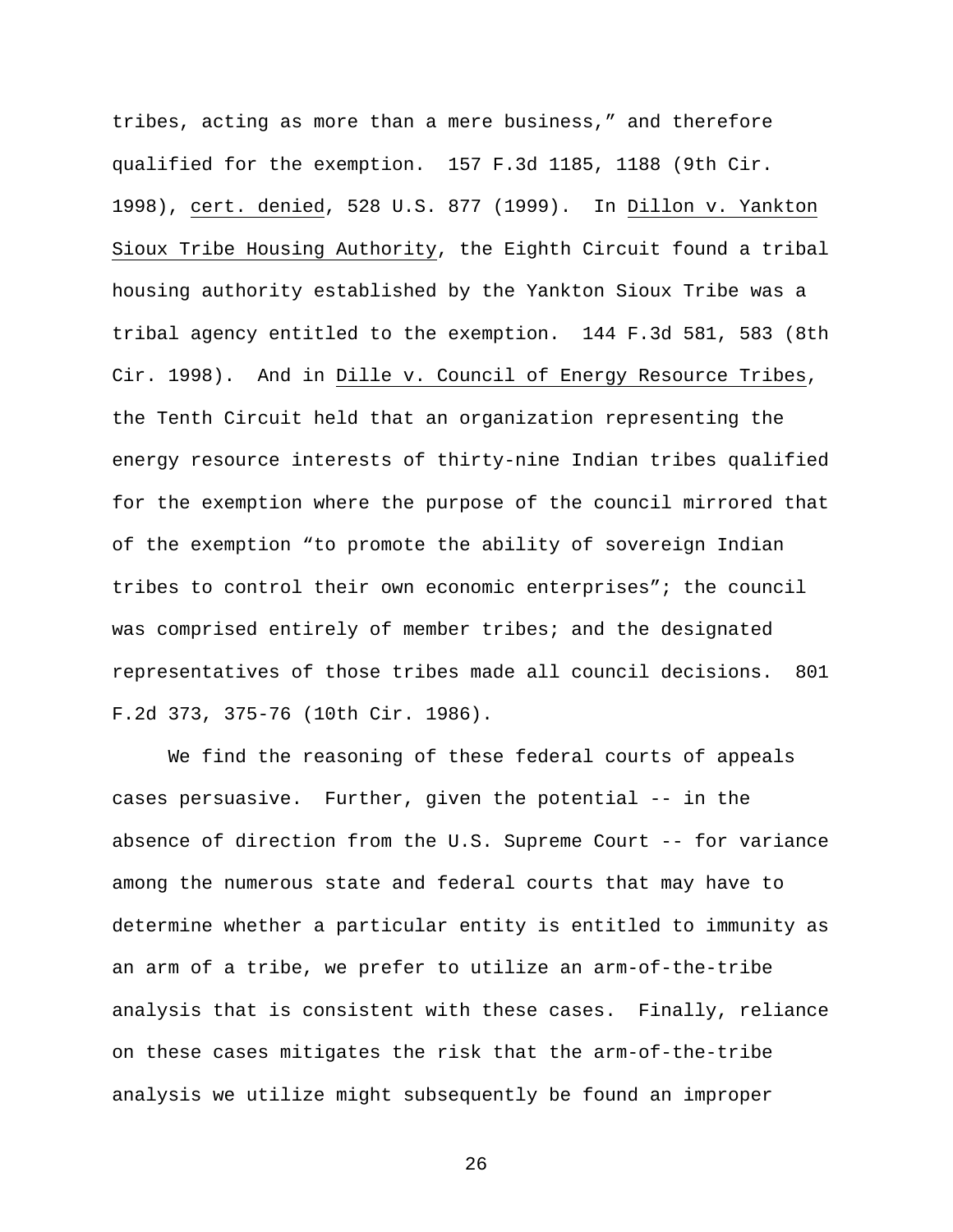tribes, acting as more than a mere business," and therefore qualified for the exemption. 157 F.3d 1185, 1188 (9th Cir. 1998), cert. denied, 528 U.S. 877 (1999). In Dillon v. Yankton Sioux Tribe Housing Authority, the Eighth Circuit found a tribal housing authority established by the Yankton Sioux Tribe was a tribal agency entitled to the exemption. 144 F.3d 581, 583 (8th Cir. 1998). And in Dille v. Council of Energy Resource Tribes, the Tenth Circuit held that an organization representing the energy resource interests of thirty-nine Indian tribes qualified for the exemption where the purpose of the council mirrored that of the exemption "to promote the ability of sovereign Indian tribes to control their own economic enterprises"; the council was comprised entirely of member tribes; and the designated representatives of those tribes made all council decisions. 801 F.2d 373, 375-76 (10th Cir. 1986).

We find the reasoning of these federal courts of appeals cases persuasive. Further, given the potential -- in the absence of direction from the U.S. Supreme Court -- for variance among the numerous state and federal courts that may have to determine whether a particular entity is entitled to immunity as an arm of a tribe, we prefer to utilize an arm-of-the-tribe analysis that is consistent with these cases. Finally, reliance on these cases mitigates the risk that the arm-of-the-tribe analysis we utilize might subsequently be found an improper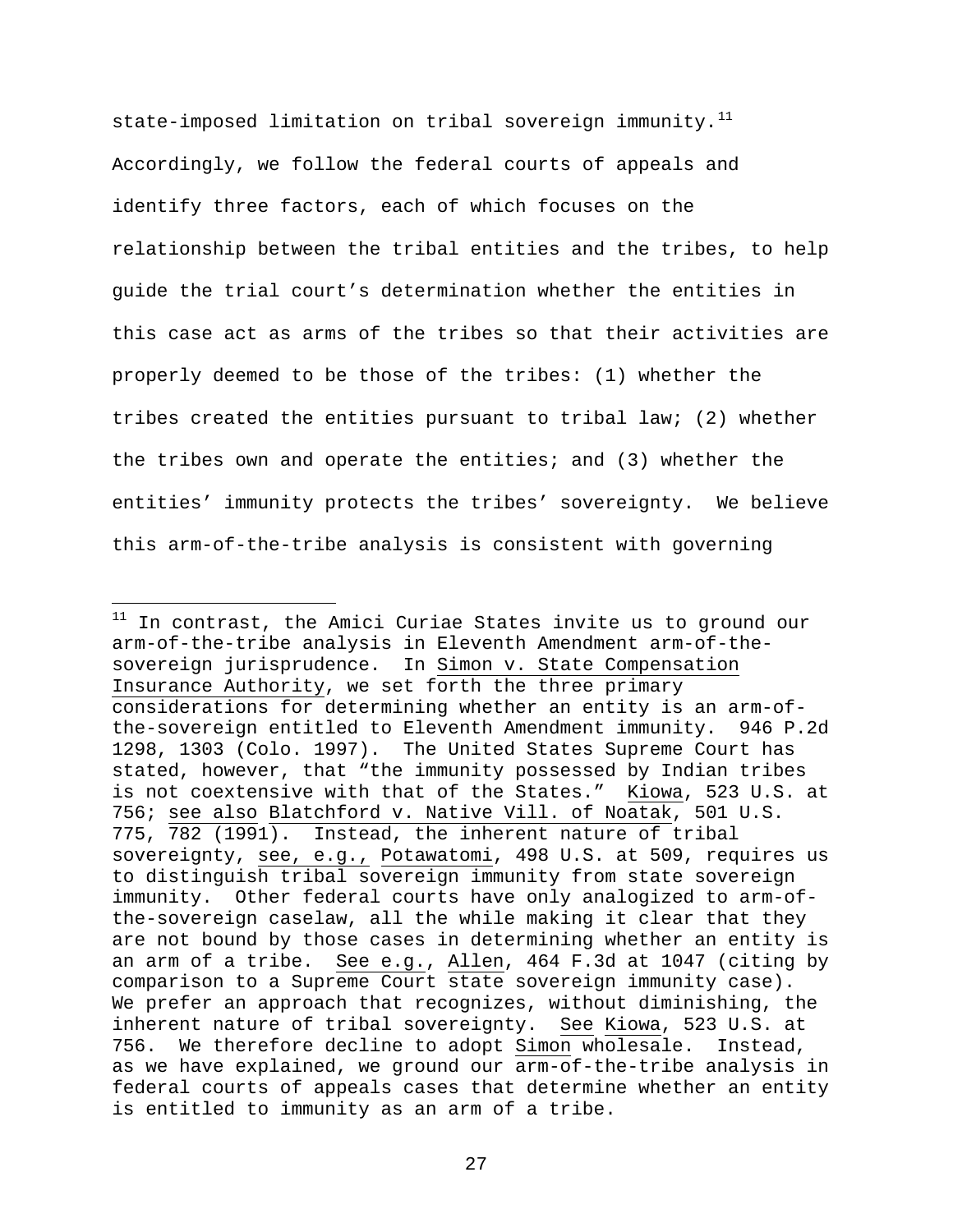state-imposed limitation on tribal sovereign immunity.[11] Accordingly, we follow the federal courts of appeals and identify three factors, each of which focuses on the relationship between the tribal entities and the tribes, to help guide the trial court's determination whether the entities in this case act as arms of the tribes so that their activities are properly deemed to be those of the tribes: (1) whether the tribes created the entities pursuant to tribal law; (2) whether the tribes own and operate the entities; and (3) whether the entities' immunity protects the tribes' sovereignty. We believe this arm-of-the-tribe analysis is consistent with governing

---

[11] In contrast, the Amici Curiae States invite us to ground our arm-of-the-tribe analysis in Eleventh Amendment arm-of-the-sovereign jurisprudence. In Simon v. State Compensation Insurance Authority, we set forth the three primary considerations for determining whether an entity is an arm-of-the-sovereign entitled to Eleventh Amendment immunity. 946 P.2d 1298, 1303 (Colo. 1997). The United States Supreme Court has stated, however, that "the immunity possessed by Indian tribes is not coextensive with that of the States." Kiowa, 523 U.S. at 756; see also Blatchford v. Native Vill. of Noatak, 501 U.S. 775, 782 (1991). Instead, the inherent nature of tribal sovereignty, see, e.g., Potawatomi, 498 U.S. at 509, requires us to distinguish tribal sovereign immunity from state sovereign immunity. Other federal courts have only analogized to arm-of-the-sovereign caselaw, all the while making it clear that they are not bound by those cases in determining whether an entity is an arm of a tribe. See e.g., Allen, 464 F.3d at 1047 (citing by comparison to a Supreme Court state sovereign immunity case). We prefer an approach that recognizes, without diminishing, the inherent nature of tribal sovereignty. See Kiowa, 523 U.S. at 756. We therefore decline to adopt Simon wholesale. Instead, as we have explained, we ground our arm-of-the-tribe analysis in federal courts of appeals cases that determine whether an entity is entitled to immunity as an arm of a tribe.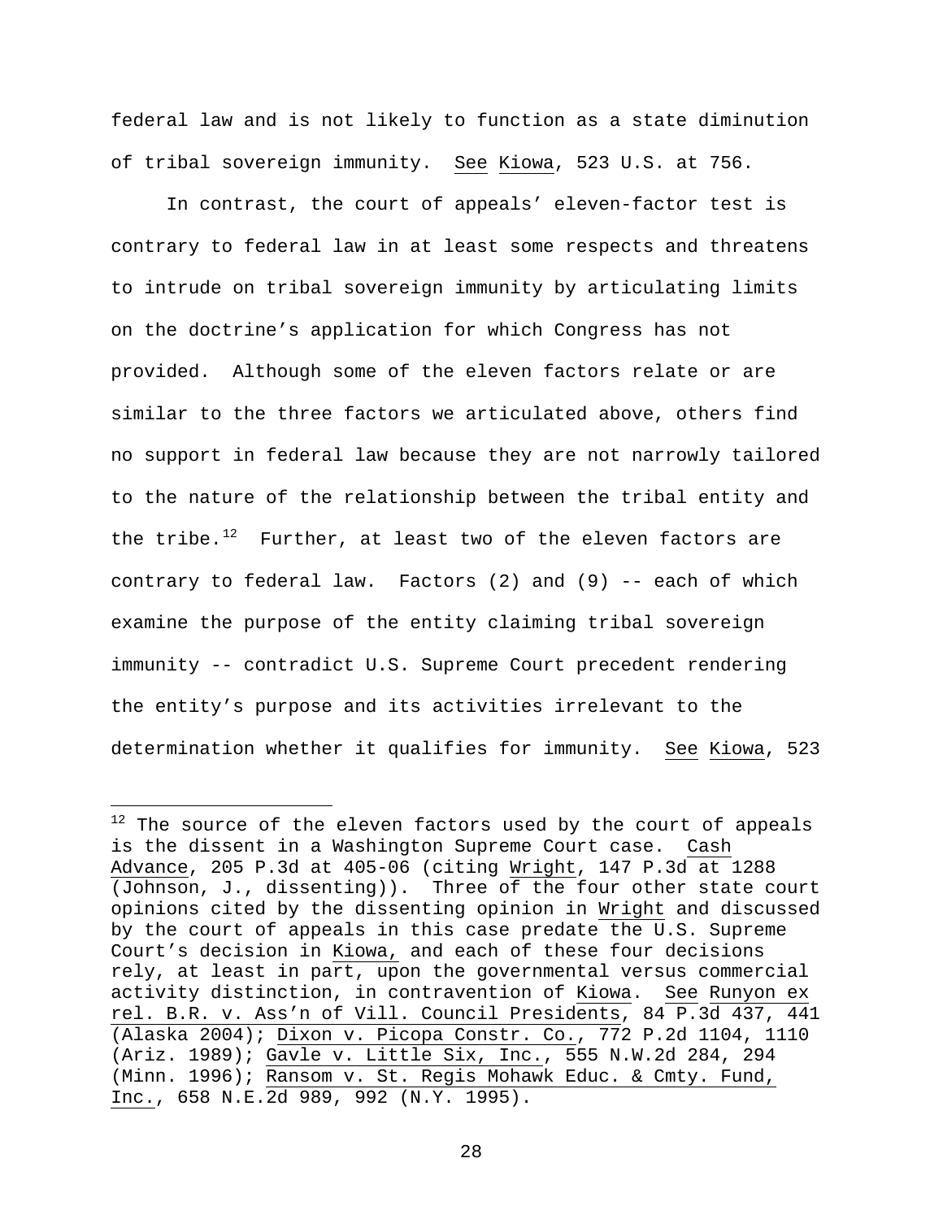federal law and is not likely to function as a state diminution of tribal sovereign immunity. See Kiowa, 523 U.S. at 756.

In contrast, the court of appeals' eleven-factor test is contrary to federal law in at least some respects and threatens to intrude on tribal sovereign immunity by articulating limits on the doctrine's application for which Congress has not provided. Although some of the eleven factors relate or are similar to the three factors we articulated above, others find no support in federal law because they are not narrowly tailored to the nature of the relationship between the tribal entity and the tribe.[12] Further, at least two of the eleven factors are contrary to federal law. Factors (2) and (9) -- each of which examine the purpose of the entity claiming tribal sovereign immunity -- contradict U.S. Supreme Court precedent rendering the entity's purpose and its activities irrelevant to the determination whether it qualifies for immunity. See Kiowa, 523

---

[12] The source of the eleven factors used by the court of appeals is the dissent in a Washington Supreme Court case. Cash Advance, 205 P.3d at 405-06 (citing Wright, 147 P.3d at 1288 (Johnson, J., dissenting)). Three of the four other state court opinions cited by the dissenting opinion in Wright and discussed by the court of appeals in this case predate the U.S. Supreme Court's decision in Kiowa, and each of these four decisions rely, at least in part, upon the governmental versus commercial activity distinction, in contravention of Kiowa. See Runyon ex rel. B.R. v. Ass'n of Vill. Council Presidents, 84 P.3d 437, 441 (Alaska 2004); Dixon v. Picopa Constr. Co., 772 P.2d 1104, 1110 (Ariz. 1989); Gavle v. Little Six, Inc., 555 N.W.2d 284, 294 (Minn. 1996); Ransom v. St. Regis Mohawk Educ. & Cmty. Fund, Inc., 658 N.E.2d 989, 992 (N.Y. 1995).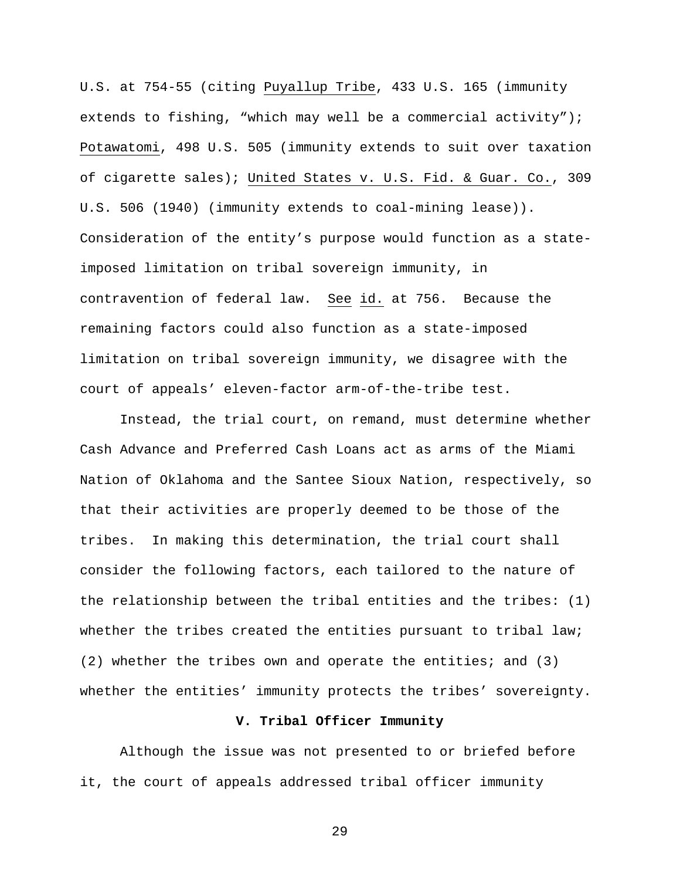U.S. at 754-55 (citing Puyallup Tribe, 433 U.S. 165 (immunity extends to fishing, "which may well be a commercial activity"); Potawatomi, 498 U.S. 505 (immunity extends to suit over taxation of cigarette sales); United States v. U.S. Fid. & Guar. Co., 309 U.S. 506 (1940) (immunity extends to coal-mining lease)). Consideration of the entity's purpose would function as a state-imposed limitation on tribal sovereign immunity, in contravention of federal law. See id. at 756. Because the remaining factors could also function as a state-imposed limitation on tribal sovereign immunity, we disagree with the court of appeals' eleven-factor arm-of-the-tribe test.

Instead, the trial court, on remand, must determine whether Cash Advance and Preferred Cash Loans act as arms of the Miami Nation of Oklahoma and the Santee Sioux Nation, respectively, so that their activities are properly deemed to be those of the tribes. In making this determination, the trial court shall consider the following factors, each tailored to the nature of the relationship between the tribal entities and the tribes: (1) whether the tribes created the entities pursuant to tribal law; (2) whether the tribes own and operate the entities; and (3) whether the entities' immunity protects the tribes' sovereignty.

## V. Tribal Officer Immunity

Although the issue was not presented to or briefed before it, the court of appeals addressed tribal officer immunity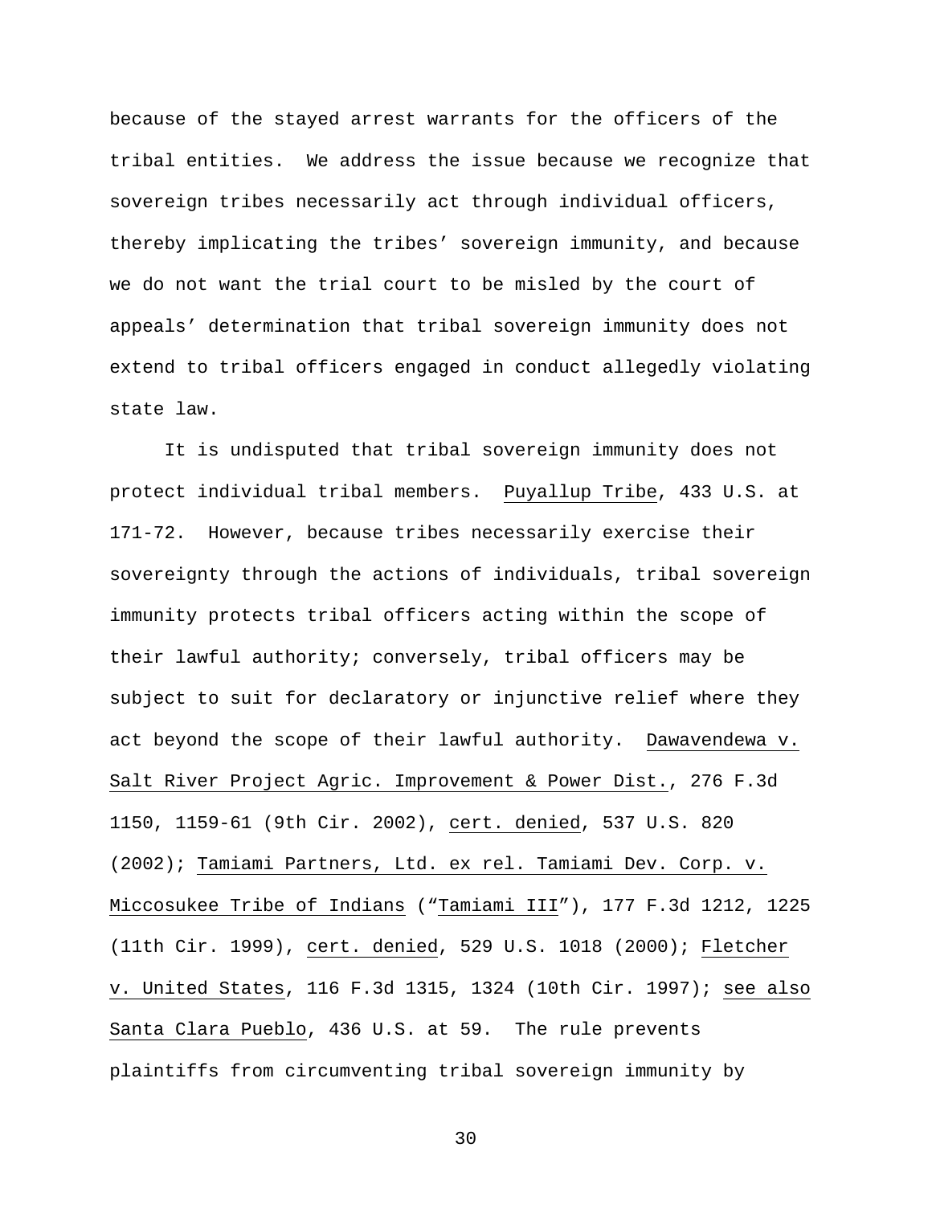because of the stayed arrest warrants for the officers of the tribal entities. We address the issue because we recognize that sovereign tribes necessarily act through individual officers, thereby implicating the tribes' sovereign immunity, and because we do not want the trial court to be misled by the court of appeals' determination that tribal sovereign immunity does not extend to tribal officers engaged in conduct allegedly violating state law.

It is undisputed that tribal sovereign immunity does not protect individual tribal members. Puyallup Tribe, 433 U.S. at 171-72. However, because tribes necessarily exercise their sovereignty through the actions of individuals, tribal sovereign immunity protects tribal officers acting within the scope of their lawful authority; conversely, tribal officers may be subject to suit for declaratory or injunctive relief where they act beyond the scope of their lawful authority. Dawavendewa v. Salt River Project Agric. Improvement & Power Dist., 276 F.3d 1150, 1159-61 (9th Cir. 2002), cert. denied, 537 U.S. 820 (2002); Tamiami Partners, Ltd. ex rel. Tamiami Dev. Corp. v. Miccosukee Tribe of Indians ("Tamiami III"), 177 F.3d 1212, 1225 (11th Cir. 1999), cert. denied, 529 U.S. 1018 (2000); Fletcher v. United States, 116 F.3d 1315, 1324 (10th Cir. 1997); see also Santa Clara Pueblo, 436 U.S. at 59. The rule prevents plaintiffs from circumventing tribal sovereign immunity by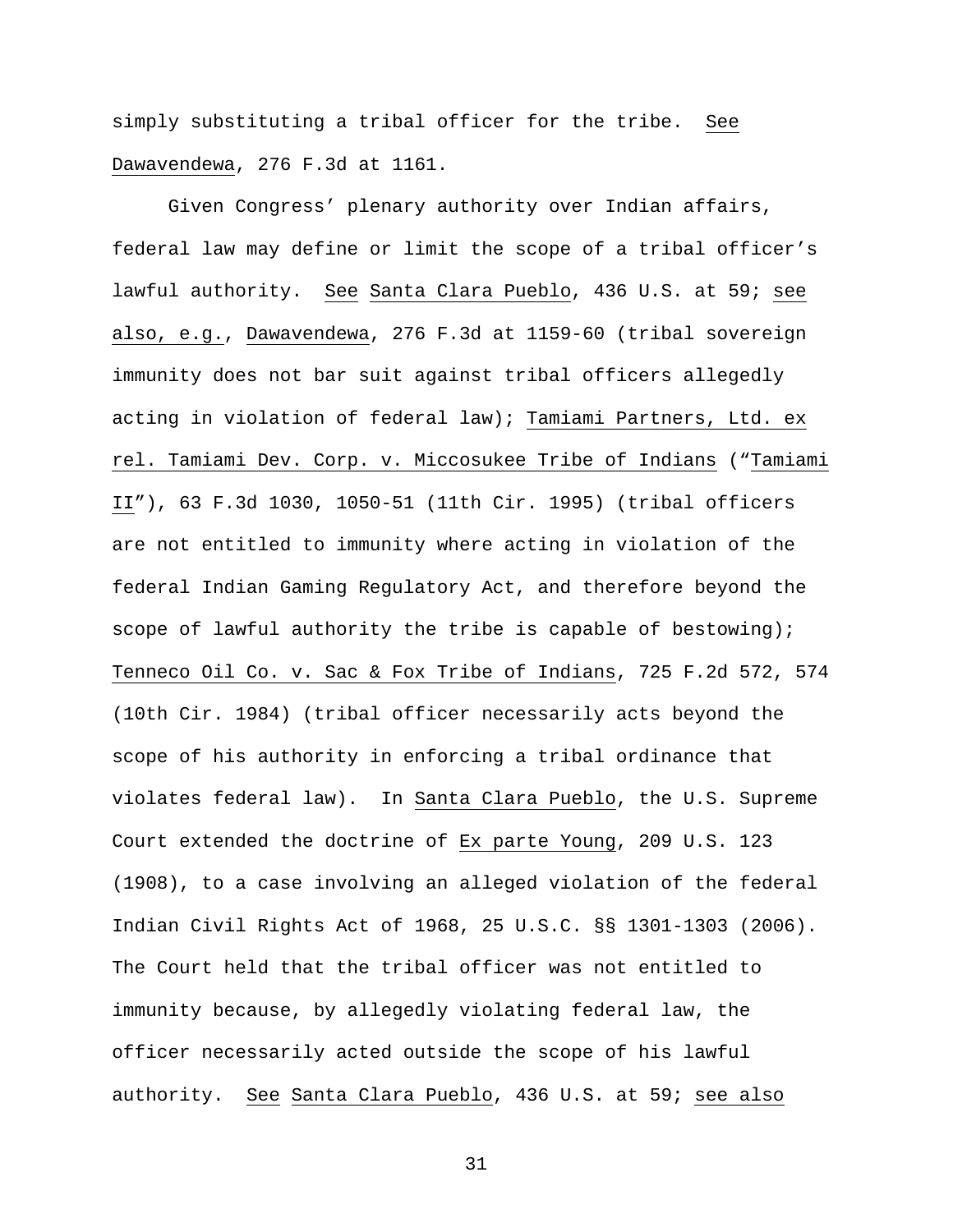simply substituting a tribal officer for the tribe. See Dawavendewa, 276 F.3d at 1161.

Given Congress' plenary authority over Indian affairs, federal law may define or limit the scope of a tribal officer's lawful authority. See Santa Clara Pueblo, 436 U.S. at 59; see also, e.g., Dawavendewa, 276 F.3d at 1159-60 (tribal sovereign immunity does not bar suit against tribal officers allegedly acting in violation of federal law); Tamiami Partners, Ltd. ex rel. Tamiami Dev. Corp. v. Miccosukee Tribe of Indians ("Tamiami II"), 63 F.3d 1030, 1050-51 (11th Cir. 1995) (tribal officers are not entitled to immunity where acting in violation of the federal Indian Gaming Regulatory Act, and therefore beyond the scope of lawful authority the tribe is capable of bestowing); Tenneco Oil Co. v. Sac & Fox Tribe of Indians, 725 F.2d 572, 574 (10th Cir. 1984) (tribal officer necessarily acts beyond the scope of his authority in enforcing a tribal ordinance that violates federal law). In Santa Clara Pueblo, the U.S. Supreme Court extended the doctrine of Ex parte Young, 209 U.S. 123 (1908), to a case involving an alleged violation of the federal Indian Civil Rights Act of 1968, 25 U.S.C. §§ 1301-1303 (2006). The Court held that the tribal officer was not entitled to immunity because, by allegedly violating federal law, the officer necessarily acted outside the scope of his lawful authority. See Santa Clara Pueblo, 436 U.S. at 59; see also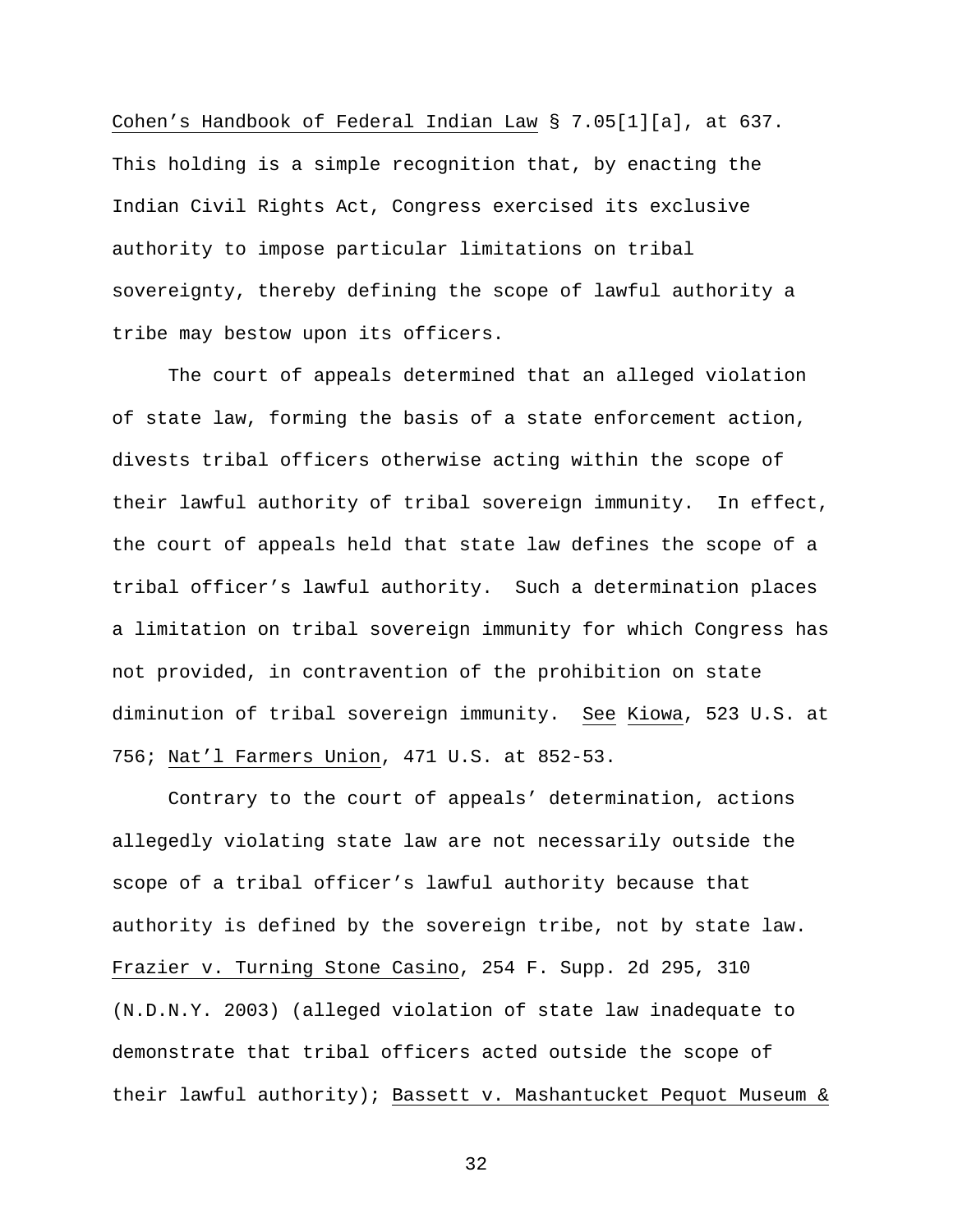Cohen's Handbook of Federal Indian Law § 7.05[1][a], at 637. This holding is a simple recognition that, by enacting the Indian Civil Rights Act, Congress exercised its exclusive authority to impose particular limitations on tribal sovereignty, thereby defining the scope of lawful authority a tribe may bestow upon its officers.

The court of appeals determined that an alleged violation of state law, forming the basis of a state enforcement action, divests tribal officers otherwise acting within the scope of their lawful authority of tribal sovereign immunity. In effect, the court of appeals held that state law defines the scope of a tribal officer's lawful authority. Such a determination places a limitation on tribal sovereign immunity for which Congress has not provided, in contravention of the prohibition on state diminution of tribal sovereign immunity. See Kiowa, 523 U.S. at 756; Nat'l Farmers Union, 471 U.S. at 852-53.

Contrary to the court of appeals' determination, actions allegedly violating state law are not necessarily outside the scope of a tribal officer's lawful authority because that authority is defined by the sovereign tribe, not by state law. Frazier v. Turning Stone Casino, 254 F. Supp. 2d 295, 310 (N.D.N.Y. 2003) (alleged violation of state law inadequate to demonstrate that tribal officers acted outside the scope of their lawful authority); Bassett v. Mashantucket Pequot Museum &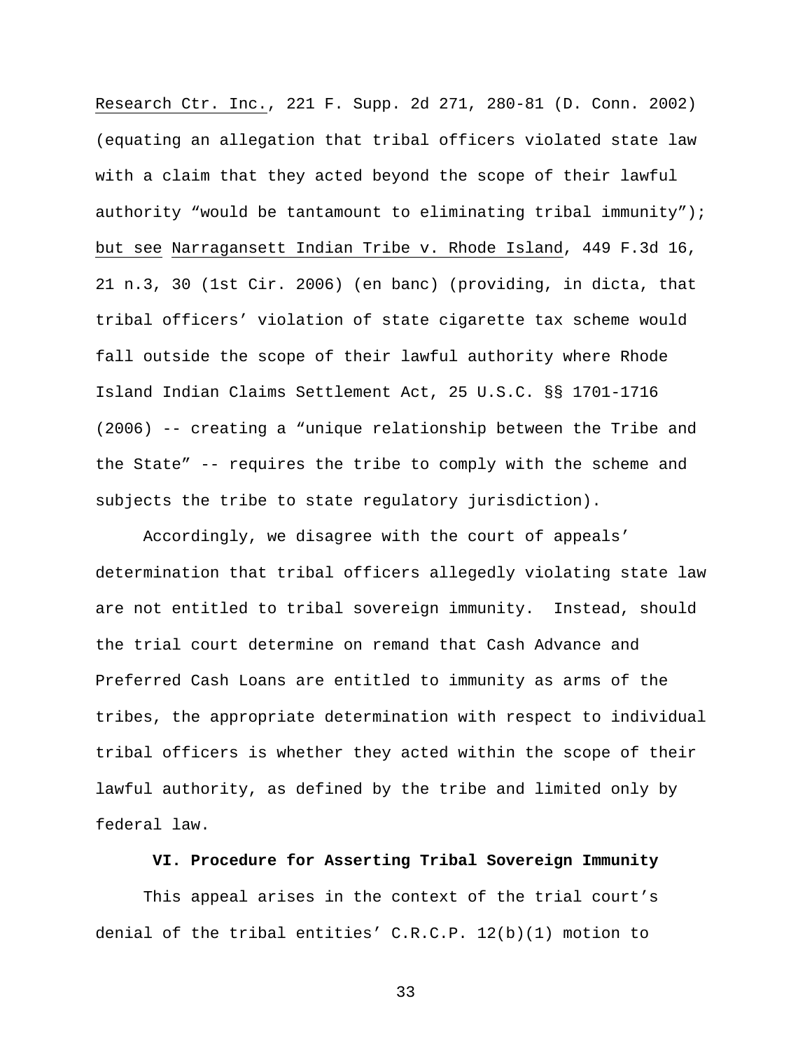Research Ctr. Inc., 221 F. Supp. 2d 271, 280-81 (D. Conn. 2002) (equating an allegation that tribal officers violated state law with a claim that they acted beyond the scope of their lawful authority "would be tantamount to eliminating tribal immunity"); but see Narragansett Indian Tribe v. Rhode Island, 449 F.3d 16, 21 n.3, 30 (1st Cir. 2006) (en banc) (providing, in dicta, that tribal officers' violation of state cigarette tax scheme would fall outside the scope of their lawful authority where Rhode Island Indian Claims Settlement Act, 25 U.S.C. §§ 1701-1716 (2006) -- creating a "unique relationship between the Tribe and the State" -- requires the tribe to comply with the scheme and subjects the tribe to state regulatory jurisdiction).

Accordingly, we disagree with the court of appeals' determination that tribal officers allegedly violating state law are not entitled to tribal sovereign immunity. Instead, should the trial court determine on remand that Cash Advance and Preferred Cash Loans are entitled to immunity as arms of the tribes, the appropriate determination with respect to individual tribal officers is whether they acted within the scope of their lawful authority, as defined by the tribe and limited only by federal law.

## VI. Procedure for Asserting Tribal Sovereign Immunity

This appeal arises in the context of the trial court's denial of the tribal entities' C.R.C.P. 12(b)(1) motion to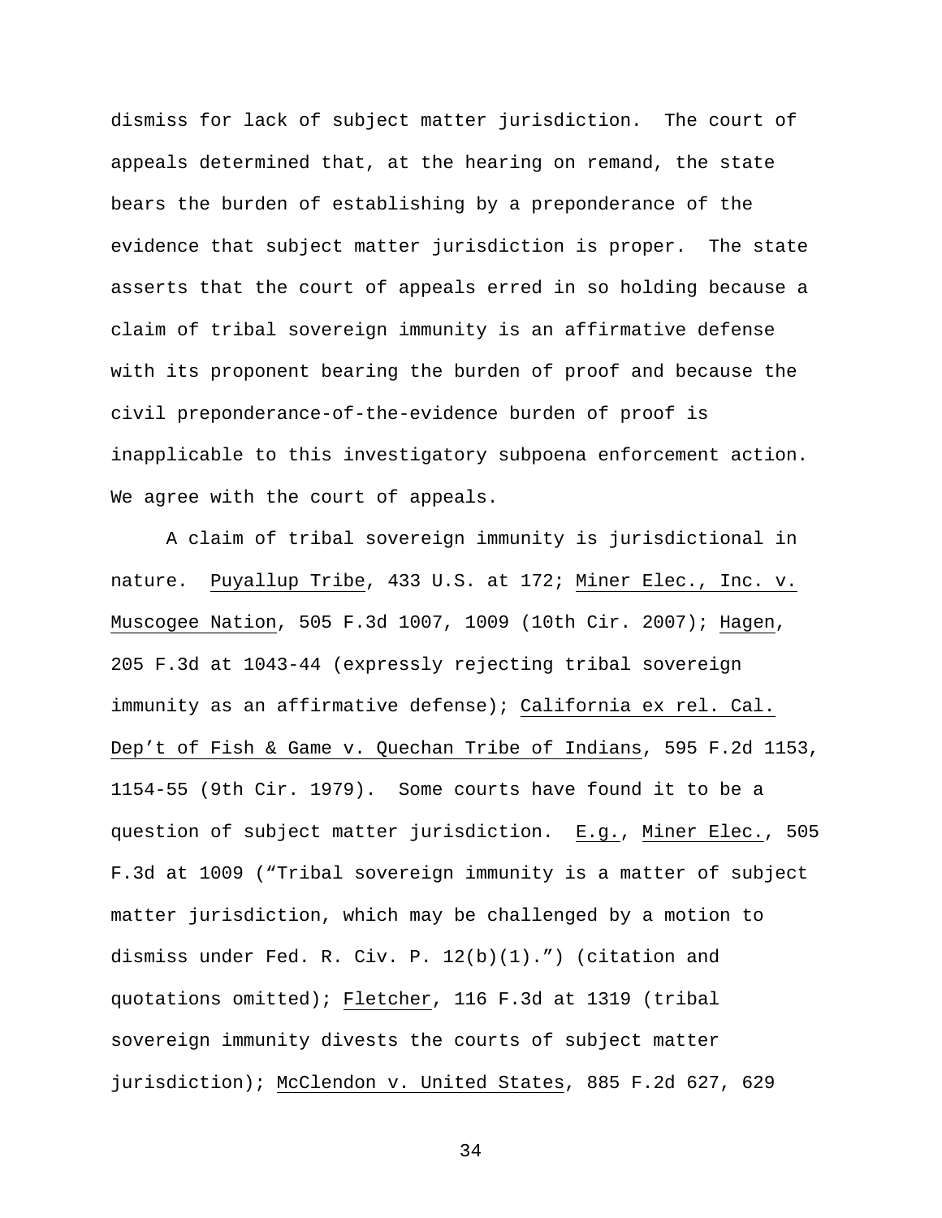dismiss for lack of subject matter jurisdiction. The court of appeals determined that, at the hearing on remand, the state bears the burden of establishing by a preponderance of the evidence that subject matter jurisdiction is proper. The state asserts that the court of appeals erred in so holding because a claim of tribal sovereign immunity is an affirmative defense with its proponent bearing the burden of proof and because the civil preponderance-of-the-evidence burden of proof is inapplicable to this investigatory subpoena enforcement action. We agree with the court of appeals.

A claim of tribal sovereign immunity is jurisdictional in nature. Puyallup Tribe, 433 U.S. at 172; Miner Elec., Inc. v. Muscogee Nation, 505 F.3d 1007, 1009 (10th Cir. 2007); Hagen, 205 F.3d at 1043-44 (expressly rejecting tribal sovereign immunity as an affirmative defense); California ex rel. Cal. Dep't of Fish & Game v. Quechan Tribe of Indians, 595 F.2d 1153, 1154-55 (9th Cir. 1979). Some courts have found it to be a question of subject matter jurisdiction. E.g., Miner Elec., 505 F.3d at 1009 ("Tribal sovereign immunity is a matter of subject matter jurisdiction, which may be challenged by a motion to dismiss under Fed. R. Civ. P. 12(b)(1).") (citation and quotations omitted); Fletcher, 116 F.3d at 1319 (tribal sovereign immunity divests the courts of subject matter jurisdiction); McClendon v. United States, 885 F.2d 627, 629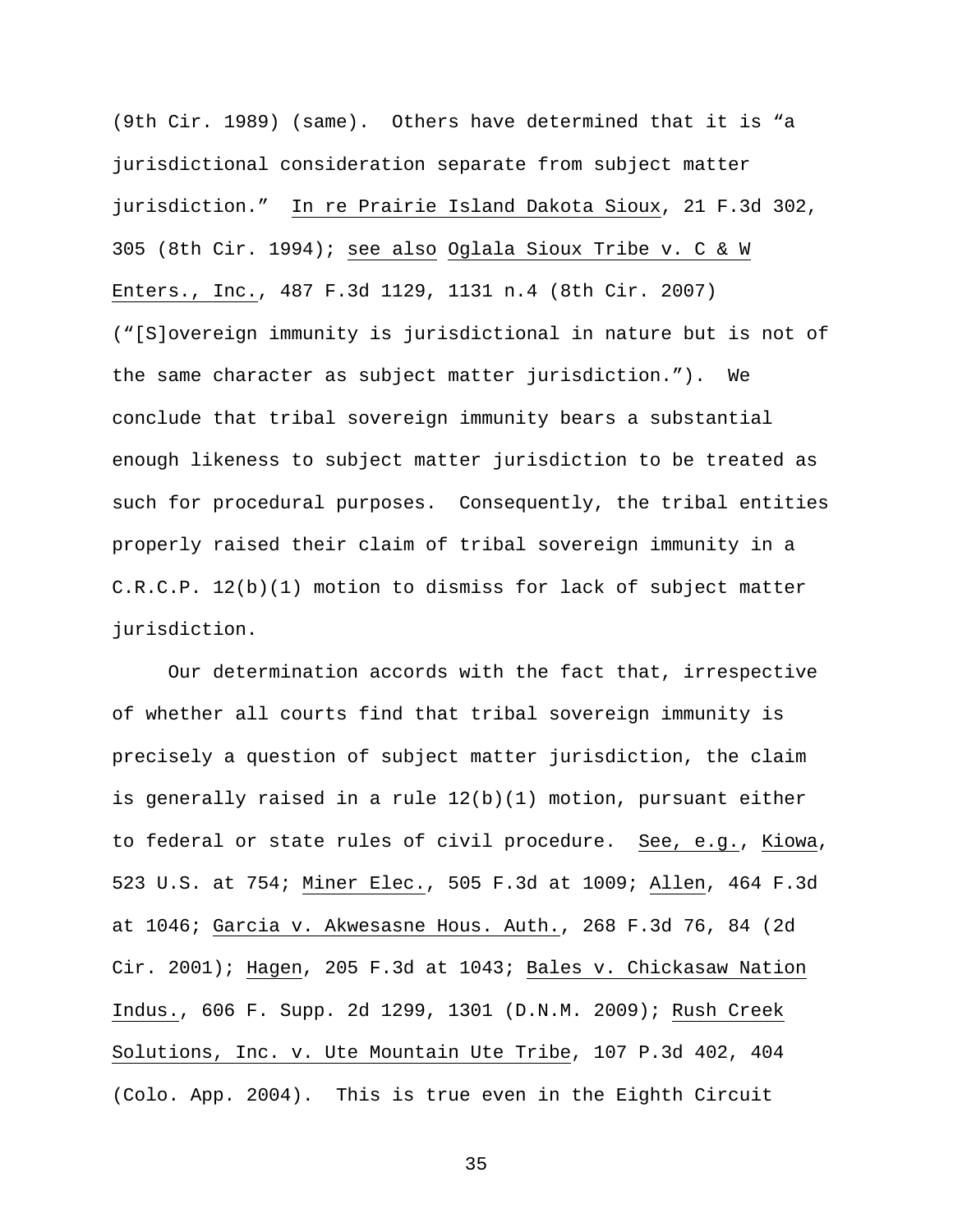(9th Cir. 1989) (same). Others have determined that it is "a jurisdictional consideration separate from subject matter jurisdiction." In re Prairie Island Dakota Sioux, 21 F.3d 302, 305 (8th Cir. 1994); see also Oglala Sioux Tribe v. C & W Enters., Inc., 487 F.3d 1129, 1131 n.4 (8th Cir. 2007) ("[S]overeign immunity is jurisdictional in nature but is not of the same character as subject matter jurisdiction."). We conclude that tribal sovereign immunity bears a substantial enough likeness to subject matter jurisdiction to be treated as such for procedural purposes. Consequently, the tribal entities properly raised their claim of tribal sovereign immunity in a C.R.C.P. 12(b)(1) motion to dismiss for lack of subject matter jurisdiction.

Our determination accords with the fact that, irrespective of whether all courts find that tribal sovereign immunity is precisely a question of subject matter jurisdiction, the claim is generally raised in a rule 12(b)(1) motion, pursuant either to federal or state rules of civil procedure. See, e.g., Kiowa, 523 U.S. at 754; Miner Elec., 505 F.3d at 1009; Allen, 464 F.3d at 1046; Garcia v. Akwesasne Hous. Auth., 268 F.3d 76, 84 (2d Cir. 2001); Hagen, 205 F.3d at 1043; Bales v. Chickasaw Nation Indus., 606 F. Supp. 2d 1299, 1301 (D.N.M. 2009); Rush Creek Solutions, Inc. v. Ute Mountain Ute Tribe, 107 P.3d 402, 404 (Colo. App. 2004). This is true even in the Eighth Circuit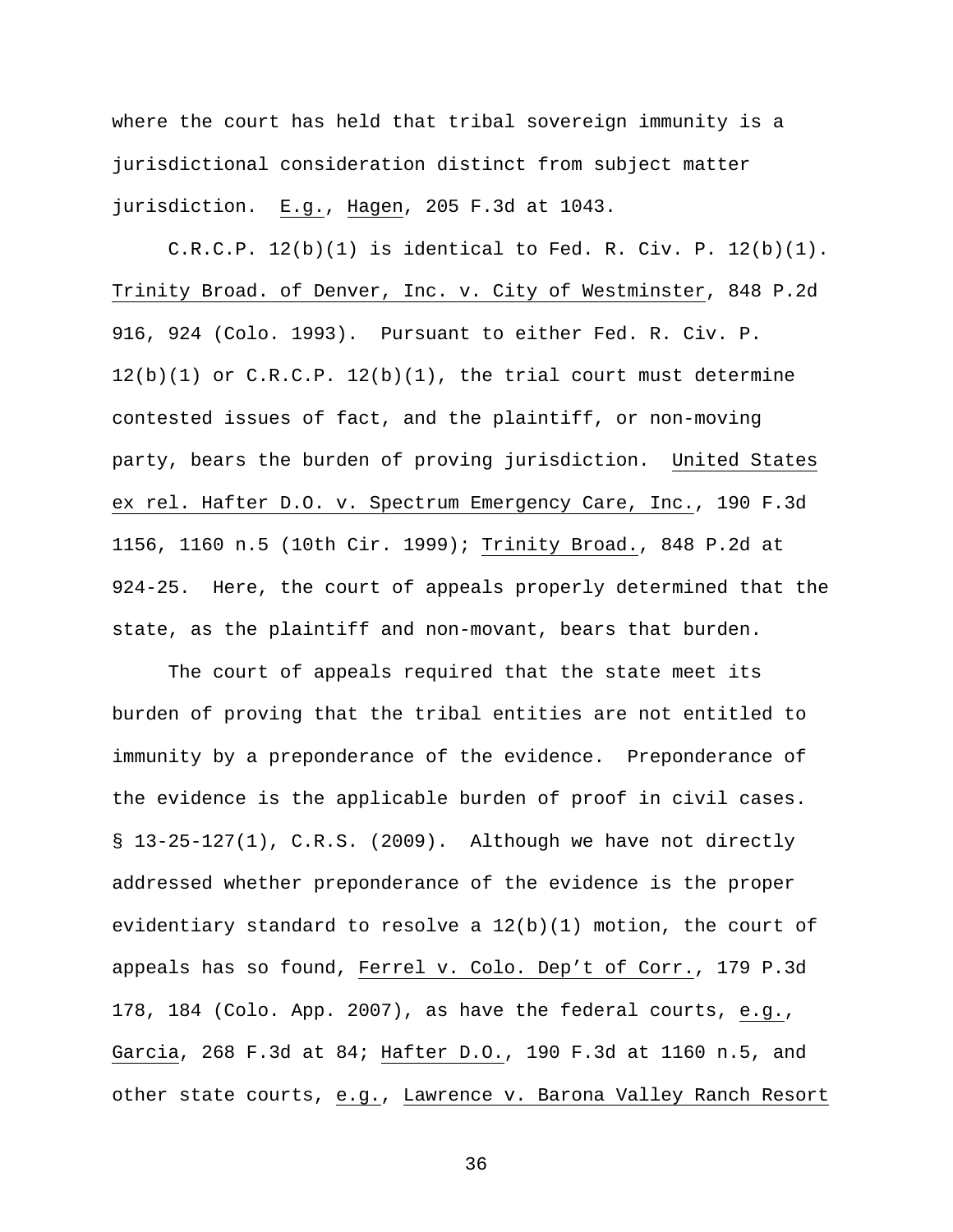where the court has held that tribal sovereign immunity is a jurisdictional consideration distinct from subject matter jurisdiction. E.g., Hagen, 205 F.3d at 1043.

C.R.C.P. 12(b)(1) is identical to Fed. R. Civ. P. 12(b)(1). Trinity Broad. of Denver, Inc. v. City of Westminster, 848 P.2d 916, 924 (Colo. 1993). Pursuant to either Fed. R. Civ. P. 12(b)(1) or C.R.C.P. 12(b)(1), the trial court must determine contested issues of fact, and the plaintiff, or non-moving party, bears the burden of proving jurisdiction. United States ex rel. Hafter D.O. v. Spectrum Emergency Care, Inc., 190 F.3d 1156, 1160 n.5 (10th Cir. 1999); Trinity Broad., 848 P.2d at 924-25. Here, the court of appeals properly determined that the state, as the plaintiff and non-movant, bears that burden.

The court of appeals required that the state meet its burden of proving that the tribal entities are not entitled to immunity by a preponderance of the evidence. Preponderance of the evidence is the applicable burden of proof in civil cases. § 13-25-127(1), C.R.S. (2009). Although we have not directly addressed whether preponderance of the evidence is the proper evidentiary standard to resolve a 12(b)(1) motion, the court of appeals has so found, Ferrel v. Colo. Dep't of Corr., 179 P.3d 178, 184 (Colo. App. 2007), as have the federal courts, e.g., Garcia, 268 F.3d at 84; Hafter D.O., 190 F.3d at 1160 n.5, and other state courts, e.g., Lawrence v. Barona Valley Ranch Resort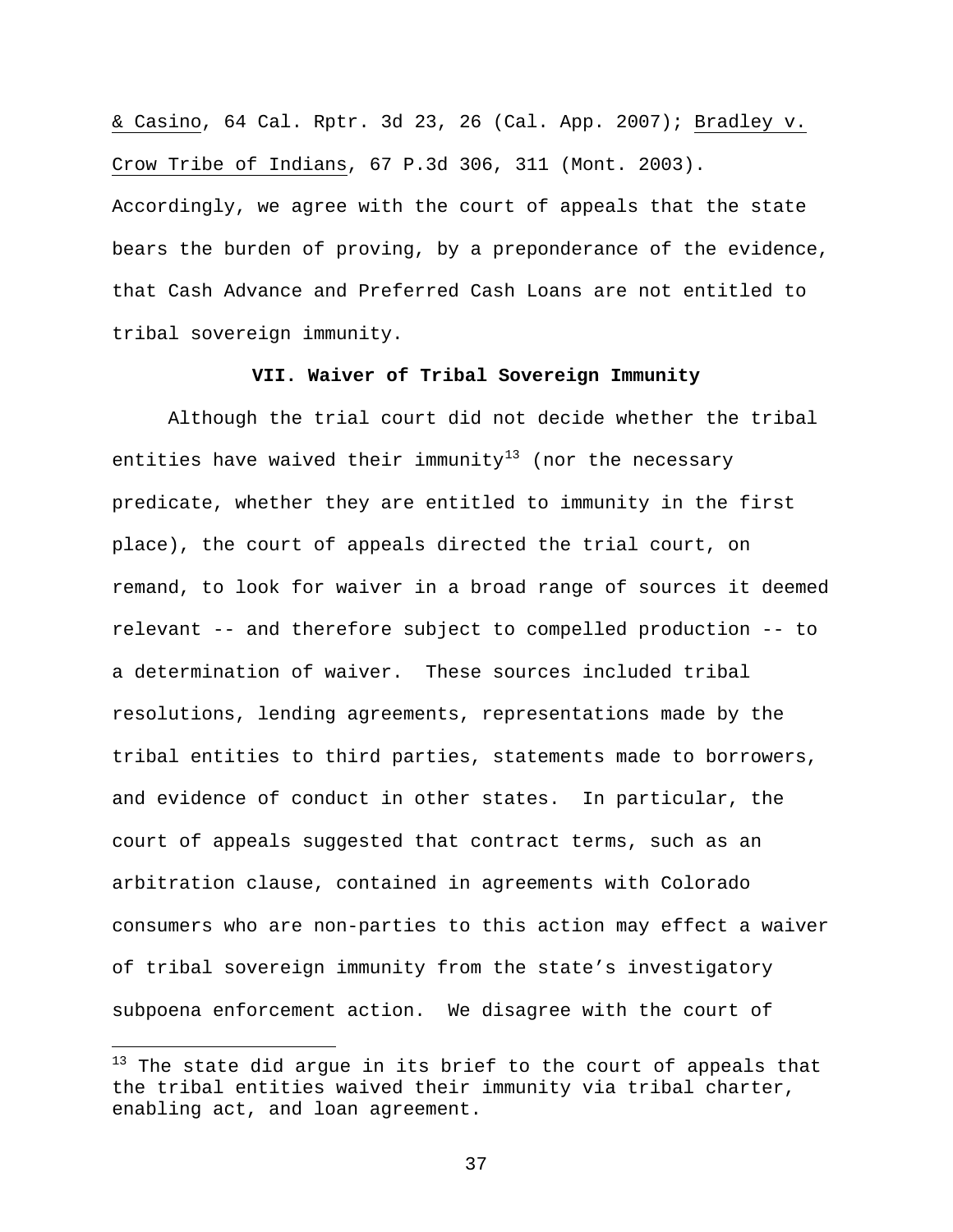& Casino, 64 Cal. Rptr. 3d 23, 26 (Cal. App. 2007); Bradley v. Crow Tribe of Indians, 67 P.3d 306, 311 (Mont. 2003). Accordingly, we agree with the court of appeals that the state bears the burden of proving, by a preponderance of the evidence, that Cash Advance and Preferred Cash Loans are not entitled to tribal sovereign immunity.

### VII. Waiver of Tribal Sovereign Immunity

Although the trial court did not decide whether the tribal entities have waived their immunity[13] (nor the necessary predicate, whether they are entitled to immunity in the first place), the court of appeals directed the trial court, on remand, to look for waiver in a broad range of sources it deemed relevant -- and therefore subject to compelled production -- to a determination of waiver. These sources included tribal resolutions, lending agreements, representations made by the tribal entities to third parties, statements made to borrowers, and evidence of conduct in other states. In particular, the court of appeals suggested that contract terms, such as an arbitration clause, contained in agreements with Colorado consumers who are non-parties to this action may effect a waiver of tribal sovereign immunity from the state's investigatory subpoena enforcement action. We disagree with the court of

[13] The state did argue in its brief to the court of appeals that the tribal entities waived their immunity via tribal charter, enabling act, and loan agreement.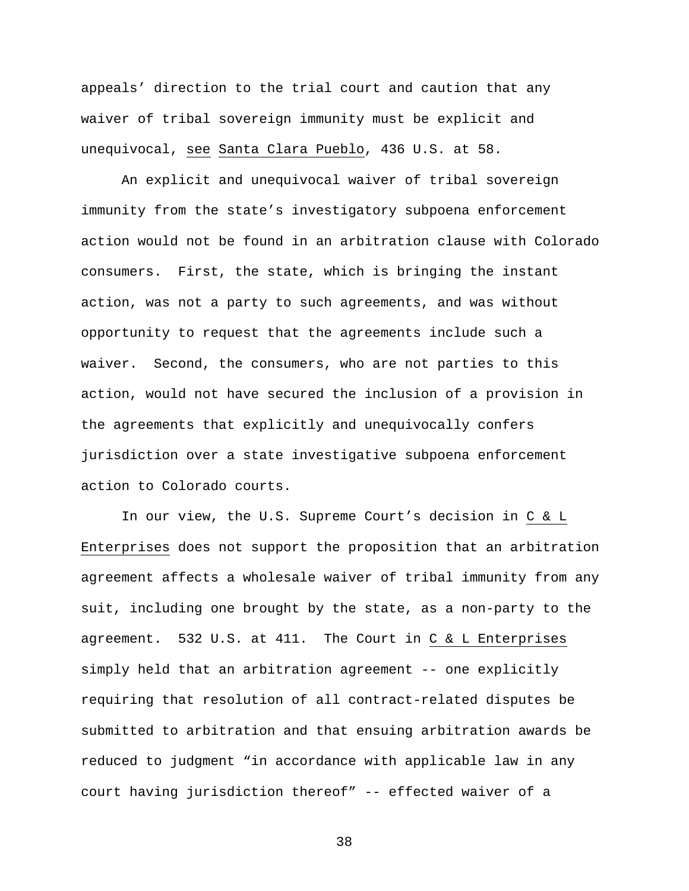appeals' direction to the trial court and caution that any waiver of tribal sovereign immunity must be explicit and unequivocal, see Santa Clara Pueblo, 436 U.S. at 58.

An explicit and unequivocal waiver of tribal sovereign immunity from the state's investigatory subpoena enforcement action would not be found in an arbitration clause with Colorado consumers. First, the state, which is bringing the instant action, was not a party to such agreements, and was without opportunity to request that the agreements include such a waiver. Second, the consumers, who are not parties to this action, would not have secured the inclusion of a provision in the agreements that explicitly and unequivocally confers jurisdiction over a state investigative subpoena enforcement action to Colorado courts.

In our view, the U.S. Supreme Court's decision in C & L Enterprises does not support the proposition that an arbitration agreement affects a wholesale waiver of tribal immunity from any suit, including one brought by the state, as a non-party to the agreement. 532 U.S. at 411. The Court in C & L Enterprises simply held that an arbitration agreement -- one explicitly requiring that resolution of all contract-related disputes be submitted to arbitration and that ensuing arbitration awards be reduced to judgment "in accordance with applicable law in any court having jurisdiction thereof" -- effected waiver of a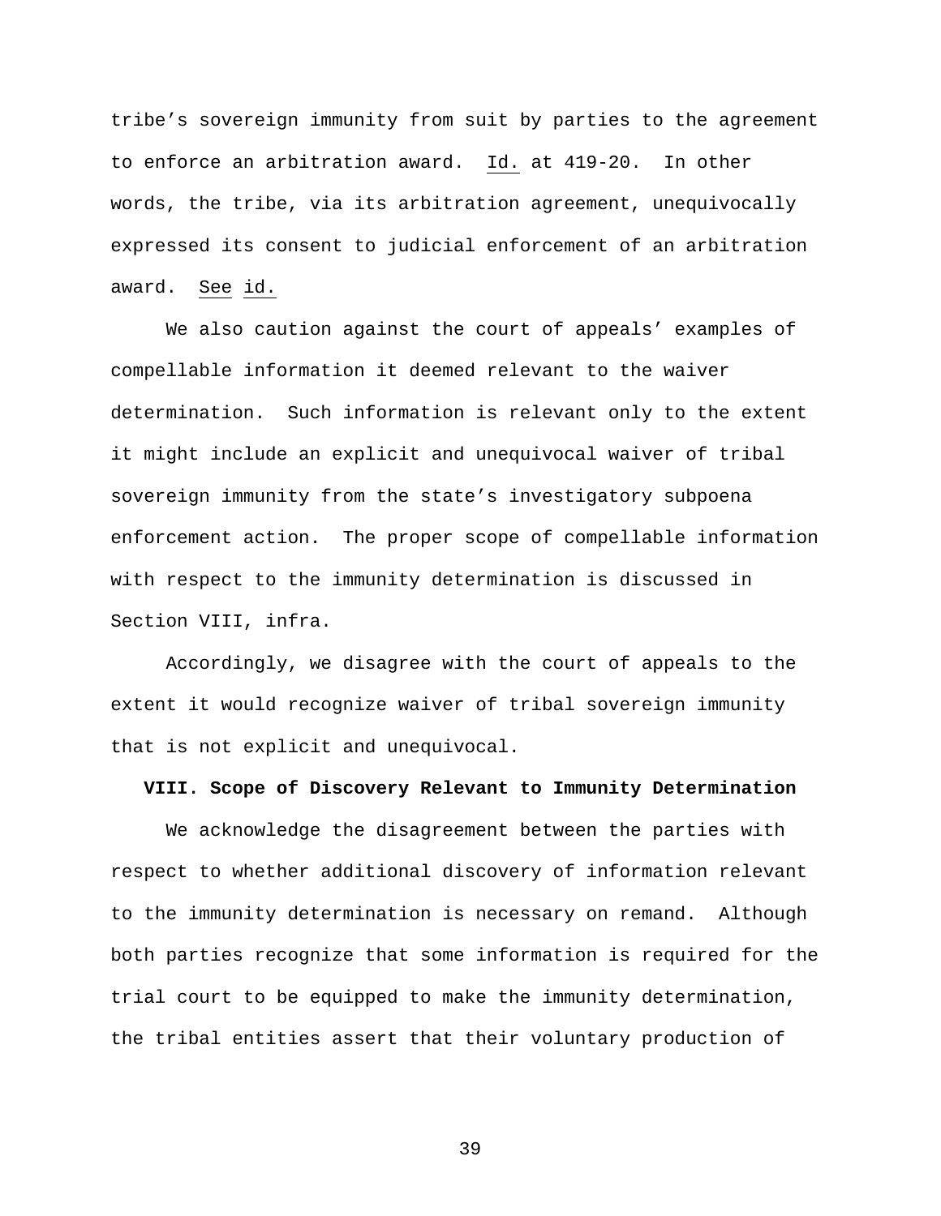tribe's sovereign immunity from suit by parties to the agreement to enforce an arbitration award. Id. at 419-20. In other words, the tribe, via its arbitration agreement, unequivocally expressed its consent to judicial enforcement of an arbitration award. See id.

We also caution against the court of appeals' examples of compellable information it deemed relevant to the waiver determination. Such information is relevant only to the extent it might include an explicit and unequivocal waiver of tribal sovereign immunity from the state's investigatory subpoena enforcement action. The proper scope of compellable information with respect to the immunity determination is discussed in Section VIII, infra.

Accordingly, we disagree with the court of appeals to the extent it would recognize waiver of tribal sovereign immunity that is not explicit and unequivocal.

## VIII. Scope of Discovery Relevant to Immunity Determination

We acknowledge the disagreement between the parties with respect to whether additional discovery of information relevant to the immunity determination is necessary on remand. Although both parties recognize that some information is required for the trial court to be equipped to make the immunity determination, the tribal entities assert that their voluntary production of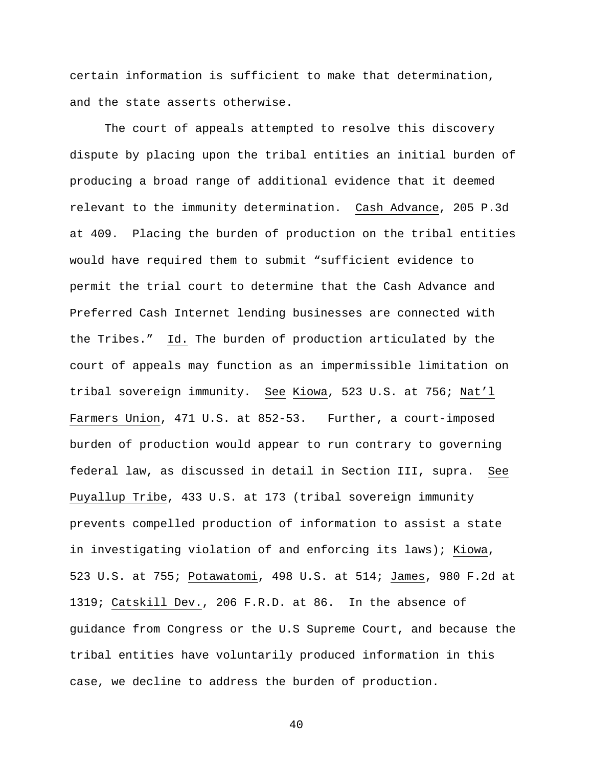certain information is sufficient to make that determination, and the state asserts otherwise.

The court of appeals attempted to resolve this discovery dispute by placing upon the tribal entities an initial burden of producing a broad range of additional evidence that it deemed relevant to the immunity determination. Cash Advance, 205 P.3d at 409. Placing the burden of production on the tribal entities would have required them to submit "sufficient evidence to permit the trial court to determine that the Cash Advance and Preferred Cash Internet lending businesses are connected with the Tribes." Id. The burden of production articulated by the court of appeals may function as an impermissible limitation on tribal sovereign immunity. See Kiowa, 523 U.S. at 756; Nat'l Farmers Union, 471 U.S. at 852-53. Further, a court-imposed burden of production would appear to run contrary to governing federal law, as discussed in detail in Section III, supra. See Puyallup Tribe, 433 U.S. at 173 (tribal sovereign immunity prevents compelled production of information to assist a state in investigating violation of and enforcing its laws); Kiowa, 523 U.S. at 755; Potawatomi, 498 U.S. at 514; James, 980 F.2d at 1319; Catskill Dev., 206 F.R.D. at 86. In the absence of guidance from Congress or the U.S Supreme Court, and because the tribal entities have voluntarily produced information in this case, we decline to address the burden of production.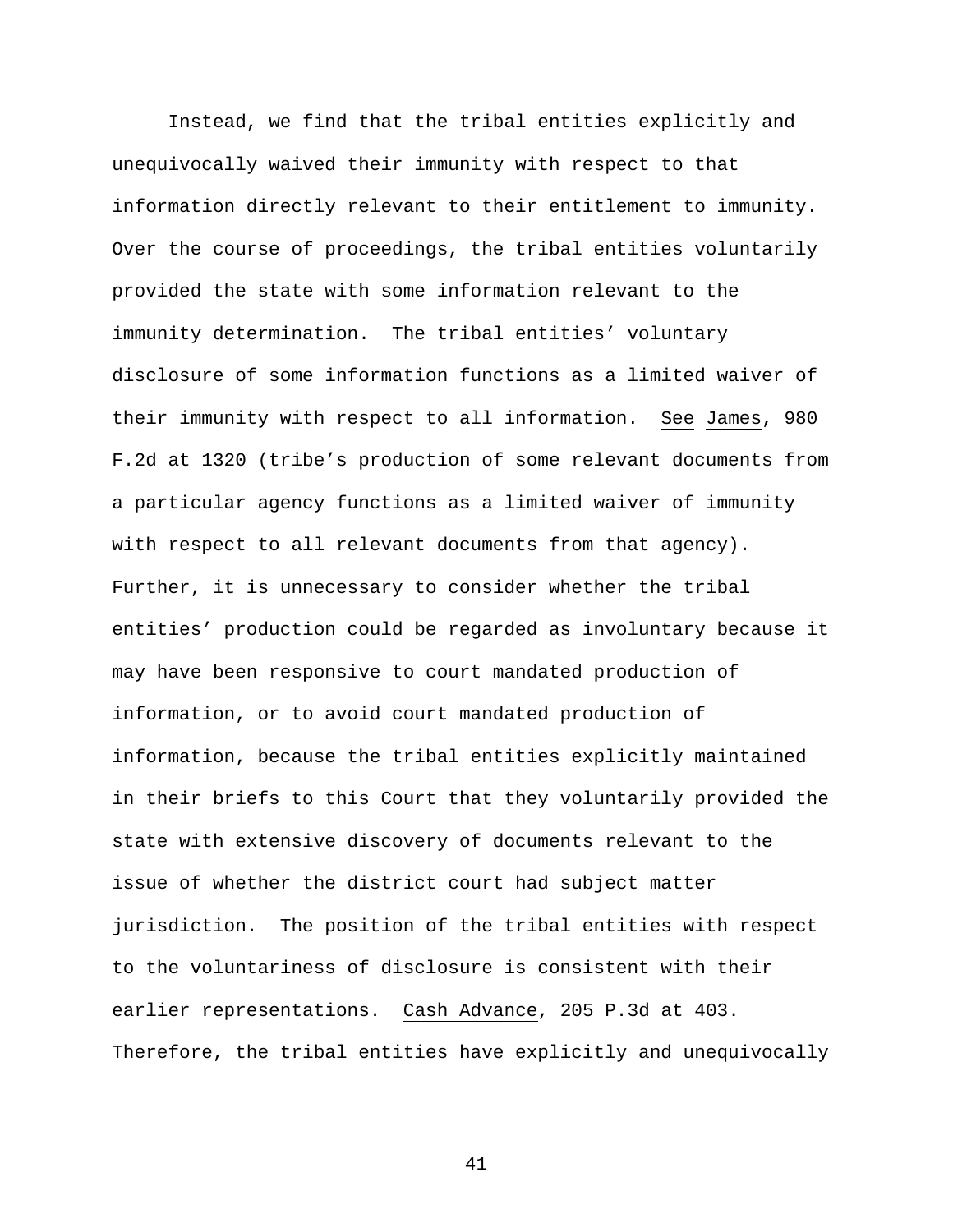Instead, we find that the tribal entities explicitly and unequivocally waived their immunity with respect to that information directly relevant to their entitlement to immunity. Over the course of proceedings, the tribal entities voluntarily provided the state with some information relevant to the immunity determination. The tribal entities' voluntary disclosure of some information functions as a limited waiver of their immunity with respect to all information. See James, 980 F.2d at 1320 (tribe's production of some relevant documents from a particular agency functions as a limited waiver of immunity with respect to all relevant documents from that agency). Further, it is unnecessary to consider whether the tribal entities' production could be regarded as involuntary because it may have been responsive to court mandated production of information, or to avoid court mandated production of information, because the tribal entities explicitly maintained in their briefs to this Court that they voluntarily provided the state with extensive discovery of documents relevant to the issue of whether the district court had subject matter jurisdiction. The position of the tribal entities with respect to the voluntariness of disclosure is consistent with their earlier representations. Cash Advance, 205 P.3d at 403. Therefore, the tribal entities have explicitly and unequivocally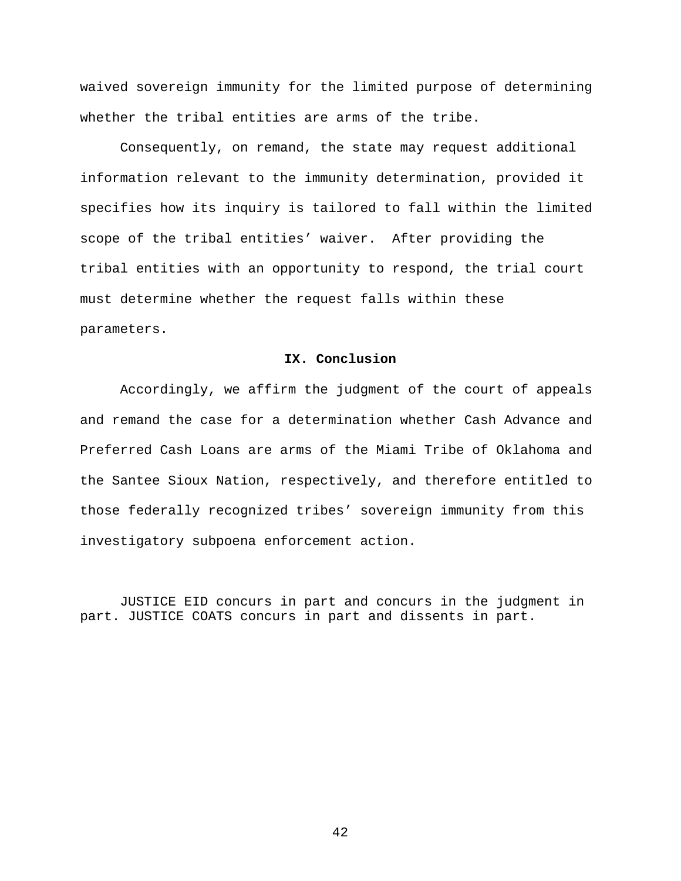waived sovereign immunity for the limited purpose of determining whether the tribal entities are arms of the tribe.

Consequently, on remand, the state may request additional information relevant to the immunity determination, provided it specifies how its inquiry is tailored to fall within the limited scope of the tribal entities' waiver. After providing the tribal entities with an opportunity to respond, the trial court must determine whether the request falls within these parameters.

## IX. Conclusion

Accordingly, we affirm the judgment of the court of appeals and remand the case for a determination whether Cash Advance and Preferred Cash Loans are arms of the Miami Tribe of Oklahoma and the Santee Sioux Nation, respectively, and therefore entitled to those federally recognized tribes' sovereign immunity from this investigatory subpoena enforcement action.

JUSTICE EID concurs in part and concurs in the judgment in part. JUSTICE COATS concurs in part and dissents in part.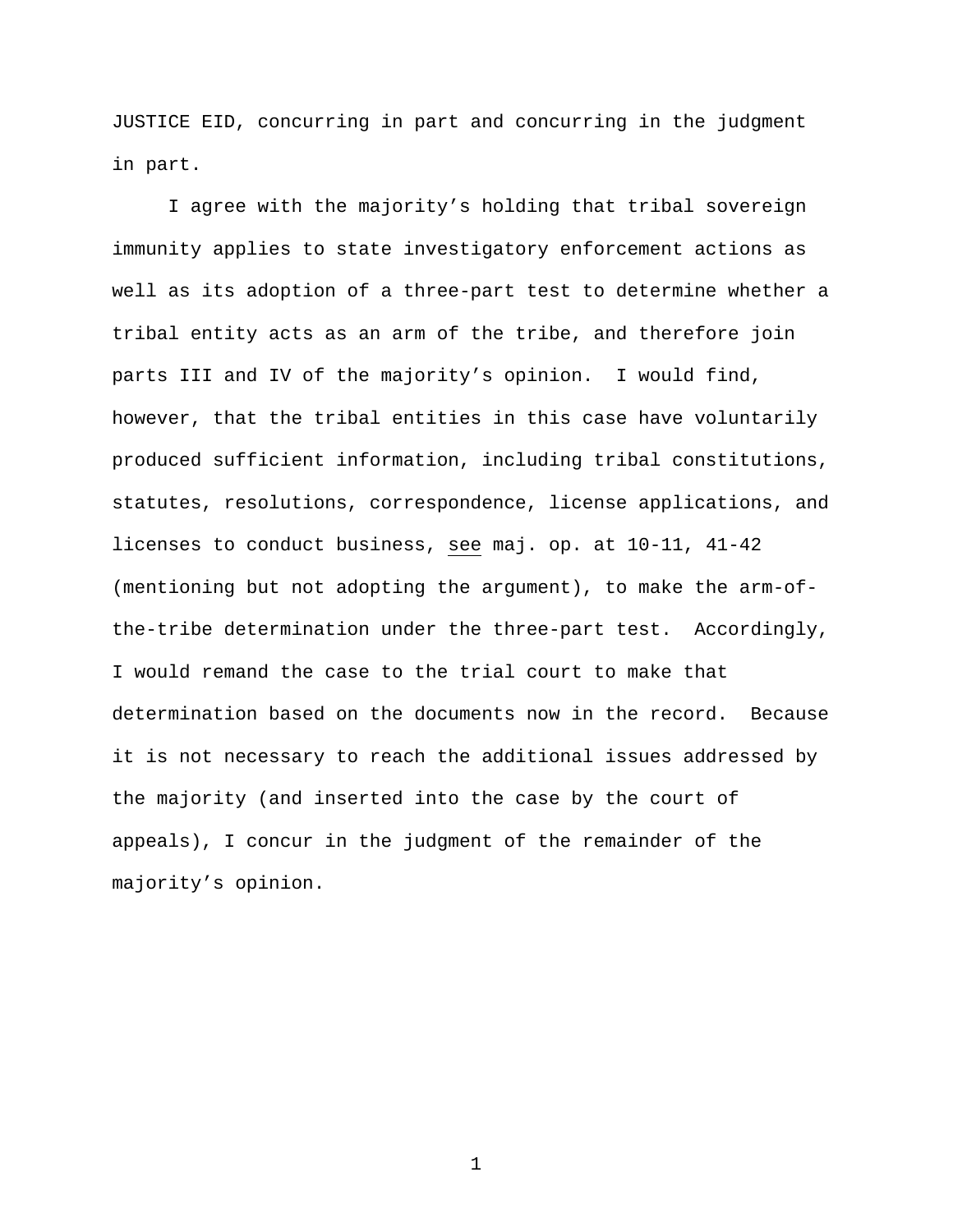JUSTICE EID, concurring in part and concurring in the judgment in part.

I agree with the majority's holding that tribal sovereign immunity applies to state investigatory enforcement actions as well as its adoption of a three-part test to determine whether a tribal entity acts as an arm of the tribe, and therefore join parts III and IV of the majority's opinion. I would find, however, that the tribal entities in this case have voluntarily produced sufficient information, including tribal constitutions, statutes, resolutions, correspondence, license applications, and licenses to conduct business, see maj. op. at 10-11, 41-42 (mentioning but not adopting the argument), to make the arm-of-the-tribe determination under the three-part test. Accordingly, I would remand the case to the trial court to make that determination based on the documents now in the record. Because it is not necessary to reach the additional issues addressed by the majority (and inserted into the case by the court of appeals), I concur in the judgment of the remainder of the majority's opinion.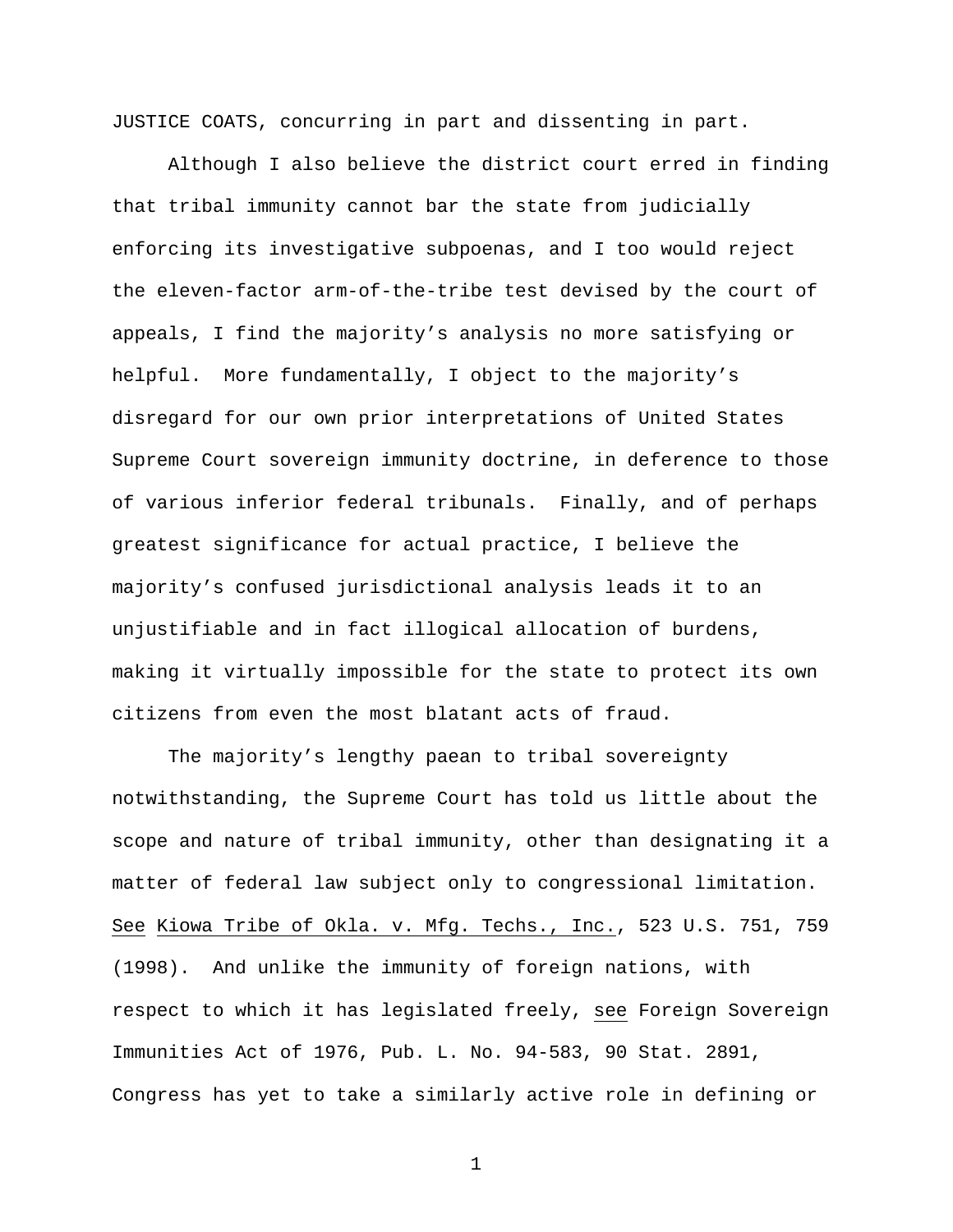JUSTICE COATS, concurring in part and dissenting in part.

Although I also believe the district court erred in finding that tribal immunity cannot bar the state from judicially enforcing its investigative subpoenas, and I too would reject the eleven-factor arm-of-the-tribe test devised by the court of appeals, I find the majority's analysis no more satisfying or helpful. More fundamentally, I object to the majority's disregard for our own prior interpretations of United States Supreme Court sovereign immunity doctrine, in deference to those of various inferior federal tribunals. Finally, and of perhaps greatest significance for actual practice, I believe the majority's confused jurisdictional analysis leads it to an unjustifiable and in fact illogical allocation of burdens, making it virtually impossible for the state to protect its own citizens from even the most blatant acts of fraud.

The majority's lengthy paean to tribal sovereignty notwithstanding, the Supreme Court has told us little about the scope and nature of tribal immunity, other than designating it a matter of federal law subject only to congressional limitation. See Kiowa Tribe of Okla. v. Mfg. Techs., Inc., 523 U.S. 751, 759 (1998). And unlike the immunity of foreign nations, with respect to which it has legislated freely, see Foreign Sovereign Immunities Act of 1976, Pub. L. No. 94-583, 90 Stat. 2891, Congress has yet to take a similarly active role in defining or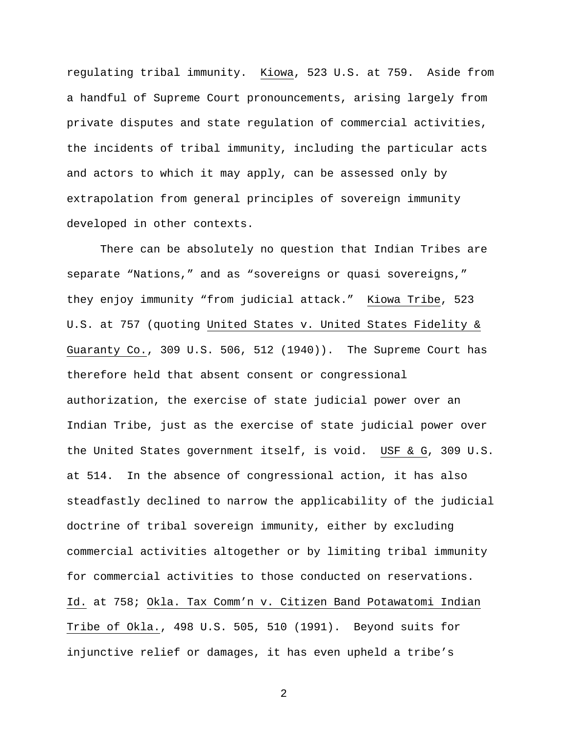regulating tribal immunity. Kiowa, 523 U.S. at 759. Aside from a handful of Supreme Court pronouncements, arising largely from private disputes and state regulation of commercial activities, the incidents of tribal immunity, including the particular acts and actors to which it may apply, can be assessed only by extrapolation from general principles of sovereign immunity developed in other contexts.

There can be absolutely no question that Indian Tribes are separate "Nations," and as "sovereigns or quasi sovereigns," they enjoy immunity "from judicial attack." Kiowa Tribe, 523 U.S. at 757 (quoting United States v. United States Fidelity & Guaranty Co., 309 U.S. 506, 512 (1940)). The Supreme Court has therefore held that absent consent or congressional authorization, the exercise of state judicial power over an Indian Tribe, just as the exercise of state judicial power over the United States government itself, is void. USF & G, 309 U.S. at 514. In the absence of congressional action, it has also steadfastly declined to narrow the applicability of the judicial doctrine of tribal sovereign immunity, either by excluding commercial activities altogether or by limiting tribal immunity for commercial activities to those conducted on reservations. Id. at 758; Okla. Tax Comm'n v. Citizen Band Potawatomi Indian Tribe of Okla., 498 U.S. 505, 510 (1991). Beyond suits for injunctive relief or damages, it has even upheld a tribe's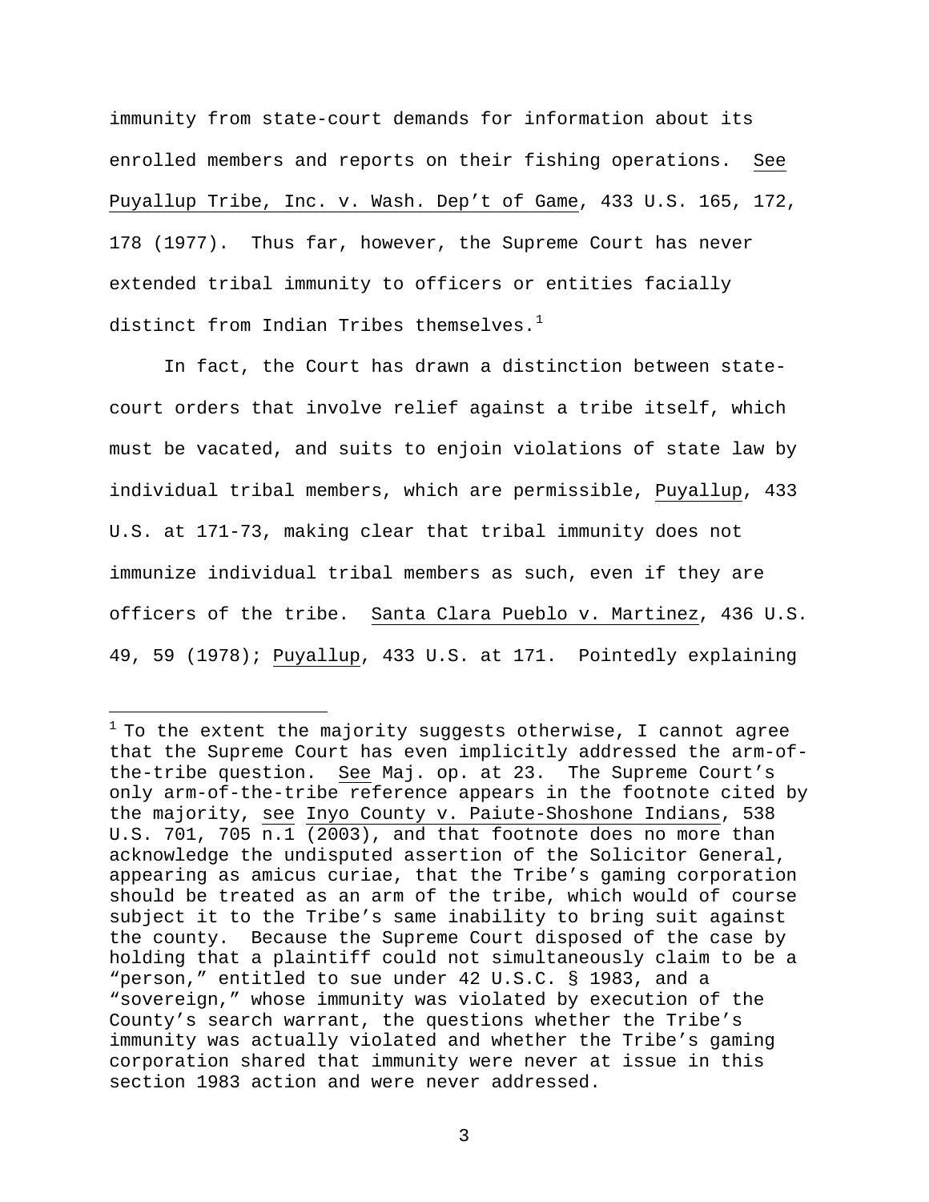immunity from state-court demands for information about its enrolled members and reports on their fishing operations. See Puyallup Tribe, Inc. v. Wash. Dep't of Game, 433 U.S. 165, 172, 178 (1977). Thus far, however, the Supreme Court has never extended tribal immunity to officers or entities facially distinct from Indian Tribes themselves.[1]

In fact, the Court has drawn a distinction between state-court orders that involve relief against a tribe itself, which must be vacated, and suits to enjoin violations of state law by individual tribal members, which are permissible, Puyallup, 433 U.S. at 171-73, making clear that tribal immunity does not immunize individual tribal members as such, even if they are officers of the tribe. Santa Clara Pueblo v. Martinez, 436 U.S. 49, 59 (1978); Puyallup, 433 U.S. at 171. Pointedly explaining

---

[1] To the extent the majority suggests otherwise, I cannot agree that the Supreme Court has even implicitly addressed the arm-of-the-tribe question. See Maj. op. at 23. The Supreme Court's only arm-of-the-tribe reference appears in the footnote cited by the majority, see Inyo County v. Paiute-Shoshone Indians, 538 U.S. 701, 705 n.1 (2003), and that footnote does no more than acknowledge the undisputed assertion of the Solicitor General, appearing as amicus curiae, that the Tribe's gaming corporation should be treated as an arm of the tribe, which would of course subject it to the Tribe's same inability to bring suit against the county. Because the Supreme Court disposed of the case by holding that a plaintiff could not simultaneously claim to be a "person," entitled to sue under 42 U.S.C. § 1983, and a "sovereign," whose immunity was violated by execution of the County's search warrant, the questions whether the Tribe's immunity was actually violated and whether the Tribe's gaming corporation shared that immunity were never at issue in this section 1983 action and were never addressed.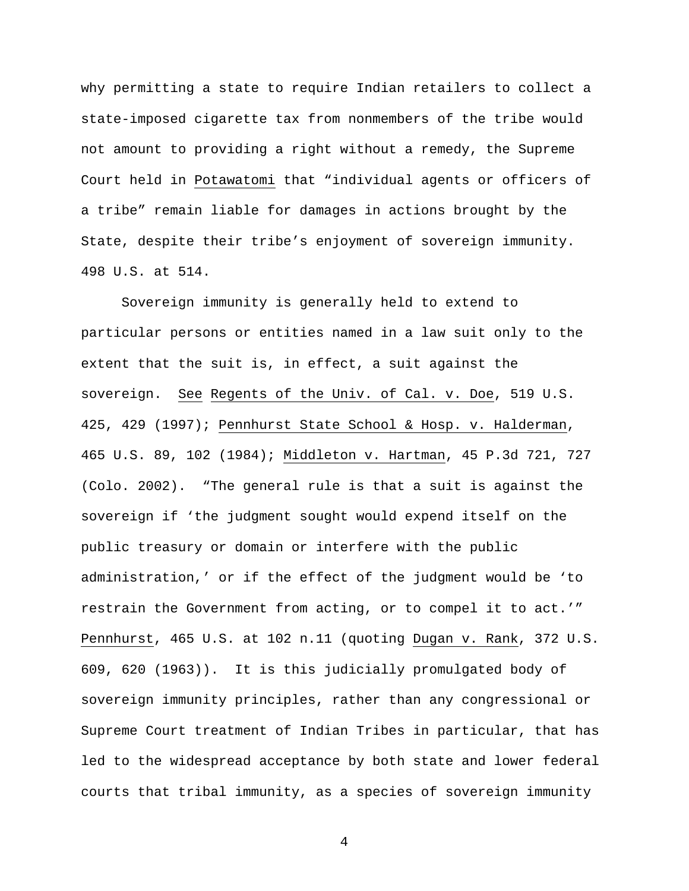why permitting a state to require Indian retailers to collect a state-imposed cigarette tax from nonmembers of the tribe would not amount to providing a right without a remedy, the Supreme Court held in Potawatomi that "individual agents or officers of a tribe" remain liable for damages in actions brought by the State, despite their tribe's enjoyment of sovereign immunity. 498 U.S. at 514.

Sovereign immunity is generally held to extend to particular persons or entities named in a law suit only to the extent that the suit is, in effect, a suit against the sovereign. See Regents of the Univ. of Cal. v. Doe, 519 U.S. 425, 429 (1997); Pennhurst State School & Hosp. v. Halderman, 465 U.S. 89, 102 (1984); Middleton v. Hartman, 45 P.3d 721, 727 (Colo. 2002). "The general rule is that a suit is against the sovereign if 'the judgment sought would expend itself on the public treasury or domain or interfere with the public administration,' or if the effect of the judgment would be 'to restrain the Government from acting, or to compel it to act.'" Pennhurst, 465 U.S. at 102 n.11 (quoting Dugan v. Rank, 372 U.S. 609, 620 (1963)). It is this judicially promulgated body of sovereign immunity principles, rather than any congressional or Supreme Court treatment of Indian Tribes in particular, that has led to the widespread acceptance by both state and lower federal courts that tribal immunity, as a species of sovereign immunity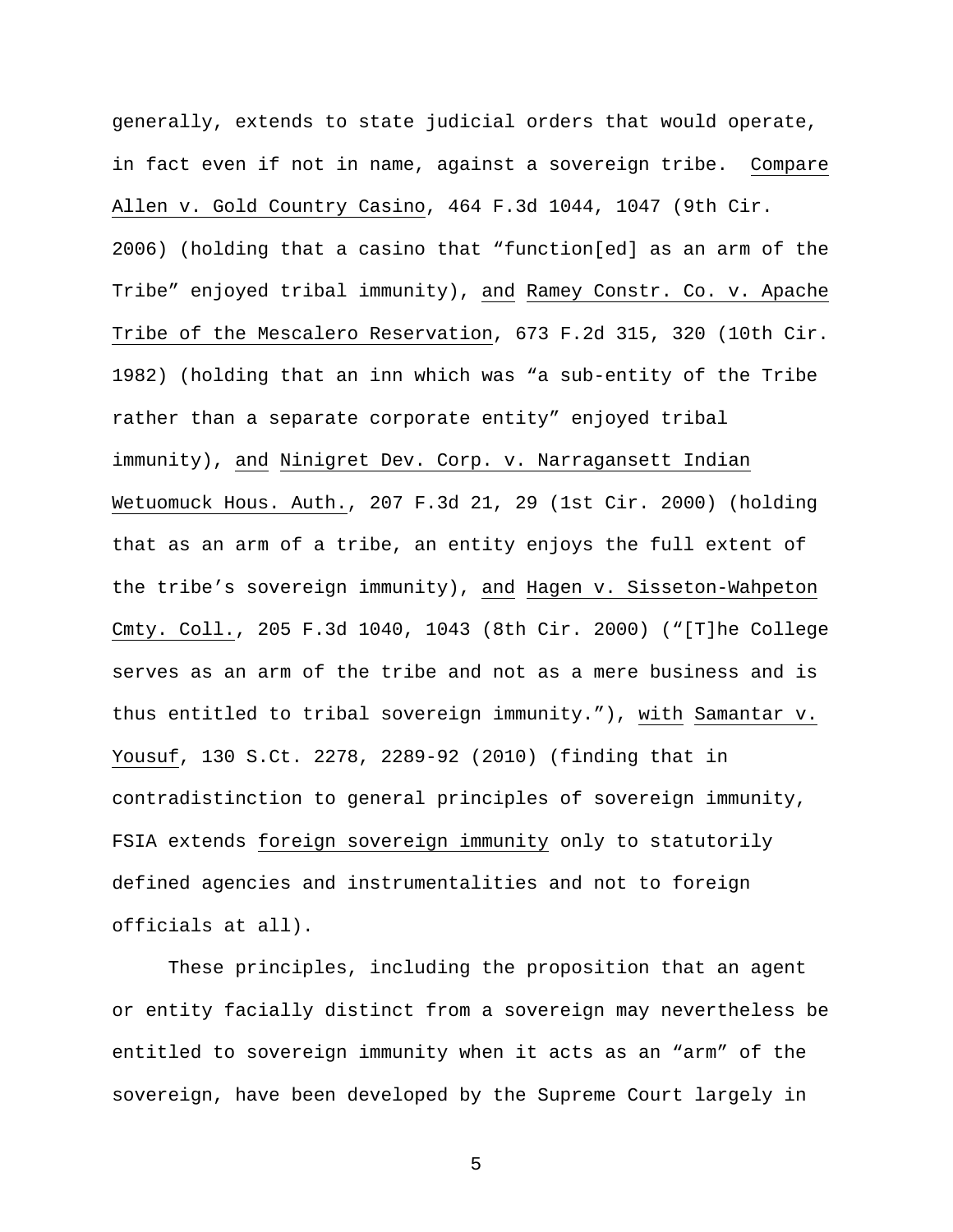generally, extends to state judicial orders that would operate, in fact even if not in name, against a sovereign tribe. Compare Allen v. Gold Country Casino, 464 F.3d 1044, 1047 (9th Cir. 2006) (holding that a casino that "function[ed] as an arm of the Tribe" enjoyed tribal immunity), and Ramey Constr. Co. v. Apache Tribe of the Mescalero Reservation, 673 F.2d 315, 320 (10th Cir. 1982) (holding that an inn which was "a sub-entity of the Tribe rather than a separate corporate entity" enjoyed tribal immunity), and Ninigret Dev. Corp. v. Narragansett Indian Wetuomuck Hous. Auth., 207 F.3d 21, 29 (1st Cir. 2000) (holding that as an arm of a tribe, an entity enjoys the full extent of the tribe's sovereign immunity), and Hagen v. Sisseton-Wahpeton Cmty. Coll., 205 F.3d 1040, 1043 (8th Cir. 2000) ("[T]he College serves as an arm of the tribe and not as a mere business and is thus entitled to tribal sovereign immunity."), with Samantar v. Yousuf, 130 S.Ct. 2278, 2289-92 (2010) (finding that in contradistinction to general principles of sovereign immunity, FSIA extends foreign sovereign immunity only to statutorily defined agencies and instrumentalities and not to foreign officials at all).

These principles, including the proposition that an agent or entity facially distinct from a sovereign may nevertheless be entitled to sovereign immunity when it acts as an "arm" of the sovereign, have been developed by the Supreme Court largely in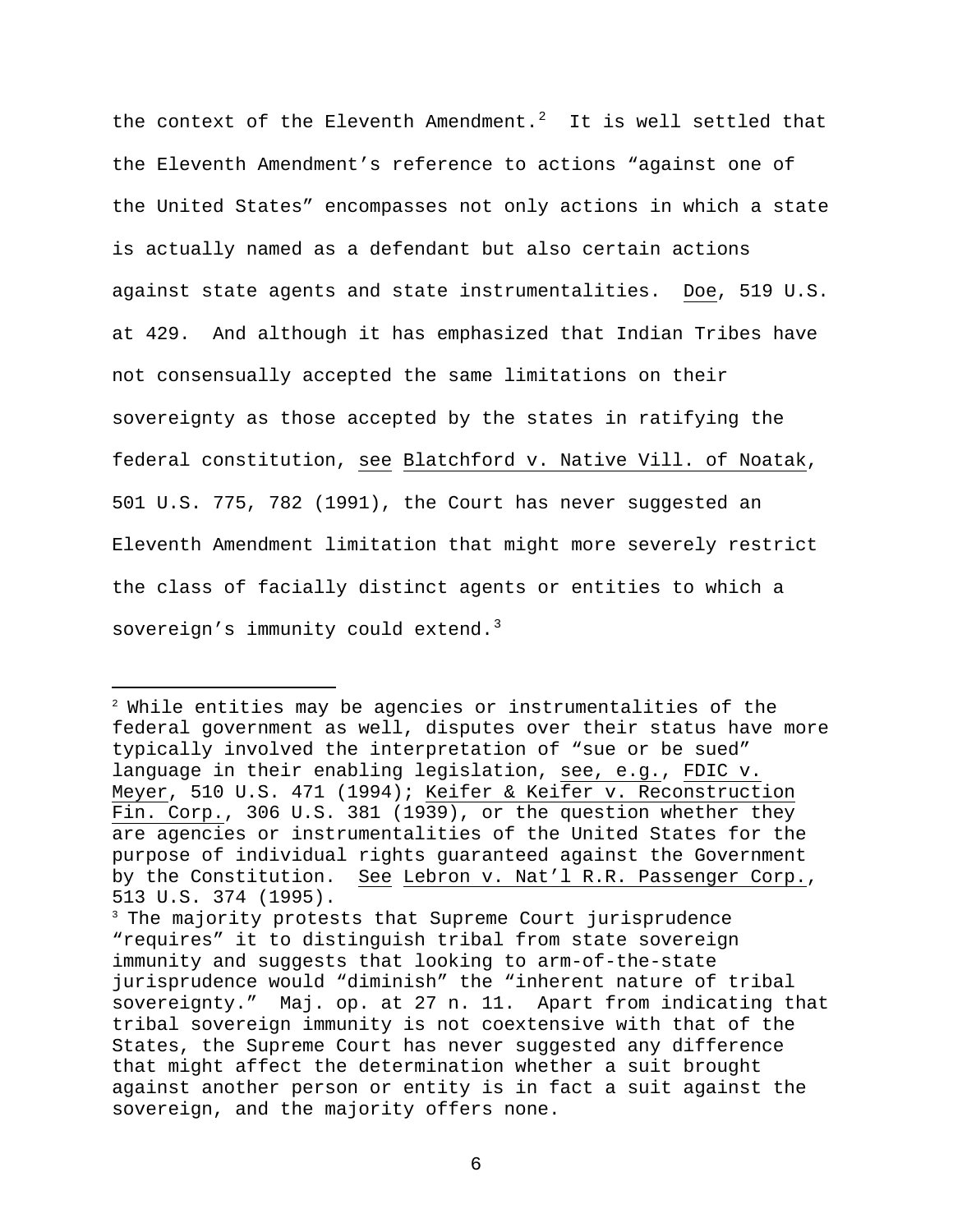the context of the Eleventh Amendment.[2] It is well settled that the Eleventh Amendment's reference to actions "against one of the United States" encompasses not only actions in which a state is actually named as a defendant but also certain actions against state agents and state instrumentalities. Doe, 519 U.S. at 429. And although it has emphasized that Indian Tribes have not consensually accepted the same limitations on their sovereignty as those accepted by the states in ratifying the federal constitution, see Blatchford v. Native Vill. of Noatak, 501 U.S. 775, 782 (1991), the Court has never suggested an Eleventh Amendment limitation that might more severely restrict the class of facially distinct agents or entities to which a sovereign's immunity could extend.[3]

---

[2] While entities may be agencies or instrumentalities of the federal government as well, disputes over their status have more typically involved the interpretation of "sue or be sued" language in their enabling legislation, see, e.g., FDIC v. Meyer, 510 U.S. 471 (1994); Keifer & Keifer v. Reconstruction Fin. Corp., 306 U.S. 381 (1939), or the question whether they are agencies or instrumentalities of the United States for the purpose of individual rights guaranteed against the Government by the Constitution. See Lebron v. Nat'l R.R. Passenger Corp., 513 U.S. 374 (1995).

[3] The majority protests that Supreme Court jurisprudence "requires" it to distinguish tribal from state sovereign immunity and suggests that looking to arm-of-the-state jurisprudence would "diminish" the "inherent nature of tribal sovereignty." Maj. op. at 27 n. 11. Apart from indicating that tribal sovereign immunity is not coextensive with that of the States, the Supreme Court has never suggested any difference that might affect the determination whether a suit brought against another person or entity is in fact a suit against the sovereign, and the majority offers none.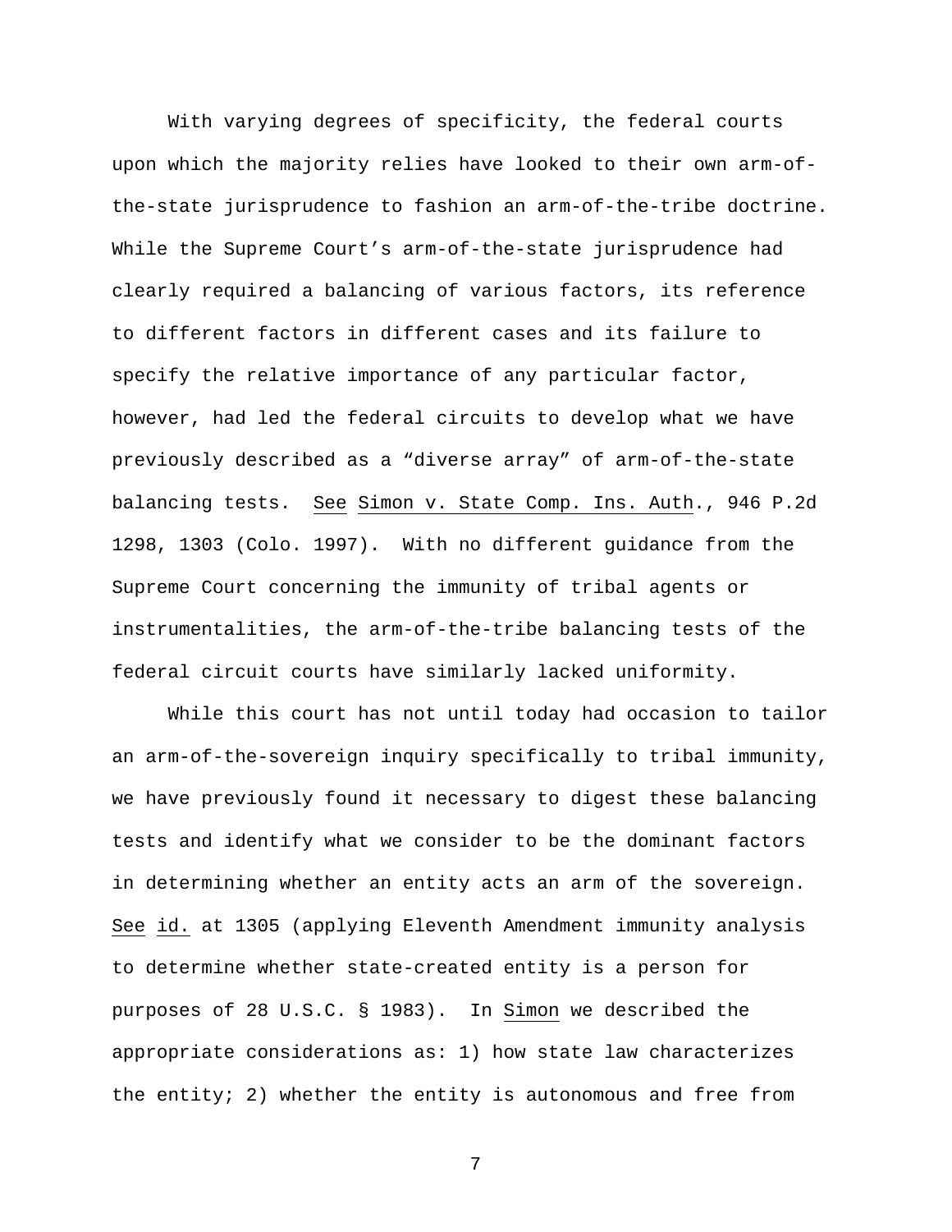With varying degrees of specificity, the federal courts upon which the majority relies have looked to their own arm-of-the-state jurisprudence to fashion an arm-of-the-tribe doctrine. While the Supreme Court's arm-of-the-state jurisprudence had clearly required a balancing of various factors, its reference to different factors in different cases and its failure to specify the relative importance of any particular factor, however, had led the federal circuits to develop what we have previously described as a "diverse array" of arm-of-the-state balancing tests. See Simon v. State Comp. Ins. Auth., 946 P.2d 1298, 1303 (Colo. 1997). With no different guidance from the Supreme Court concerning the immunity of tribal agents or instrumentalities, the arm-of-the-tribe balancing tests of the federal circuit courts have similarly lacked uniformity.

While this court has not until today had occasion to tailor an arm-of-the-sovereign inquiry specifically to tribal immunity, we have previously found it necessary to digest these balancing tests and identify what we consider to be the dominant factors in determining whether an entity acts an arm of the sovereign. See id. at 1305 (applying Eleventh Amendment immunity analysis to determine whether state-created entity is a person for purposes of 28 U.S.C. § 1983). In Simon we described the appropriate considerations as: 1) how state law characterizes the entity; 2) whether the entity is autonomous and free from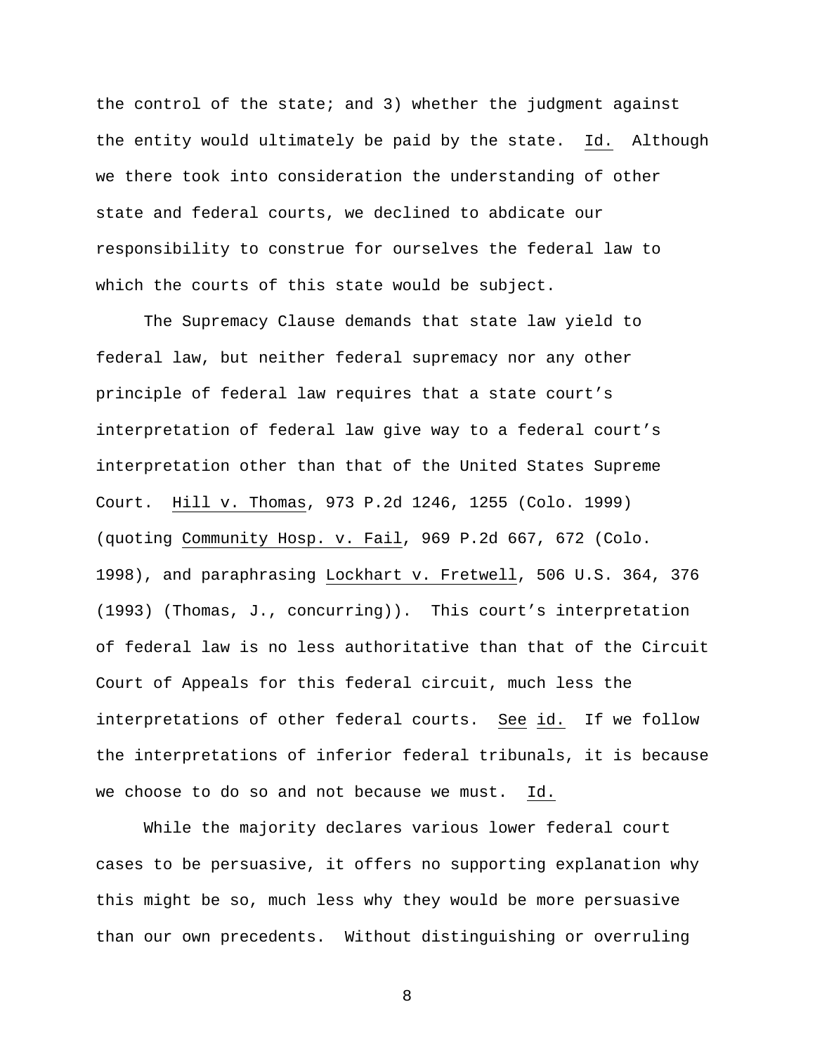the control of the state; and 3) whether the judgment against the entity would ultimately be paid by the state. Id. Although we there took into consideration the understanding of other state and federal courts, we declined to abdicate our responsibility to construe for ourselves the federal law to which the courts of this state would be subject.

The Supremacy Clause demands that state law yield to federal law, but neither federal supremacy nor any other principle of federal law requires that a state court's interpretation of federal law give way to a federal court's interpretation other than that of the United States Supreme Court. Hill v. Thomas, 973 P.2d 1246, 1255 (Colo. 1999) (quoting Community Hosp. v. Fail, 969 P.2d 667, 672 (Colo. 1998), and paraphrasing Lockhart v. Fretwell, 506 U.S. 364, 376 (1993) (Thomas, J., concurring)). This court's interpretation of federal law is no less authoritative than that of the Circuit Court of Appeals for this federal circuit, much less the interpretations of other federal courts. See id. If we follow the interpretations of inferior federal tribunals, it is because we choose to do so and not because we must. Id.

While the majority declares various lower federal court cases to be persuasive, it offers no supporting explanation why this might be so, much less why they would be more persuasive than our own precedents. Without distinguishing or overruling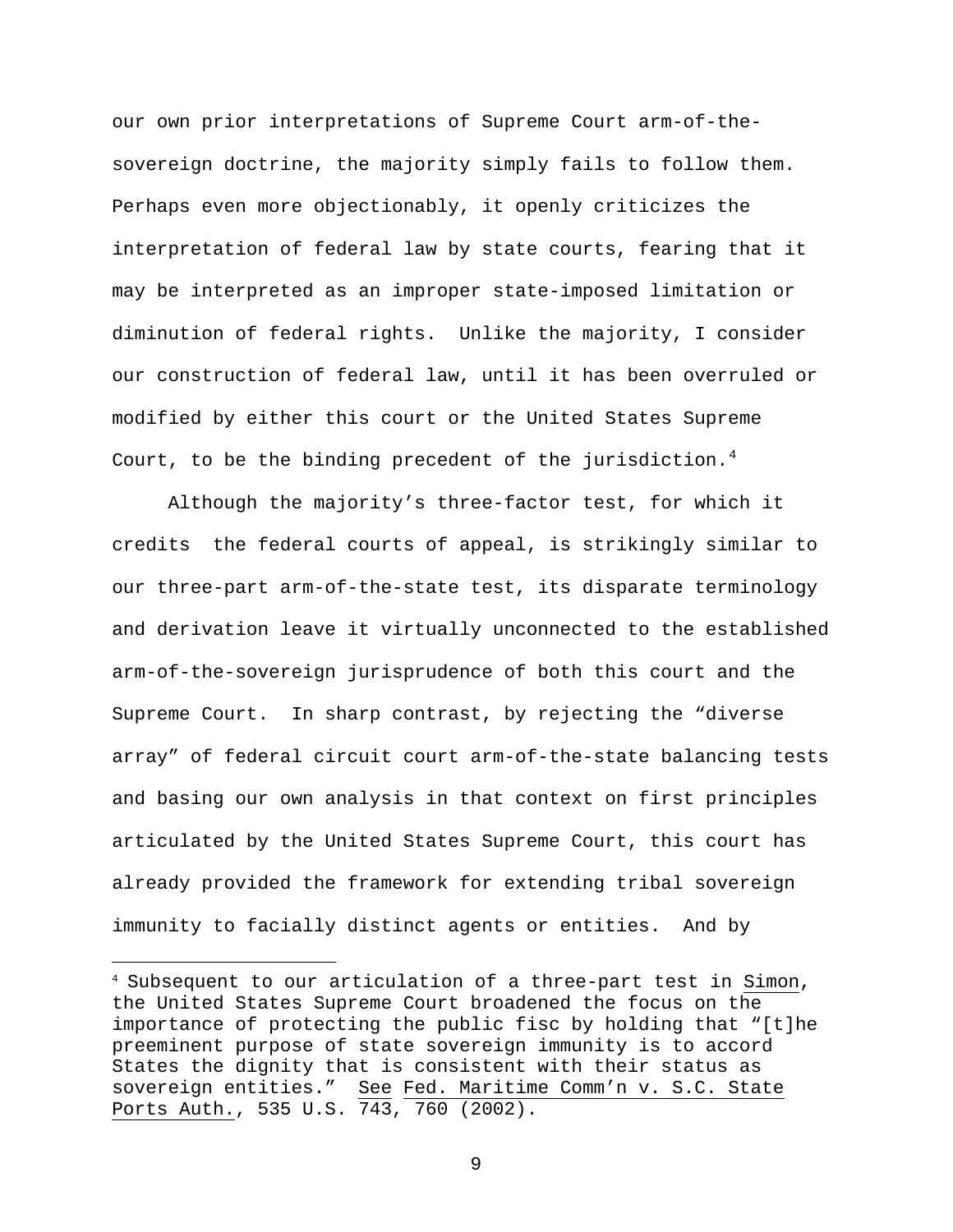our own prior interpretations of Supreme Court arm-of-the-sovereign doctrine, the majority simply fails to follow them. Perhaps even more objectionably, it openly criticizes the interpretation of federal law by state courts, fearing that it may be interpreted as an improper state-imposed limitation or diminution of federal rights. Unlike the majority, I consider our construction of federal law, until it has been overruled or modified by either this court or the United States Supreme Court, to be the binding precedent of the jurisdiction.[4]

Although the majority's three-factor test, for which it credits the federal courts of appeal, is strikingly similar to our three-part arm-of-the-state test, its disparate terminology and derivation leave it virtually unconnected to the established arm-of-the-sovereign jurisprudence of both this court and the Supreme Court. In sharp contrast, by rejecting the "diverse array" of federal circuit court arm-of-the-state balancing tests and basing our own analysis in that context on first principles articulated by the United States Supreme Court, this court has already provided the framework for extending tribal sovereign immunity to facially distinct agents or entities. And by

---

[4] Subsequent to our articulation of a three-part test in Simon, the United States Supreme Court broadened the focus on the importance of protecting the public fisc by holding that "[t]he preeminent purpose of state sovereign immunity is to accord States the dignity that is consistent with their status as sovereign entities." See Fed. Maritime Comm'n v. S.C. State Ports Auth., 535 U.S. 743, 760 (2002).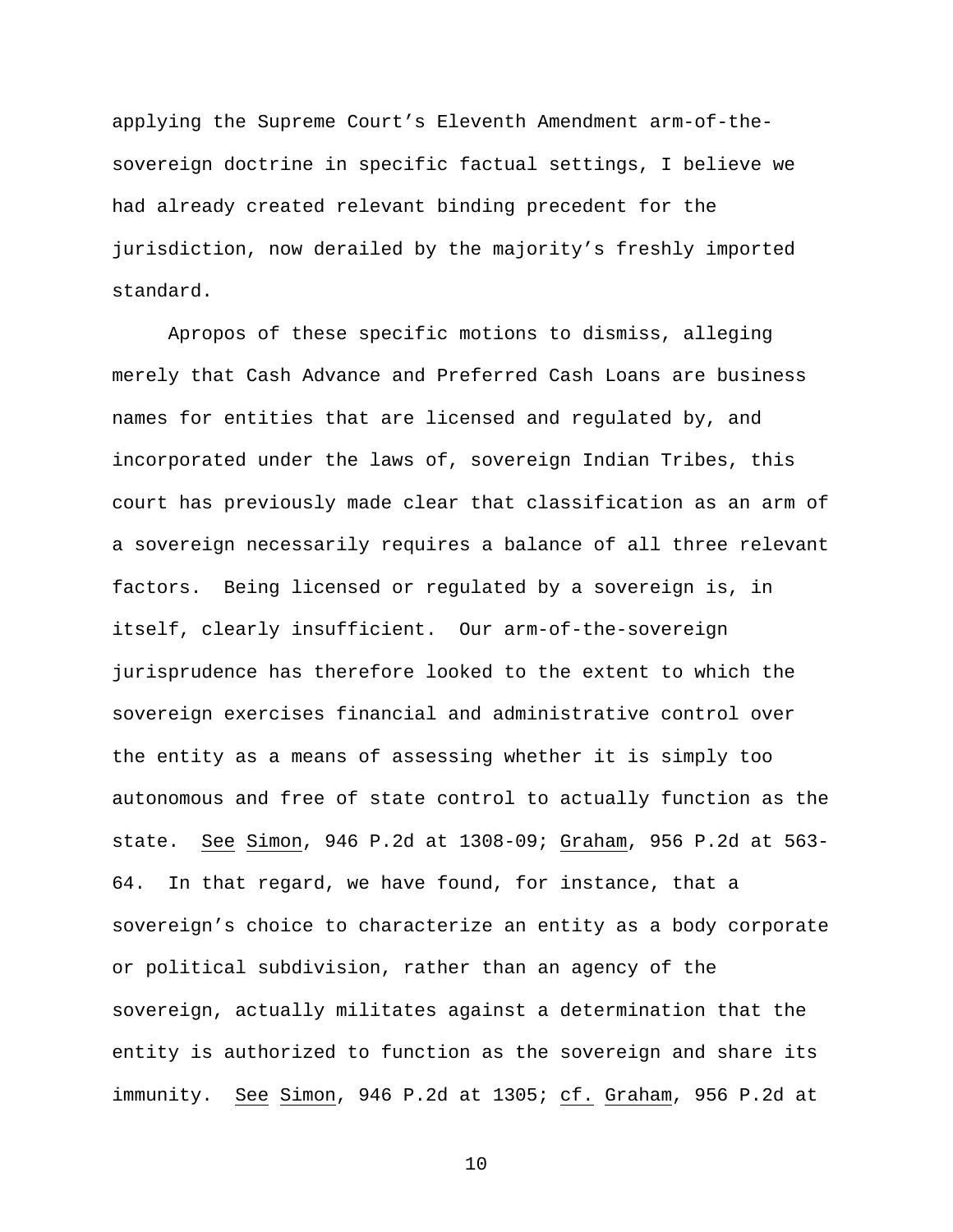applying the Supreme Court's Eleventh Amendment arm-of-the-sovereign doctrine in specific factual settings, I believe we had already created relevant binding precedent for the jurisdiction, now derailed by the majority's freshly imported standard.

Apropos of these specific motions to dismiss, alleging merely that Cash Advance and Preferred Cash Loans are business names for entities that are licensed and regulated by, and incorporated under the laws of, sovereign Indian Tribes, this court has previously made clear that classification as an arm of a sovereign necessarily requires a balance of all three relevant factors. Being licensed or regulated by a sovereign is, in itself, clearly insufficient. Our arm-of-the-sovereign jurisprudence has therefore looked to the extent to which the sovereign exercises financial and administrative control over the entity as a means of assessing whether it is simply too autonomous and free of state control to actually function as the state. See Simon, 946 P.2d at 1308-09; Graham, 956 P.2d at 563-64. In that regard, we have found, for instance, that a sovereign's choice to characterize an entity as a body corporate or political subdivision, rather than an agency of the sovereign, actually militates against a determination that the entity is authorized to function as the sovereign and share its immunity. See Simon, 946 P.2d at 1305; cf. Graham, 956 P.2d at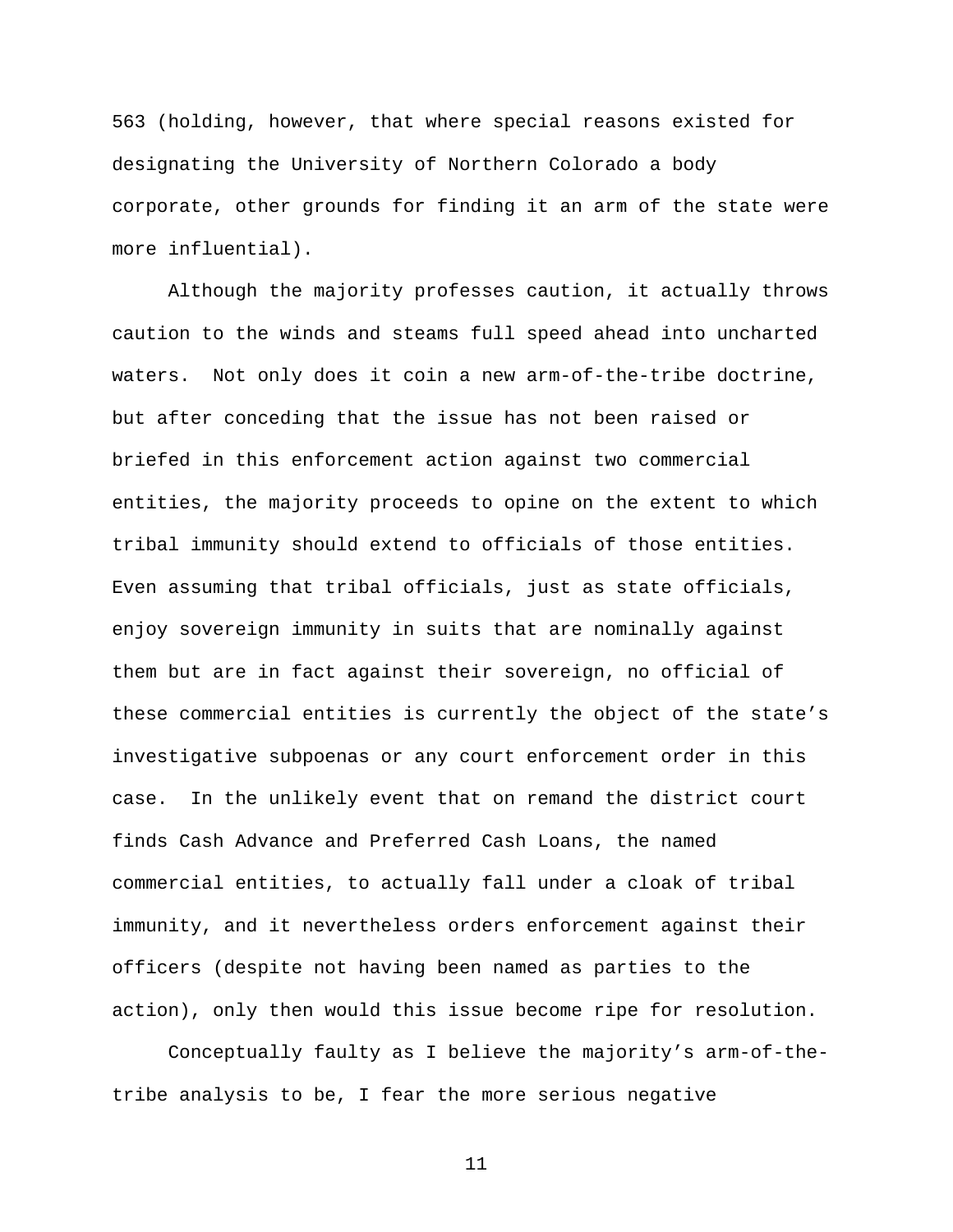563 (holding, however, that where special reasons existed for designating the University of Northern Colorado a body corporate, other grounds for finding it an arm of the state were more influential).

Although the majority professes caution, it actually throws caution to the winds and steams full speed ahead into uncharted waters. Not only does it coin a new arm-of-the-tribe doctrine, but after conceding that the issue has not been raised or briefed in this enforcement action against two commercial entities, the majority proceeds to opine on the extent to which tribal immunity should extend to officials of those entities. Even assuming that tribal officials, just as state officials, enjoy sovereign immunity in suits that are nominally against them but are in fact against their sovereign, no official of these commercial entities is currently the object of the state's investigative subpoenas or any court enforcement order in this case. In the unlikely event that on remand the district court finds Cash Advance and Preferred Cash Loans, the named commercial entities, to actually fall under a cloak of tribal immunity, and it nevertheless orders enforcement against their officers (despite not having been named as parties to the action), only then would this issue become ripe for resolution.

Conceptually faulty as I believe the majority's arm-of-the-tribe analysis to be, I fear the more serious negative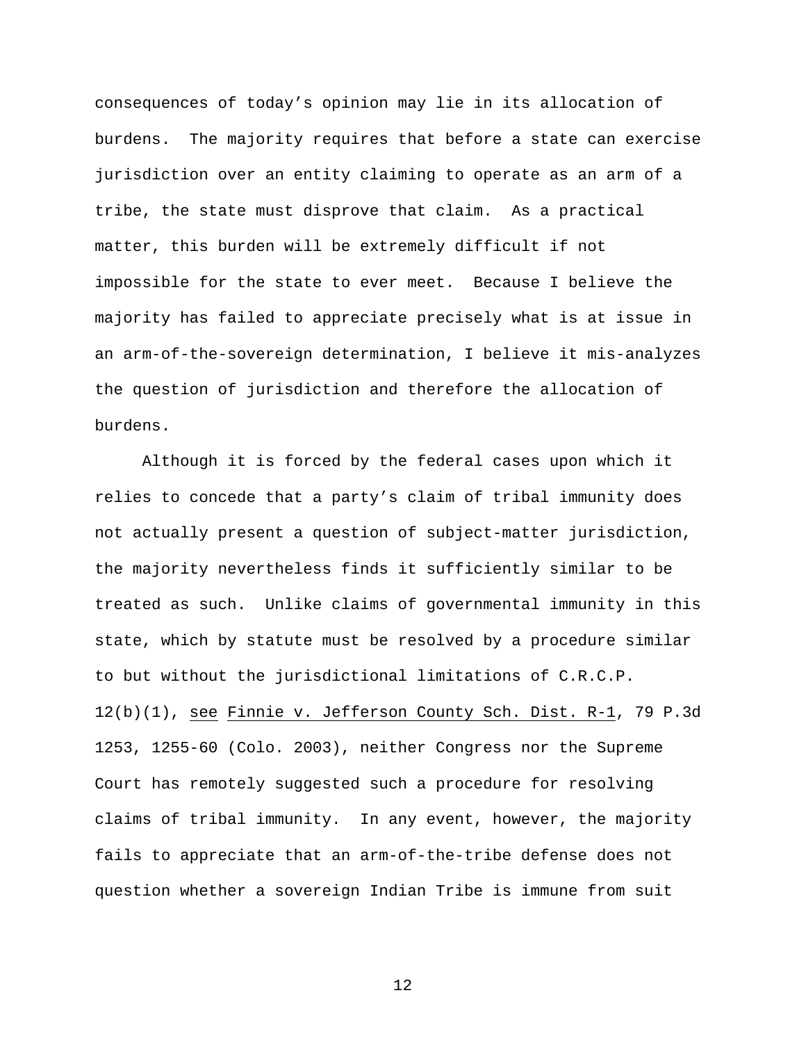consequences of today's opinion may lie in its allocation of burdens. The majority requires that before a state can exercise jurisdiction over an entity claiming to operate as an arm of a tribe, the state must disprove that claim. As a practical matter, this burden will be extremely difficult if not impossible for the state to ever meet. Because I believe the majority has failed to appreciate precisely what is at issue in an arm-of-the-sovereign determination, I believe it mis-analyzes the question of jurisdiction and therefore the allocation of burdens.

Although it is forced by the federal cases upon which it relies to concede that a party's claim of tribal immunity does not actually present a question of subject-matter jurisdiction, the majority nevertheless finds it sufficiently similar to be treated as such. Unlike claims of governmental immunity in this state, which by statute must be resolved by a procedure similar to but without the jurisdictional limitations of C.R.C.P. 12(b)(1), see Finnie v. Jefferson County Sch. Dist. R-1, 79 P.3d 1253, 1255-60 (Colo. 2003), neither Congress nor the Supreme Court has remotely suggested such a procedure for resolving claims of tribal immunity. In any event, however, the majority fails to appreciate that an arm-of-the-tribe defense does not question whether a sovereign Indian Tribe is immune from suit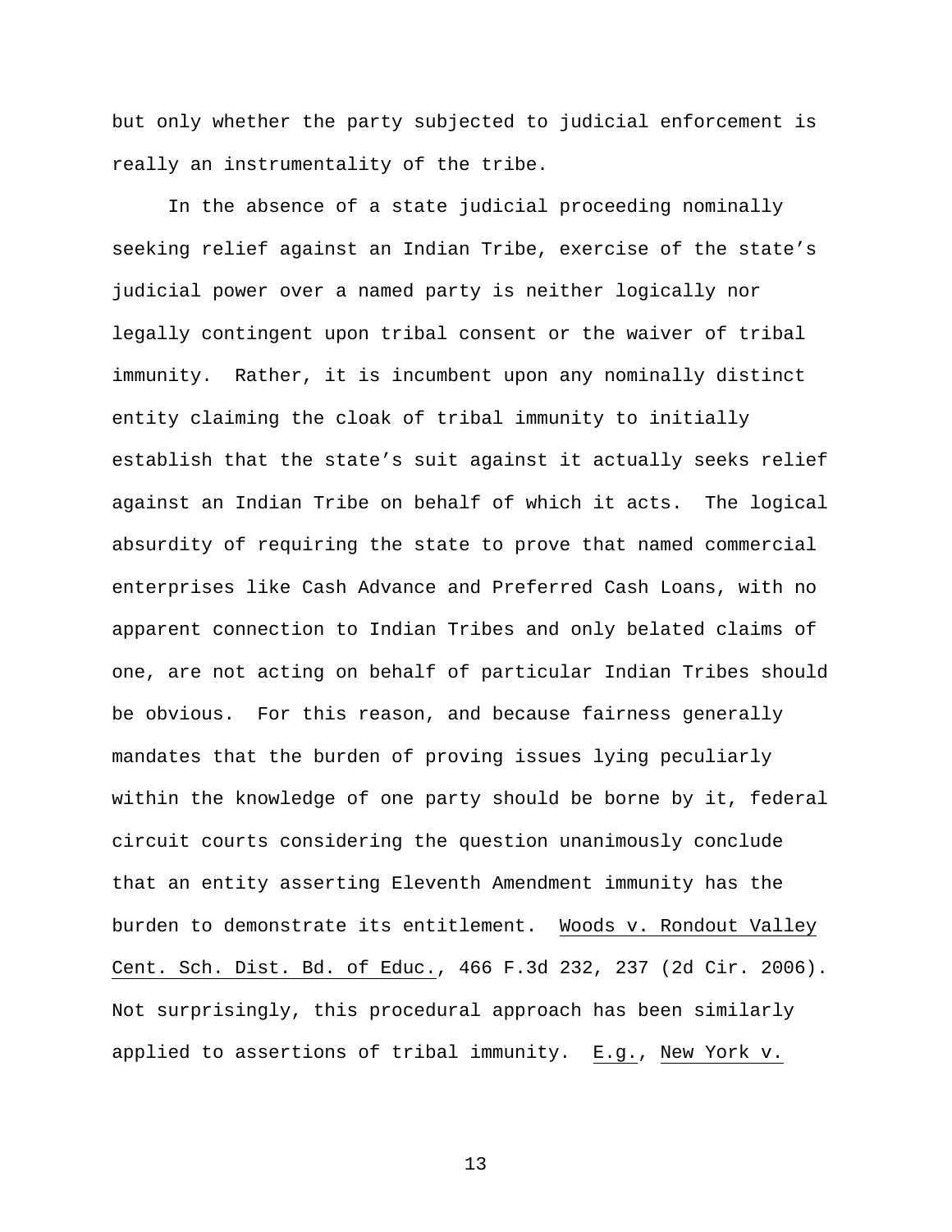but only whether the party subjected to judicial enforcement is really an instrumentality of the tribe.

In the absence of a state judicial proceeding nominally seeking relief against an Indian Tribe, exercise of the state's judicial power over a named party is neither logically nor legally contingent upon tribal consent or the waiver of tribal immunity. Rather, it is incumbent upon any nominally distinct entity claiming the cloak of tribal immunity to initially establish that the state's suit against it actually seeks relief against an Indian Tribe on behalf of which it acts. The logical absurdity of requiring the state to prove that named commercial enterprises like Cash Advance and Preferred Cash Loans, with no apparent connection to Indian Tribes and only belated claims of one, are not acting on behalf of particular Indian Tribes should be obvious. For this reason, and because fairness generally mandates that the burden of proving issues lying peculiarly within the knowledge of one party should be borne by it, federal circuit courts considering the question unanimously conclude that an entity asserting Eleventh Amendment immunity has the burden to demonstrate its entitlement. Woods v. Rondout Valley Cent. Sch. Dist. Bd. of Educ., 466 F.3d 232, 237 (2d Cir. 2006). Not surprisingly, this procedural approach has been similarly applied to assertions of tribal immunity. E.g., New York v.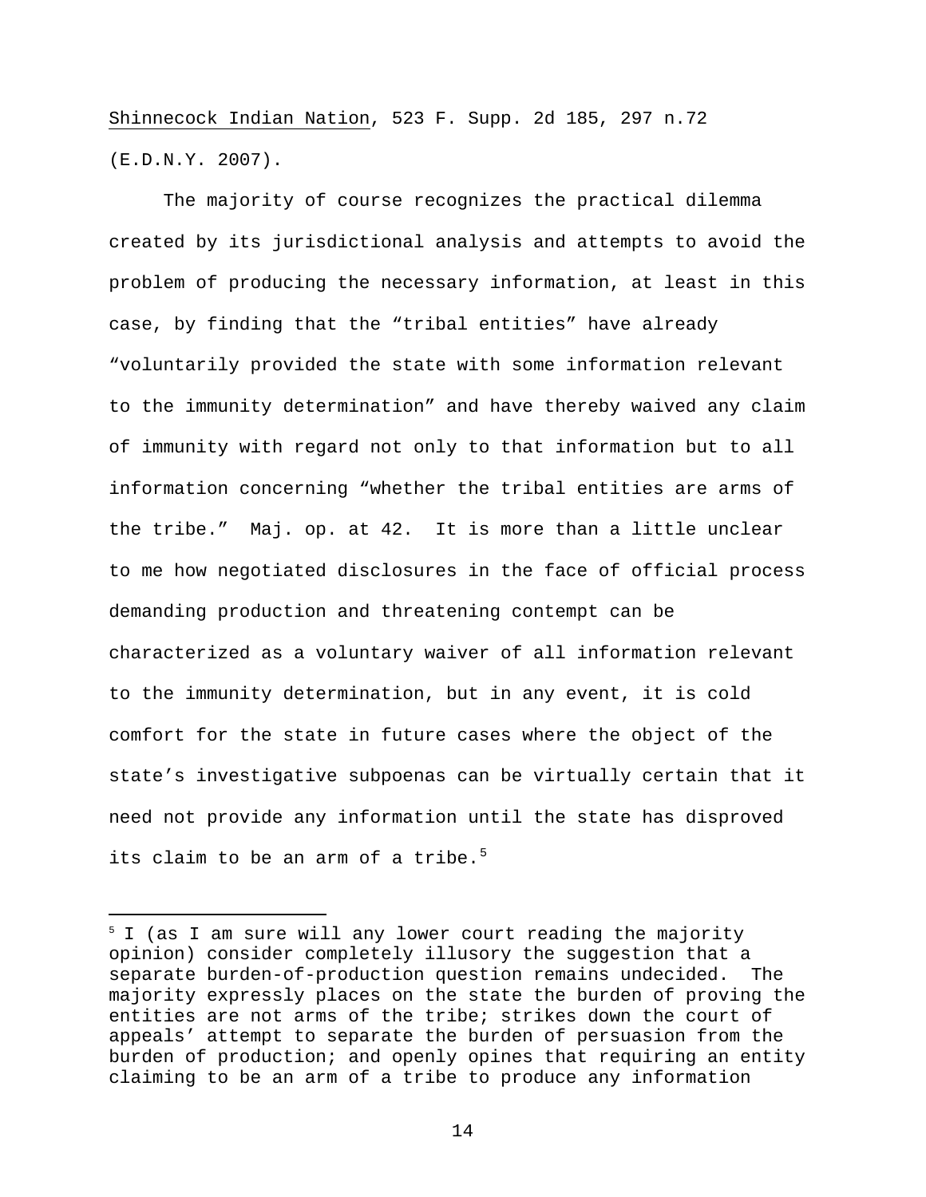Shinnecock Indian Nation, 523 F. Supp. 2d 185, 297 n.72 (E.D.N.Y. 2007).

The majority of course recognizes the practical dilemma created by its jurisdictional analysis and attempts to avoid the problem of producing the necessary information, at least in this case, by finding that the "tribal entities" have already "voluntarily provided the state with some information relevant to the immunity determination" and have thereby waived any claim of immunity with regard not only to that information but to all information concerning "whether the tribal entities are arms of the tribe." Maj. op. at 42. It is more than a little unclear to me how negotiated disclosures in the face of official process demanding production and threatening contempt can be characterized as a voluntary waiver of all information relevant to the immunity determination, but in any event, it is cold comfort for the state in future cases where the object of the state's investigative subpoenas can be virtually certain that it need not provide any information until the state has disproved its claim to be an arm of a tribe.[5]

---

[5] I (as I am sure will any lower court reading the majority opinion) consider completely illusory the suggestion that a separate burden-of-production question remains undecided. The majority expressly places on the state the burden of proving the entities are not arms of the tribe; strikes down the court of appeals' attempt to separate the burden of persuasion from the burden of production; and openly opines that requiring an entity claiming to be an arm of a tribe to produce any information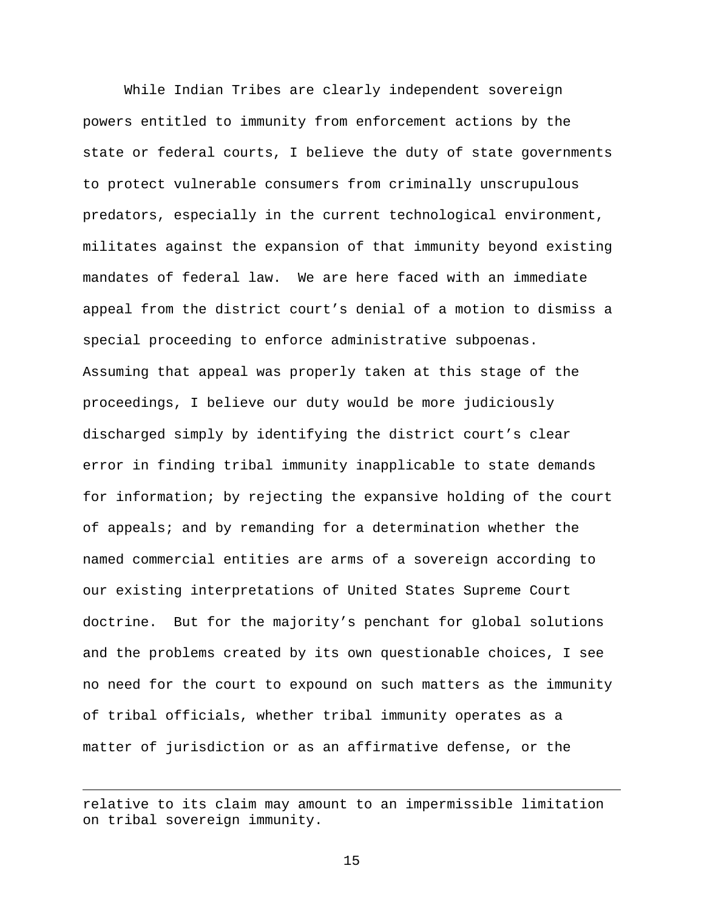While Indian Tribes are clearly independent sovereign powers entitled to immunity from enforcement actions by the state or federal courts, I believe the duty of state governments to protect vulnerable consumers from criminally unscrupulous predators, especially in the current technological environment, militates against the expansion of that immunity beyond existing mandates of federal law. We are here faced with an immediate appeal from the district court's denial of a motion to dismiss a special proceeding to enforce administrative subpoenas. Assuming that appeal was properly taken at this stage of the proceedings, I believe our duty would be more judiciously discharged simply by identifying the district court's clear error in finding tribal immunity inapplicable to state demands for information; by rejecting the expansive holding of the court of appeals; and by remanding for a determination whether the named commercial entities are arms of a sovereign according to our existing interpretations of United States Supreme Court doctrine. But for the majority's penchant for global solutions and the problems created by its own questionable choices, I see no need for the court to expound on such matters as the immunity of tribal officials, whether tribal immunity operates as a matter of jurisdiction or as an affirmative defense, or the

---

relative to its claim may amount to an impermissible limitation on tribal sovereign immunity.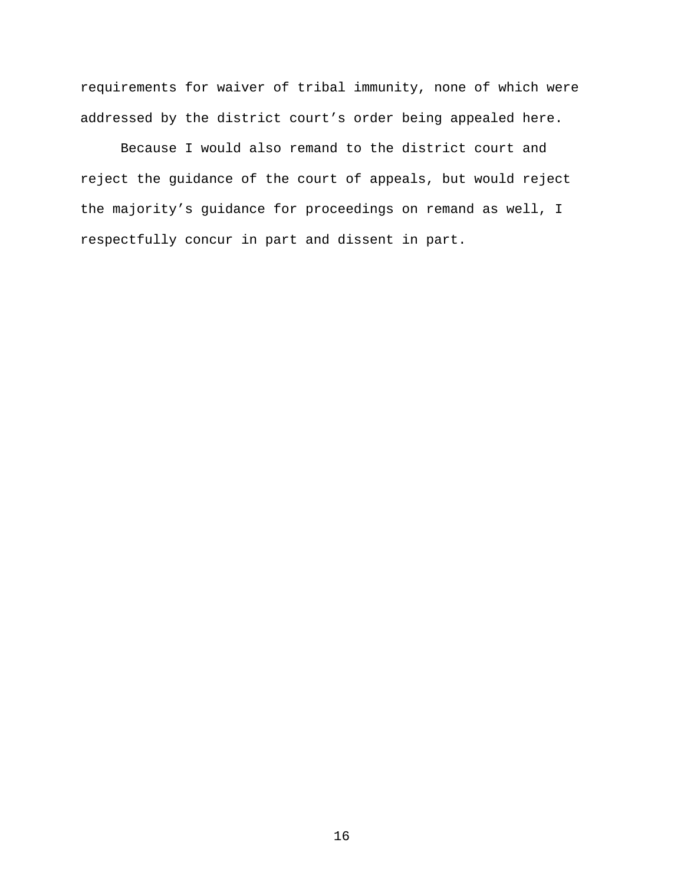requirements for waiver of tribal immunity, none of which were addressed by the district court's order being appealed here.

Because I would also remand to the district court and reject the guidance of the court of appeals, but would reject the majority's guidance for proceedings on remand as well, I respectfully concur in part and dissent in part.